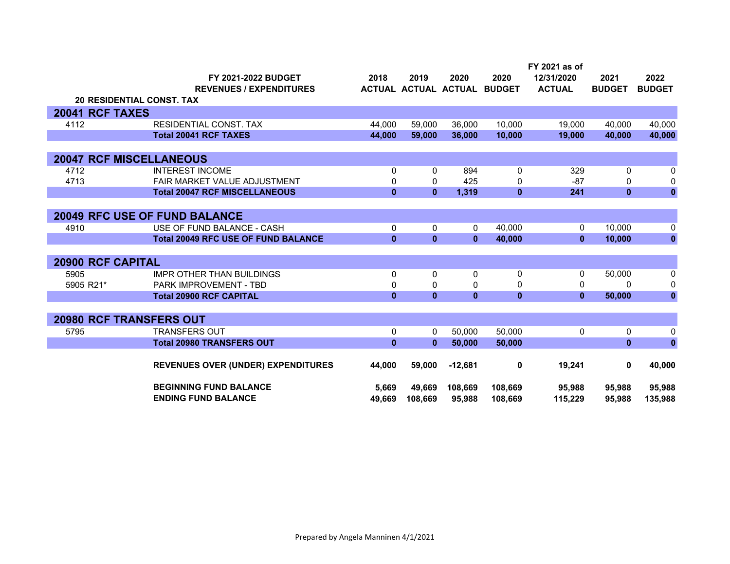| | FY 2021-2022 BUDGET<br>REVENUES / EXPENDITURES | 2018<br>ACTUAL | 2019<br>ACTUAL | 2020<br>ACTUAL | 2020<br>BUDGET | FY 2021 as of<br>12/31/2020<br>ACTUAL | 2021<br>BUDGET | 2022<br>BUDGET |
|---|---|---|---|---|---|---|---|---|
| **20 RESIDENTIAL CONST. TAX** | | | | | | | | |
| **20041 RCF TAXES** | | | | | | | | |
| 4112 | RESIDENTIAL CONST. TAX | 44,000 | 59,000 | 36,000 | 10,000 | 19,000 | 40,000 | 40,000 |
| | **Total 20041 RCF TAXES** | **44,000** | **59,000** | **36,000** | **10,000** | **19,000** | **40,000** | **40,000** |
| **20047 RCF MISCELLANEOUS** | | | | | | | | |
| 4712 | INTEREST INCOME | 0 | 0 | 894 | 0 | 329 | 0 | 0 |
| 4713 | FAIR MARKET VALUE ADJUSTMENT | 0 | 0 | 425 | 0 | -87 | 0 | 0 |
| | **Total 20047 RCF MISCELLANEOUS** | **0** | **0** | **1,319** | **0** | **241** | **0** | **0** |
| **20049 RFC USE OF FUND BALANCE** | | | | | | | | |
| 4910 | USE OF FUND BALANCE - CASH | 0 | 0 | 0 | 40,000 | 0 | 10,000 | 0 |
| | **Total 20049 RFC USE OF FUND BALANCE** | **0** | **0** | **0** | **40,000** | **0** | **10,000** | **0** |
| **20900 RCF CAPITAL** | | | | | | | | |
| 5905 | IMPR OTHER THAN BUILDINGS | 0 | 0 | 0 | 0 | 0 | 50,000 | 0 |
| 5905 R21* | PARK IMPROVEMENT - TBD | 0 | 0 | 0 | 0 | 0 | 0 | 0 |
| | **Total 20900 RCF CAPITAL** | **0** | **0** | **0** | **0** | **0** | **50,000** | **0** |
| **20980 RCF TRANSFERS OUT** | | | | | | | | |
| 5795 | TRANSFERS OUT | 0 | 0 | 50,000 | 50,000 | 0 | 0 | 0 |
| | **Total 20980 TRANSFERS OUT** | **0** | **0** | **50,000** | **50,000** | | **0** | **0** |
| | **REVENUES OVER (UNDER) EXPENDITURES** | **44,000** | **59,000** | **-12,681** | **0** | **19,241** | **0** | **40,000** |
| | **BEGINNING FUND BALANCE** | **5,669** | **49,669** | **108,669** | **108,669** | **95,988** | **95,988** | **95,988** |
| | **ENDING FUND BALANCE** | **49,669** | **108,669** | **95,988** | **108,669** | **115,229** | **95,988** | **135,988** |

Prepared by Angela Manninen 4/1/2021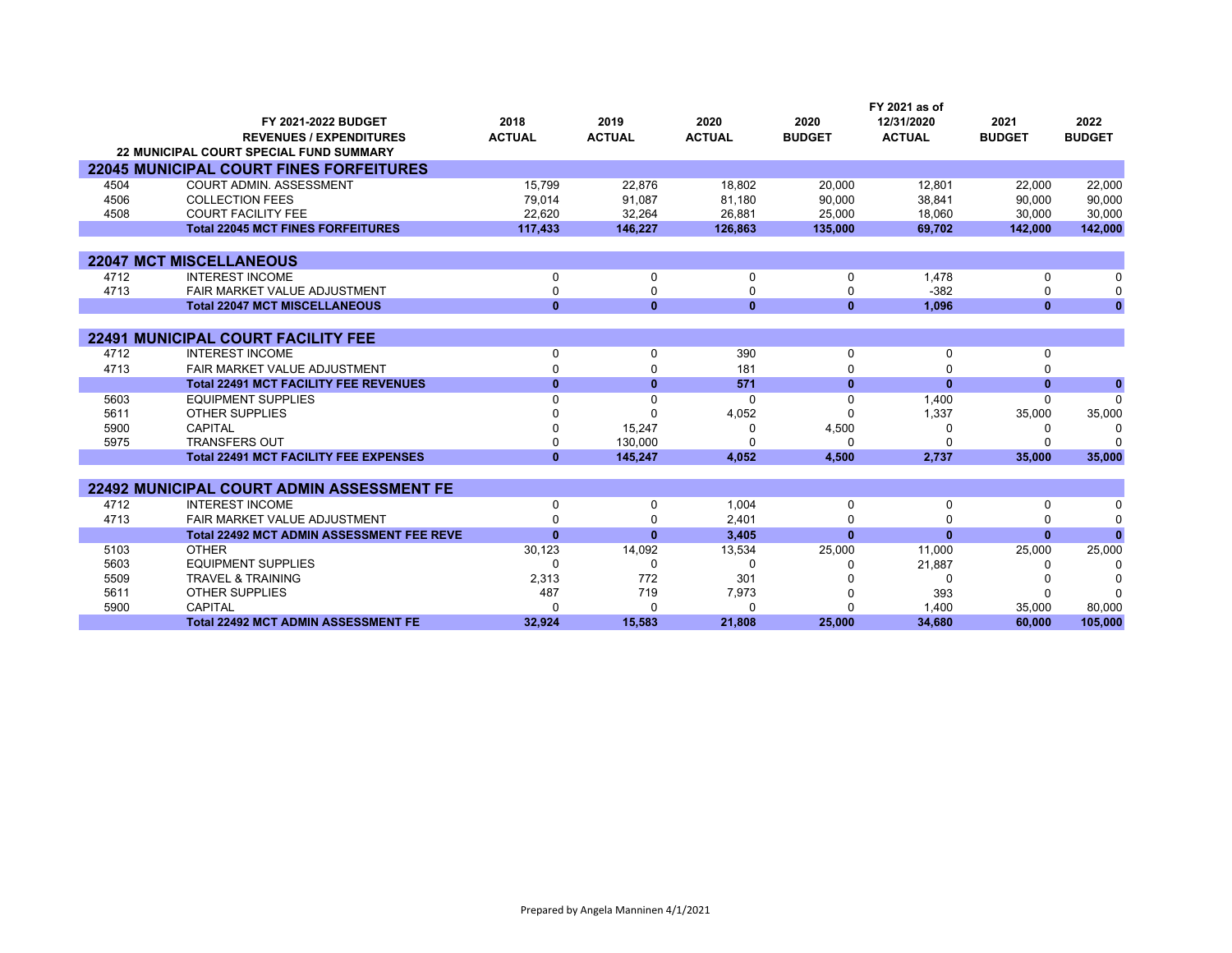| | FY 2021-2022 BUDGET<br>REVENUES / EXPENDITURES<br>22 MUNICIPAL COURT SPECIAL FUND SUMMARY | 2018<br>ACTUAL | 2019<br>ACTUAL | 2020<br>ACTUAL | 2020<br>BUDGET | FY 2021 as of<br>12/31/2020<br>ACTUAL | 2021<br>BUDGET | 2022<br>BUDGET |
|---|---|---|---|---|---|---|---|---|
| **22045 MUNICIPAL COURT FINES FORFEITURES** | | | | | | | | |
| 4504 | COURT ADMIN. ASSESSMENT | 15,799 | 22,876 | 18,802 | 20,000 | 12,801 | 22,000 | 22,000 |
| 4506 | COLLECTION FEES | 79,014 | 91,087 | 81,180 | 90,000 | 38,841 | 90,000 | 90,000 |
| 4508 | COURT FACILITY FEE | 22,620 | 32,264 | 26,881 | 25,000 | 18,060 | 30,000 | 30,000 |
| | **Total 22045 MCT FINES FORFEITURES** | **117,433** | **146,227** | **126,863** | **135,000** | **69,702** | **142,000** | **142,000** |
| **22047 MCT MISCELLANEOUS** | | | | | | | | |
| 4712 | INTEREST INCOME | 0 | 0 | 0 | 0 | 1,478 | 0 | 0 |
| 4713 | FAIR MARKET VALUE ADJUSTMENT | 0 | 0 | 0 | 0 | -382 | 0 | 0 |
| | **Total 22047 MCT MISCELLANEOUS** | **0** | **0** | **0** | **0** | **1,096** | **0** | **0** |
| **22491 MUNICIPAL COURT FACILITY FEE** | | | | | | | | |
| 4712 | INTEREST INCOME | 0 | 0 | 390 | 0 | 0 | 0 | |
| 4713 | FAIR MARKET VALUE ADJUSTMENT | 0 | 0 | 181 | 0 | 0 | 0 | |
| | **Total 22491 MCT FACILITY FEE REVENUES** | **0** | **0** | **571** | **0** | **0** | **0** | **0** |
| 5603 | EQUIPMENT SUPPLIES | 0 | 0 | 0 | 0 | 1,400 | 0 | 0 |
| 5611 | OTHER SUPPLIES | 0 | 0 | 4,052 | 0 | 1,337 | 35,000 | 35,000 |
| 5900 | CAPITAL | 0 | 15,247 | 0 | 4,500 | 0 | 0 | 0 |
| 5975 | TRANSFERS OUT | 0 | 130,000 | 0 | 0 | 0 | 0 | 0 |
| | **Total 22491 MCT FACILITY FEE EXPENSES** | **0** | **145,247** | **4,052** | **4,500** | **2,737** | **35,000** | **35,000** |
| **22492 MUNICIPAL COURT ADMIN ASSESSMENT FE** | | | | | | | | |
| 4712 | INTEREST INCOME | 0 | 0 | 1,004 | 0 | 0 | 0 | 0 |
| 4713 | FAIR MARKET VALUE ADJUSTMENT | 0 | 0 | 2,401 | 0 | 0 | 0 | 0 |
| | **Total 22492 MCT ADMIN ASSESSMENT FEE REVE** | **0** | **0** | **3,405** | **0** | **0** | **0** | **0** |
| 5103 | OTHER | 30,123 | 14,092 | 13,534 | 25,000 | 11,000 | 25,000 | 25,000 |
| 5603 | EQUIPMENT SUPPLIES | 0 | 0 | 0 | 0 | 21,887 | 0 | 0 |
| 5509 | TRAVEL & TRAINING | 2,313 | 772 | 301 | 0 | 0 | 0 | 0 |
| 5611 | OTHER SUPPLIES | 487 | 719 | 7,973 | 0 | 393 | 0 | 0 |
| 5900 | CAPITAL | 0 | 0 | 0 | 0 | 1,400 | 35,000 | 80,000 |
| | **Total 22492 MCT ADMIN ASSESSMENT FE** | **32,924** | **15,583** | **21,808** | **25,000** | **34,680** | **60,000** | **105,000** |

Prepared by Angela Manninen 4/1/2021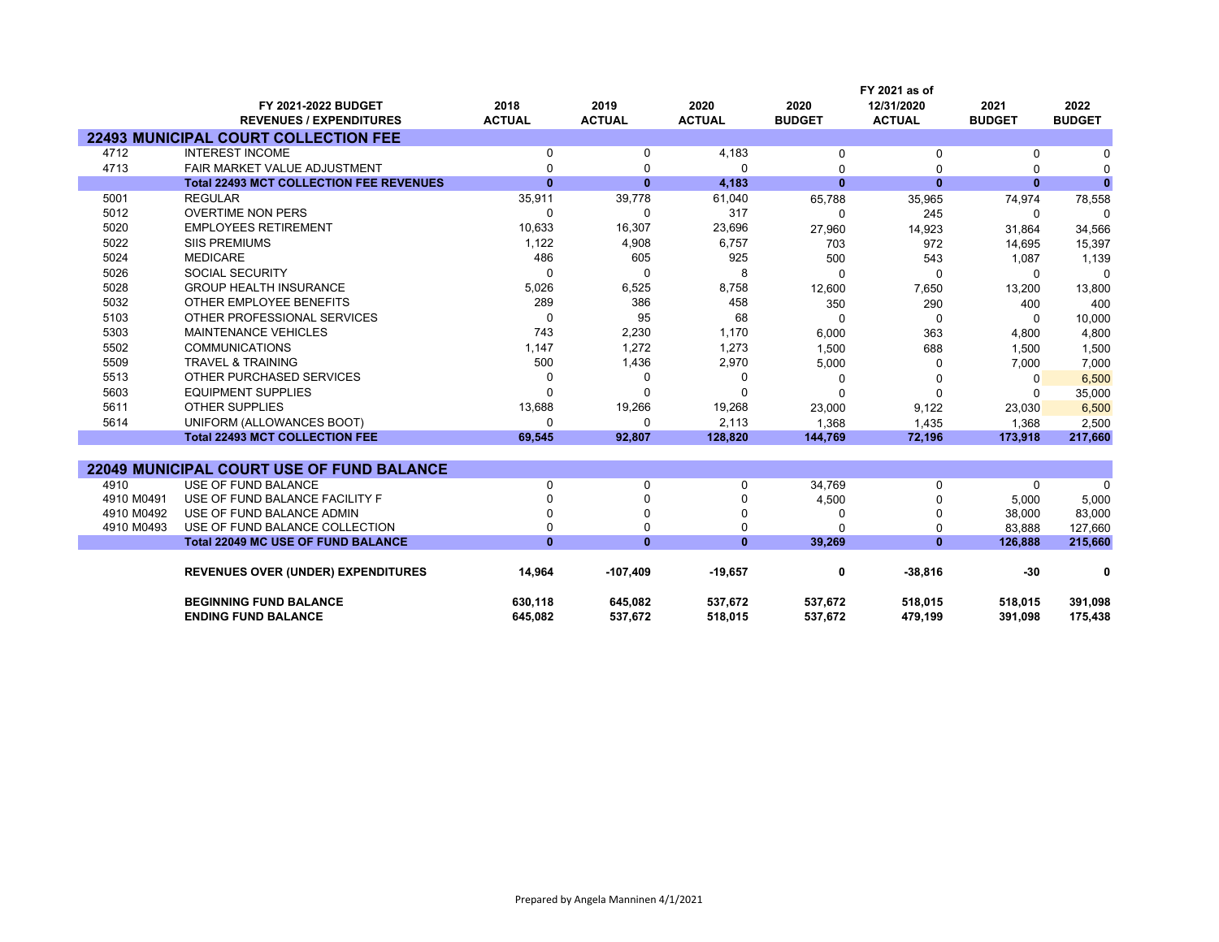| | FY 2021-2022 BUDGET REVENUES / EXPENDITURES | 2018 ACTUAL | 2019 ACTUAL | 2020 ACTUAL | 2020 BUDGET | FY 2021 as of 12/31/2020 ACTUAL | 2021 BUDGET | 2022 BUDGET |
|---|---|---|---|---|---|---|---|---|
| **22493 MUNICIPAL COURT COLLECTION FEE** | | | | | | | | |
| 4712 | INTEREST INCOME | 0 | 0 | 4,183 | 0 | 0 | 0 | 0 |
| 4713 | FAIR MARKET VALUE ADJUSTMENT | 0 | 0 | 0 | 0 | 0 | 0 | 0 |
| | **Total 22493 MCT COLLECTION FEE REVENUES** | **0** | **0** | **4,183** | **0** | **0** | **0** | **0** |
| 5001 | REGULAR | 35,911 | 39,778 | 61,040 | 65,788 | 35,965 | 74,974 | 78,558 |
| 5012 | OVERTIME NON PERS | 0 | 0 | 317 | 0 | 245 | 0 | 0 |
| 5020 | EMPLOYEES RETIREMENT | 10,633 | 16,307 | 23,696 | 27,960 | 14,923 | 31,864 | 34,566 |
| 5022 | SIIS PREMIUMS | 1,122 | 4,908 | 6,757 | 703 | 972 | 14,695 | 15,397 |
| 5024 | MEDICARE | 486 | 605 | 925 | 500 | 543 | 1,087 | 1,139 |
| 5026 | SOCIAL SECURITY | 0 | 0 | 8 | 0 | 0 | 0 | 0 |
| 5028 | GROUP HEALTH INSURANCE | 5,026 | 6,525 | 8,758 | 12,600 | 7,650 | 13,200 | 13,800 |
| 5032 | OTHER EMPLOYEE BENEFITS | 289 | 386 | 458 | 350 | 290 | 400 | 400 |
| 5103 | OTHER PROFESSIONAL SERVICES | 0 | 95 | 68 | 0 | 0 | 0 | 10,000 |
| 5303 | MAINTENANCE VEHICLES | 743 | 2,230 | 1,170 | 6,000 | 363 | 4,800 | 4,800 |
| 5502 | COMMUNICATIONS | 1,147 | 1,272 | 1,273 | 1,500 | 688 | 1,500 | 1,500 |
| 5509 | TRAVEL & TRAINING | 500 | 1,436 | 2,970 | 5,000 | 0 | 7,000 | 7,000 |
| 5513 | OTHER PURCHASED SERVICES | 0 | 0 | 0 | 0 | 0 | 0 | 6,500 |
| 5603 | EQUIPMENT SUPPLIES | 0 | 0 | 0 | 0 | 0 | 0 | 35,000 |
| 5611 | OTHER SUPPLIES | 13,688 | 19,266 | 19,268 | 23,000 | 9,122 | 23,030 | 6,500 |
| 5614 | UNIFORM (ALLOWANCES BOOT) | 0 | 0 | 2,113 | 1,368 | 1,435 | 1,368 | 2,500 |
| | **Total 22493 MCT COLLECTION FEE** | **69,545** | **92,807** | **128,820** | **144,769** | **72,196** | **173,918** | **217,660** |
| **22049 MUNICIPAL COURT USE OF FUND BALANCE** | | | | | | | | |
| 4910 | USE OF FUND BALANCE | 0 | 0 | 0 | 34,769 | 0 | 0 | 0 |
| 4910 M0491 | USE OF FUND BALANCE FACILITY F | 0 | 0 | 0 | 4,500 | 0 | 5,000 | 5,000 |
| 4910 M0492 | USE OF FUND BALANCE ADMIN | 0 | 0 | 0 | 0 | 0 | 38,000 | 83,000 |
| 4910 M0493 | USE OF FUND BALANCE COLLECTION | 0 | 0 | 0 | 0 | 0 | 83,888 | 127,660 |
| | **Total 22049 MC USE OF FUND BALANCE** | **0** | **0** | **0** | **39,269** | **0** | **126,888** | **215,660** |
| | **REVENUES OVER (UNDER) EXPENDITURES** | **14,964** | **-107,409** | **-19,657** | **0** | **-38,816** | **-30** | **0** |
| | **BEGINNING FUND BALANCE** | **630,118** | **645,082** | **537,672** | **537,672** | **518,015** | **518,015** | **391,098** |
| | **ENDING FUND BALANCE** | **645,082** | **537,672** | **518,015** | **537,672** | **479,199** | **391,098** | **175,438** |

Prepared by Angela Manninen 4/1/2021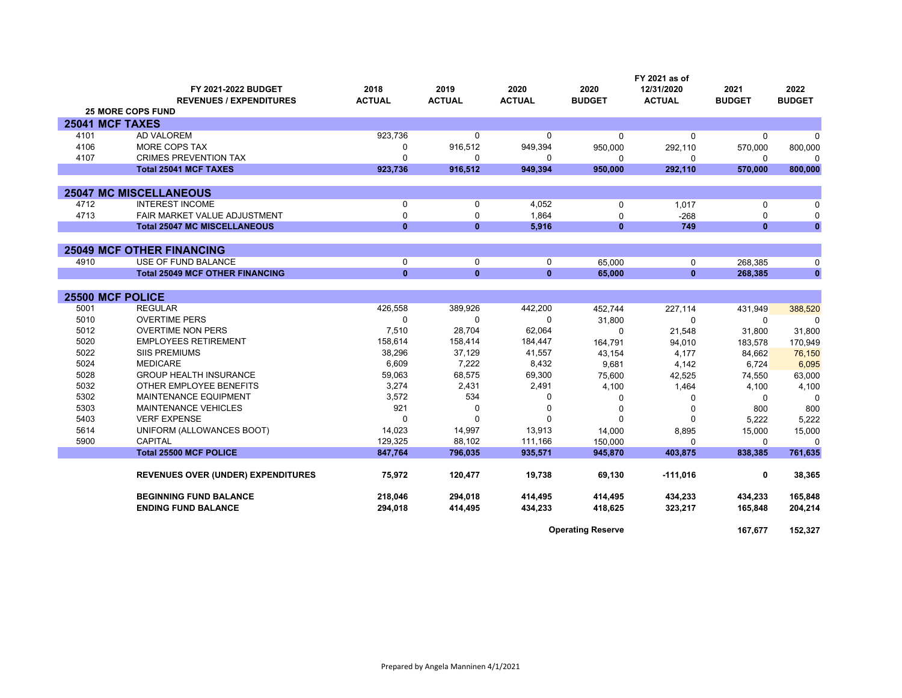| | FY 2021-2022 BUDGET REVENUES / EXPENDITURES | 2018 ACTUAL | 2019 ACTUAL | 2020 ACTUAL | 2020 BUDGET | FY 2021 as of 12/31/2020 ACTUAL | 2021 BUDGET | 2022 BUDGET |
|---|---|---|---|---|---|---|---|---|
| | **25 MORE COPS FUND** | | | | | | | |
| **25041 MCF TAXES** | | | | | | | | |
| 4101 | AD VALOREM | 923,736 | 0 | 0 | 0 | 0 | 0 | 0 |
| 4106 | MORE COPS TAX | 0 | 916,512 | 949,394 | 950,000 | 292,110 | 570,000 | 800,000 |
| 4107 | CRIMES PREVENTION TAX | 0 | 0 | 0 | 0 | 0 | 0 | 0 |
| | **Total 25041 MCF TAXES** | **923,736** | **916,512** | **949,394** | **950,000** | **292,110** | **570,000** | **800,000** |
| **25047 MC MISCELLANEOUS** | | | | | | | | |
| 4712 | INTEREST INCOME | 0 | 0 | 4,052 | 0 | 1,017 | 0 | 0 |
| 4713 | FAIR MARKET VALUE ADJUSTMENT | 0 | 0 | 1,864 | 0 | -268 | 0 | 0 |
| | **Total 25047 MC MISCELLANEOUS** | **0** | **0** | **5,916** | **0** | **749** | **0** | **0** |
| **25049 MCF OTHER FINANCING** | | | | | | | | |
| 4910 | USE OF FUND BALANCE | 0 | 0 | 0 | 65,000 | 0 | 268,385 | 0 |
| | **Total 25049 MCF OTHER FINANCING** | **0** | **0** | **0** | **65,000** | **0** | **268,385** | **0** |
| **25500 MCF POLICE** | | | | | | | | |
| 5001 | REGULAR | 426,558 | 389,926 | 442,200 | 452,744 | 227,114 | 431,949 | 388,520 |
| 5010 | OVERTIME PERS | 0 | 0 | 0 | 31,800 | 0 | 0 | 0 |
| 5012 | OVERTIME NON PERS | 7,510 | 28,704 | 62,064 | 0 | 21,548 | 31,800 | 31,800 |
| 5020 | EMPLOYEES RETIREMENT | 158,614 | 158,414 | 184,447 | 164,791 | 94,010 | 183,578 | 170,949 |
| 5022 | SIIS PREMIUMS | 38,296 | 37,129 | 41,557 | 43,154 | 4,177 | 84,662 | 76,150 |
| 5024 | MEDICARE | 6,609 | 7,222 | 8,432 | 9,681 | 4,142 | 6,724 | 6,095 |
| 5028 | GROUP HEALTH INSURANCE | 59,063 | 68,575 | 69,300 | 75,600 | 42,525 | 74,550 | 63,000 |
| 5032 | OTHER EMPLOYEE BENEFITS | 3,274 | 2,431 | 2,491 | 4,100 | 1,464 | 4,100 | 4,100 |
| 5302 | MAINTENANCE EQUIPMENT | 3,572 | 534 | 0 | 0 | 0 | 0 | 0 |
| 5303 | MAINTENANCE VEHICLES | 921 | 0 | 0 | 0 | 0 | 800 | 800 |
| 5403 | VERF EXPENSE | 0 | 0 | 0 | 0 | 0 | 5,222 | 5,222 |
| 5614 | UNIFORM (ALLOWANCES BOOT) | 14,023 | 14,997 | 13,913 | 14,000 | 8,895 | 15,000 | 15,000 |
| 5900 | CAPITAL | 129,325 | 88,102 | 111,166 | 150,000 | 0 | 0 | 0 |
| | **Total 25500 MCF POLICE** | **847,764** | **796,035** | **935,571** | **945,870** | **403,875** | **838,385** | **761,635** |
| | **REVENUES OVER (UNDER) EXPENDITURES** | **75,972** | **120,477** | **19,738** | **69,130** | **-111,016** | **0** | **38,365** |
| | **BEGINNING FUND BALANCE** | **218,046** | **294,018** | **414,495** | **414,495** | **434,233** | **434,233** | **165,848** |
| | **ENDING FUND BALANCE** | **294,018** | **414,495** | **434,233** | **418,625** | **323,217** | **165,848** | **204,214** |
| | | | | | **Operating Reserve** | | **167,677** | **152,327** |

Prepared by Angela Manninen 4/1/2021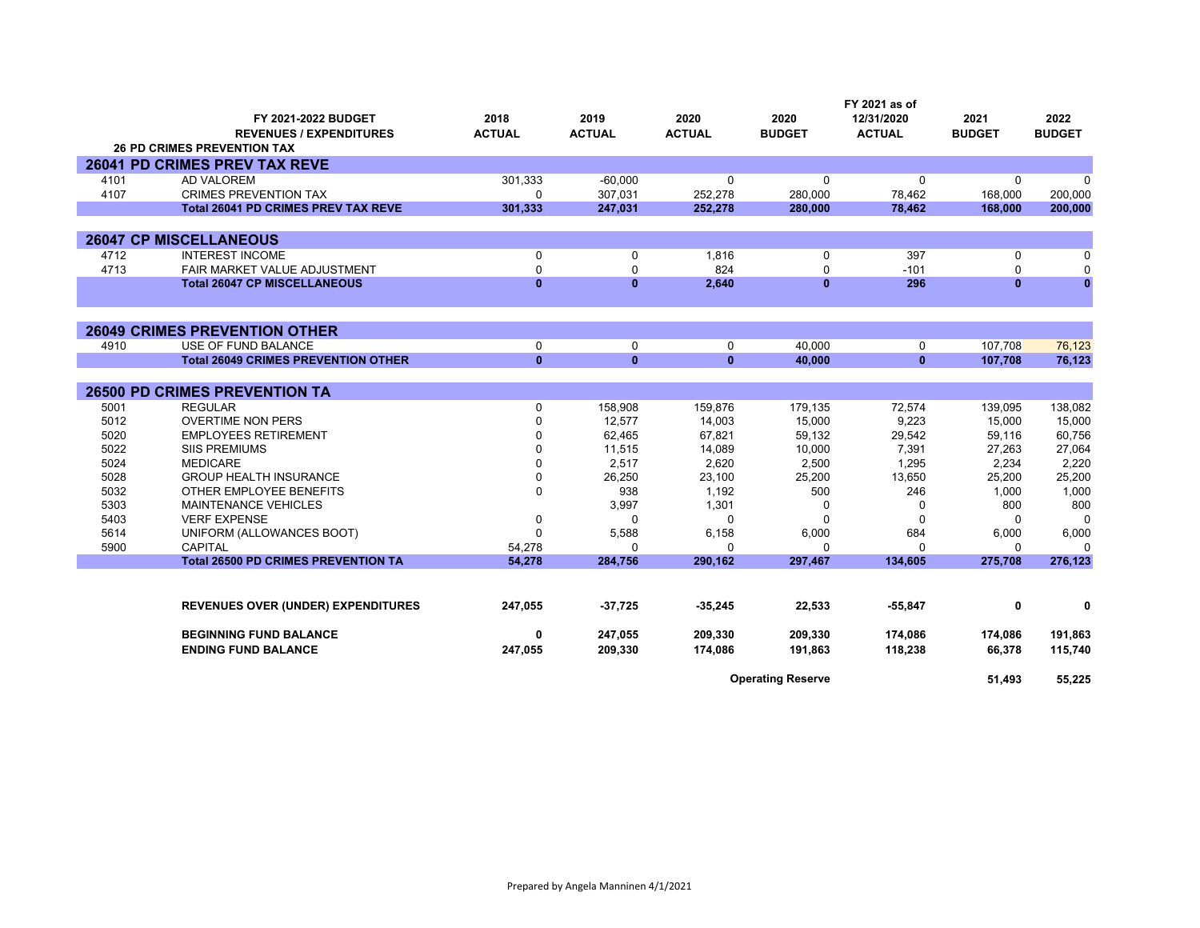| | FY 2021-2022 BUDGET<br>REVENUES / EXPENDITURES | 2018<br>ACTUAL | 2019<br>ACTUAL | 2020<br>ACTUAL | 2020<br>BUDGET | FY 2021 as of<br>12/31/2020<br>ACTUAL | 2021<br>BUDGET | 2022<br>BUDGET |
|---|---|---|---|---|---|---|---|---|
| | **26 PD CRIMES PREVENTION TAX** | | | | | | | |
| **26041 PD CRIMES PREV TAX REVE** | | | | | | | | |
| 4101 | AD VALOREM | 301,333 | -60,000 | 0 | 0 | 0 | 0 | 0 |
| 4107 | CRIMES PREVENTION TAX | 0 | 307,031 | 252,278 | 280,000 | 78,462 | 168,000 | 200,000 |
| | **Total 26041 PD CRIMES PREV TAX REVE** | **301,333** | **247,031** | **252,278** | **280,000** | **78,462** | **168,000** | **200,000** |
| **26047 CP MISCELLANEOUS** | | | | | | | | |
| 4712 | INTEREST INCOME | 0 | 0 | 1,816 | 0 | 397 | 0 | 0 |
| 4713 | FAIR MARKET VALUE ADJUSTMENT | 0 | 0 | 824 | 0 | -101 | 0 | 0 |
| | **Total 26047 CP MISCELLANEOUS** | **0** | **0** | **2,640** | **0** | **296** | **0** | **0** |
| **26049 CRIMES PREVENTION OTHER** | | | | | | | | |
| 4910 | USE OF FUND BALANCE | 0 | 0 | 0 | 40,000 | 0 | 107,708 | 76,123 |
| | **Total 26049 CRIMES PREVENTION OTHER** | **0** | **0** | **0** | **40,000** | **0** | **107,708** | **76,123** |
| **26500 PD CRIMES PREVENTION TA** | | | | | | | | |
| 5001 | REGULAR | 0 | 158,908 | 159,876 | 179,135 | 72,574 | 139,095 | 138,082 |
| 5012 | OVERTIME NON PERS | 0 | 12,577 | 14,003 | 15,000 | 9,223 | 15,000 | 15,000 |
| 5020 | EMPLOYEES RETIREMENT | 0 | 62,465 | 67,821 | 59,132 | 29,542 | 59,116 | 60,756 |
| 5022 | SIIS PREMIUMS | 0 | 11,515 | 14,089 | 10,000 | 7,391 | 27,263 | 27,064 |
| 5024 | MEDICARE | 0 | 2,517 | 2,620 | 2,500 | 1,295 | 2,234 | 2,220 |
| 5028 | GROUP HEALTH INSURANCE | 0 | 26,250 | 23,100 | 25,200 | 13,650 | 25,200 | 25,200 |
| 5032 | OTHER EMPLOYEE BENEFITS | 0 | 938 | 1,192 | 500 | 246 | 1,000 | 1,000 |
| 5303 | MAINTENANCE VEHICLES | | 3,997 | 1,301 | 0 | 0 | 800 | 800 |
| 5403 | VERF EXPENSE | 0 | 0 | 0 | 0 | 0 | 0 | 0 |
| 5614 | UNIFORM (ALLOWANCES BOOT) | 0 | 5,588 | 6,158 | 6,000 | 684 | 6,000 | 6,000 |
| 5900 | CAPITAL | 54,278 | 0 | 0 | 0 | 0 | 0 | 0 |
| | **Total 26500 PD CRIMES PREVENTION TA** | **54,278** | **284,756** | **290,162** | **297,467** | **134,605** | **275,708** | **276,123** |
| | **REVENUES OVER (UNDER) EXPENDITURES** | **247,055** | **-37,725** | **-35,245** | **22,533** | **-55,847** | **0** | **0** |
| | **BEGINNING FUND BALANCE** | **0** | **247,055** | **209,330** | **209,330** | **174,086** | **174,086** | **191,863** |
| | **ENDING FUND BALANCE** | **247,055** | **209,330** | **174,086** | **191,863** | **118,238** | **66,378** | **115,740** |
| | | | | | **Operating Reserve** | | **51,493** | **55,225** |

Prepared by Angela Manninen 4/1/2021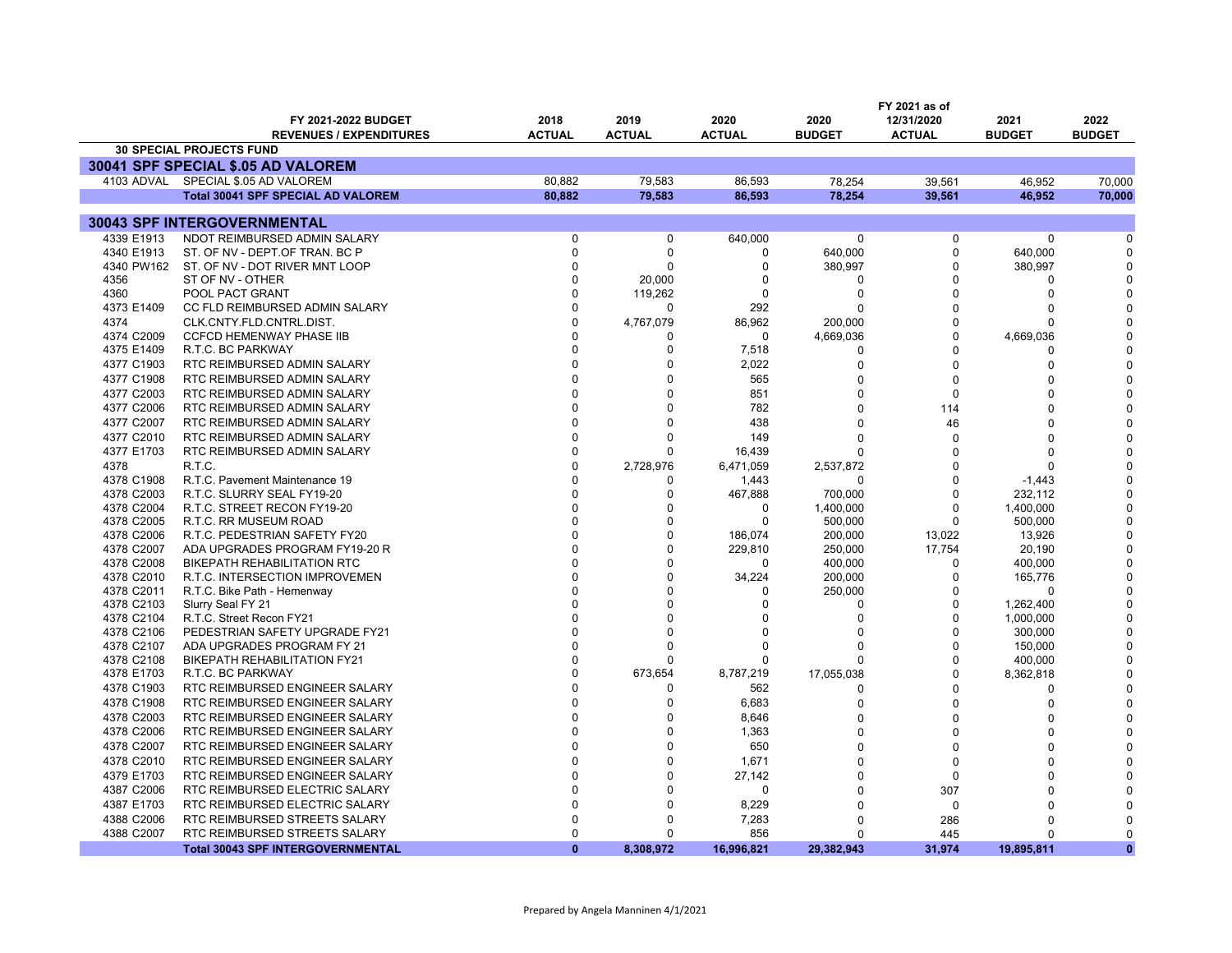| | FY 2021-2022 BUDGET REVENUES / EXPENDITURES | 2018 ACTUAL | 2019 ACTUAL | 2020 ACTUAL | 2020 BUDGET | FY 2021 as of 12/31/2020 ACTUAL | 2021 BUDGET | 2022 BUDGET |
|---|---|---|---|---|---|---|---|---|
| | **30 SPECIAL PROJECTS FUND** | | | | | | | |
| **30041 SPF SPECIAL $.05 AD VALOREM** | | | | | | | | |
| 4103 ADVAL | SPECIAL $.05 AD VALOREM | 80,882 | 79,583 | 86,593 | 78,254 | 39,561 | 46,952 | 70,000 |
| | **Total 30041 SPF SPECIAL AD VALOREM** | **80,882** | **79,583** | **86,593** | **78,254** | **39,561** | **46,952** | **70,000** |
| **30043 SPF INTERGOVERNMENTAL** | | | | | | | | |
| 4339 E1913 | NDOT REIMBURSED ADMIN SALARY | 0 | 0 | 640,000 | 0 | 0 | 0 | 0 |
| 4340 E1913 | ST. OF NV - DEPT.OF TRAN. BC P | 0 | 0 | 0 | 640,000 | 0 | 640,000 | 0 |
| 4340 PW162 | ST. OF NV - DOT RIVER MNT LOOP | 0 | 0 | 0 | 380,997 | 0 | 380,997 | 0 |
| 4356 | ST OF NV - OTHER | 0 | 20,000 | 0 | 0 | 0 | 0 | 0 |
| 4360 | POOL PACT GRANT | 0 | 119,262 | 0 | 0 | 0 | 0 | 0 |
| 4373 E1409 | CC FLD REIMBURSED ADMIN SALARY | 0 | 0 | 292 | 0 | 0 | 0 | 0 |
| 4374 | CLK.CNTY.FLD.CNTRL.DIST. | 0 | 4,767,079 | 86,962 | 200,000 | 0 | 0 | 0 |
| 4374 C2009 | CCFCD HEMENWAY PHASE IIB | 0 | 0 | 0 | 4,669,036 | 0 | 4,669,036 | 0 |
| 4375 E1409 | R.T.C. BC PARKWAY | 0 | 0 | 7,518 | 0 | 0 | 0 | 0 |
| 4377 C1903 | RTC REIMBURSED ADMIN SALARY | 0 | 0 | 2,022 | 0 | 0 | 0 | 0 |
| 4377 C1908 | RTC REIMBURSED ADMIN SALARY | 0 | 0 | 565 | 0 | 0 | 0 | 0 |
| 4377 C2003 | RTC REIMBURSED ADMIN SALARY | 0 | 0 | 851 | 0 | 0 | 0 | 0 |
| 4377 C2006 | RTC REIMBURSED ADMIN SALARY | 0 | 0 | 782 | 0 | 114 | 0 | 0 |
| 4377 C2007 | RTC REIMBURSED ADMIN SALARY | 0 | 0 | 438 | 0 | 46 | 0 | 0 |
| 4377 C2010 | RTC REIMBURSED ADMIN SALARY | 0 | 0 | 149 | 0 | 0 | 0 | 0 |
| 4377 E1703 | RTC REIMBURSED ADMIN SALARY | 0 | 0 | 16,439 | 0 | 0 | 0 | 0 |
| 4378 | R.T.C. | 0 | 2,728,976 | 6,471,059 | 2,537,872 | 0 | 0 | 0 |
| 4378 C1908 | R.T.C. Pavement Maintenance 19 | 0 | 0 | 1,443 | 0 | 0 | -1,443 | 0 |
| 4378 C2003 | R.T.C. SLURRY SEAL FY19-20 | 0 | 0 | 467,888 | 700,000 | 0 | 232,112 | 0 |
| 4378 C2004 | R.T.C. STREET RECON FY19-20 | 0 | 0 | 0 | 1,400,000 | 0 | 1,400,000 | 0 |
| 4378 C2005 | R.T.C. RR MUSEUM ROAD | 0 | 0 | 0 | 500,000 | 0 | 500,000 | 0 |
| 4378 C2006 | R.T.C. PEDESTRIAN SAFETY FY20 | 0 | 0 | 186,074 | 200,000 | 13,022 | 13,926 | 0 |
| 4378 C2007 | ADA UPGRADES PROGRAM FY19-20 R | 0 | 0 | 229,810 | 250,000 | 17,754 | 20,190 | 0 |
| 4378 C2008 | BIKEPATH REHABILITATION RTC | 0 | 0 | 0 | 400,000 | 0 | 400,000 | 0 |
| 4378 C2010 | R.T.C. INTERSECTION IMPROVEMEN | 0 | 0 | 34,224 | 200,000 | 0 | 165,776 | 0 |
| 4378 C2011 | R.T.C. Bike Path - Hemenway | 0 | 0 | 0 | 250,000 | 0 | 0 | 0 |
| 4378 C2103 | Slurry Seal FY 21 | 0 | 0 | 0 | 0 | 0 | 1,262,400 | 0 |
| 4378 C2104 | R.T.C. Street Recon FY21 | 0 | 0 | 0 | 0 | 0 | 1,000,000 | 0 |
| 4378 C2106 | PEDESTRIAN SAFETY UPGRADE FY21 | 0 | 0 | 0 | 0 | 0 | 300,000 | 0 |
| 4378 C2107 | ADA UPGRADES PROGRAM FY 21 | 0 | 0 | 0 | 0 | 0 | 150,000 | 0 |
| 4378 C2108 | BIKEPATH REHABILITATION FY21 | 0 | 0 | 0 | 0 | 0 | 400,000 | 0 |
| 4378 E1703 | R.T.C. BC PARKWAY | 0 | 673,654 | 8,787,219 | 17,055,038 | 0 | 8,362,818 | 0 |
| 4378 C1903 | RTC REIMBURSED ENGINEER SALARY | 0 | 0 | 562 | 0 | 0 | 0 | 0 |
| 4378 C1908 | RTC REIMBURSED ENGINEER SALARY | 0 | 0 | 6,683 | 0 | 0 | 0 | 0 |
| 4378 C2003 | RTC REIMBURSED ENGINEER SALARY | 0 | 0 | 8,646 | 0 | 0 | 0 | 0 |
| 4378 C2006 | RTC REIMBURSED ENGINEER SALARY | 0 | 0 | 1,363 | 0 | 0 | 0 | 0 |
| 4378 C2007 | RTC REIMBURSED ENGINEER SALARY | 0 | 0 | 650 | 0 | 0 | 0 | 0 |
| 4378 C2010 | RTC REIMBURSED ENGINEER SALARY | 0 | 0 | 1,671 | 0 | 0 | 0 | 0 |
| 4379 E1703 | RTC REIMBURSED ENGINEER SALARY | 0 | 0 | 27,142 | 0 | 0 | 0 | 0 |
| 4387 C2006 | RTC REIMBURSED ELECTRIC SALARY | 0 | 0 | 0 | 0 | 307 | 0 | 0 |
| 4387 E1703 | RTC REIMBURSED ELECTRIC SALARY | 0 | 0 | 8,229 | 0 | 0 | 0 | 0 |
| 4388 C2006 | RTC REIMBURSED STREETS SALARY | 0 | 0 | 7,283 | 0 | 286 | 0 | 0 |
| 4388 C2007 | RTC REIMBURSED STREETS SALARY | 0 | 0 | 856 | 0 | 445 | 0 | 0 |
| | **Total 30043 SPF INTERGOVERNMENTAL** | **0** | **8,308,972** | **16,996,821** | **29,382,943** | **31,974** | **19,895,811** | **0** |

Prepared by Angela Manninen 4/1/2021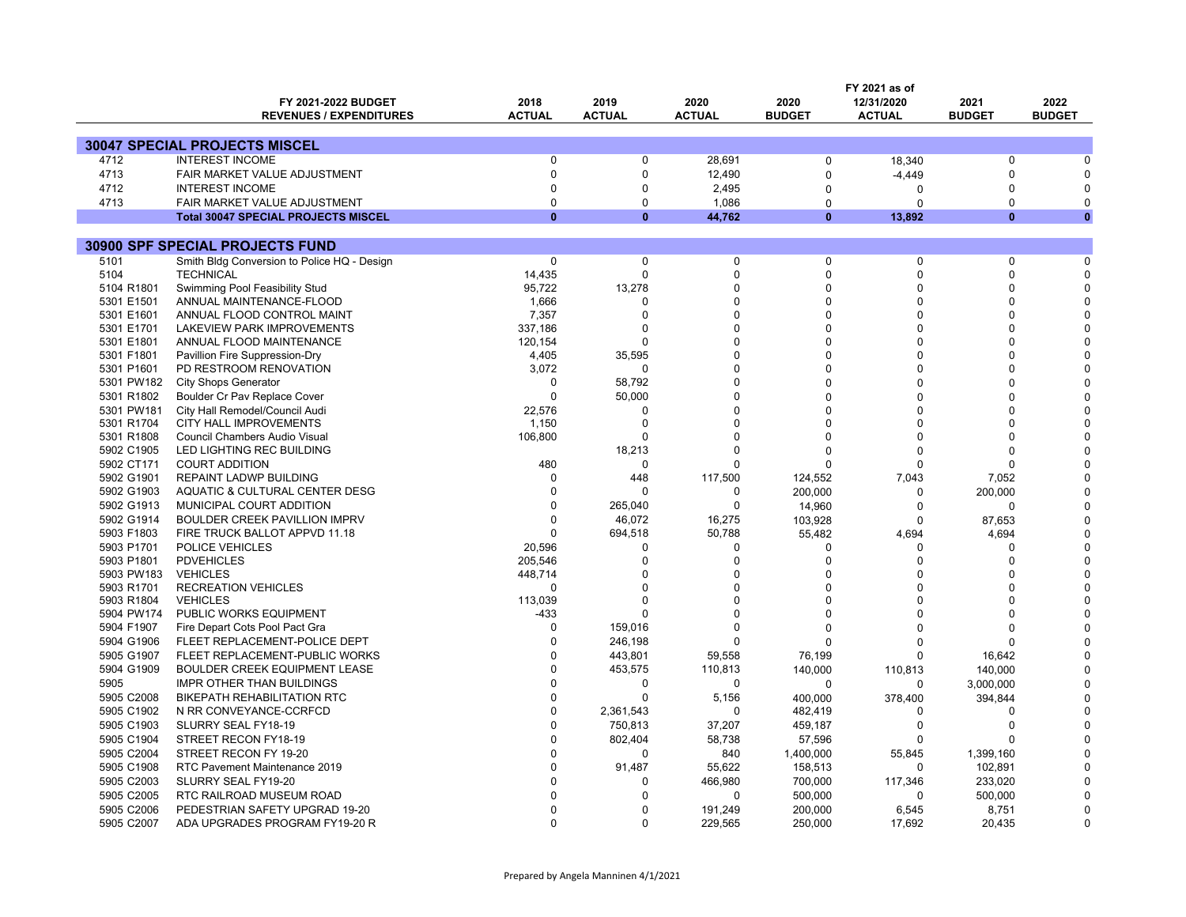| | FY 2021-2022 BUDGET REVENUES / EXPENDITURES | 2018 ACTUAL | 2019 ACTUAL | 2020 ACTUAL | 2020 BUDGET | FY 2021 as of 12/31/2020 ACTUAL | 2021 BUDGET | 2022 BUDGET |
|---|---|---|---|---|---|---|---|---|
| **30047 SPECIAL PROJECTS MISCEL** | | | | | | | | |
| 4712 | INTEREST INCOME | 0 | 0 | 28,691 | 0 | 18,340 | 0 | 0 |
| 4713 | FAIR MARKET VALUE ADJUSTMENT | 0 | 0 | 12,490 | 0 | -4,449 | 0 | 0 |
| 4712 | INTEREST INCOME | 0 | 0 | 2,495 | 0 | 0 | 0 | 0 |
| 4713 | FAIR MARKET VALUE ADJUSTMENT | 0 | 0 | 1,086 | 0 | 0 | 0 | 0 |
| | **Total 30047 SPECIAL PROJECTS MISCEL** | **0** | **0** | **44,762** | **0** | **13,892** | **0** | **0** |
| **30900 SPF SPECIAL PROJECTS FUND** | | | | | | | | |
| 5101 | Smith Bldg Conversion to Police HQ - Design | 0 | 0 | 0 | 0 | 0 | 0 | 0 |
| 5104 | TECHNICAL | 14,435 | 0 | 0 | 0 | 0 | 0 | 0 |
| 5104 R1801 | Swimming Pool Feasibility Stud | 95,722 | 13,278 | 0 | 0 | 0 | 0 | 0 |
| 5301 E1501 | ANNUAL MAINTENANCE-FLOOD | 1,666 | 0 | 0 | 0 | 0 | 0 | 0 |
| 5301 E1601 | ANNUAL FLOOD CONTROL MAINT | 7,357 | 0 | 0 | 0 | 0 | 0 | 0 |
| 5301 E1701 | LAKEVIEW PARK IMPROVEMENTS | 337,186 | 0 | 0 | 0 | 0 | 0 | 0 |
| 5301 E1801 | ANNUAL FLOOD MAINTENANCE | 120,154 | 0 | 0 | 0 | 0 | 0 | 0 |
| 5301 F1801 | Pavillion Fire Suppression-Dry | 4,405 | 35,595 | 0 | 0 | 0 | 0 | 0 |
| 5301 P1601 | PD RESTROOM RENOVATION | 3,072 | 0 | 0 | 0 | 0 | 0 | 0 |
| 5301 PW182 | City Shops Generator | 0 | 58,792 | 0 | 0 | 0 | 0 | 0 |
| 5301 R1802 | Boulder Cr Pav Replace Cover | 0 | 50,000 | 0 | 0 | 0 | 0 | 0 |
| 5301 PW181 | City Hall Remodel/Council Audi | 22,576 | 0 | 0 | 0 | 0 | 0 | 0 |
| 5301 R1704 | CITY HALL IMPROVEMENTS | 1,150 | 0 | 0 | 0 | 0 | 0 | 0 |
| 5301 R1808 | Council Chambers Audio Visual | 106,800 | 0 | 0 | 0 | 0 | 0 | 0 |
| 5902 C1905 | LED LIGHTING REC BUILDING | | 18,213 | 0 | 0 | 0 | 0 | 0 |
| 5902 CT171 | COURT ADDITION | 480 | 0 | 0 | 0 | 0 | 0 | 0 |
| 5902 G1901 | REPAINT LADWP BUILDING | 0 | 448 | 117,500 | 124,552 | 7,043 | 7,052 | 0 |
| 5902 G1903 | AQUATIC & CULTURAL CENTER DESG | 0 | 0 | 0 | 200,000 | 0 | 200,000 | 0 |
| 5902 G1913 | MUNICIPAL COURT ADDITION | 0 | 265,040 | 0 | 14,960 | 0 | 0 | 0 |
| 5902 G1914 | BOULDER CREEK PAVILLION IMPRV | 0 | 46,072 | 16,275 | 103,928 | 0 | 87,653 | 0 |
| 5903 F1803 | FIRE TRUCK BALLOT APPVD 11.18 | 0 | 694,518 | 50,788 | 55,482 | 4,694 | 4,694 | 0 |
| 5903 P1701 | POLICE VEHICLES | 20,596 | 0 | 0 | 0 | 0 | 0 | 0 |
| 5903 P1801 | PDVEHICLES | 205,546 | 0 | 0 | 0 | 0 | 0 | 0 |
| 5903 PW183 | VEHICLES | 448,714 | 0 | 0 | 0 | 0 | 0 | 0 |
| 5903 R1701 | RECREATION VEHICLES | 0 | 0 | 0 | 0 | 0 | 0 | 0 |
| 5903 R1804 | VEHICLES | 113,039 | 0 | 0 | 0 | 0 | 0 | 0 |
| 5904 PW174 | PUBLIC WORKS EQUIPMENT | -433 | 0 | 0 | 0 | 0 | 0 | 0 |
| 5904 F1907 | Fire Depart Cots Pool Pact Gra | 0 | 159,016 | 0 | 0 | 0 | 0 | 0 |
| 5904 G1906 | FLEET REPLACEMENT-POLICE DEPT | 0 | 246,198 | 0 | 0 | 0 | 0 | 0 |
| 5905 G1907 | FLEET REPLACEMENT-PUBLIC WORKS | 0 | 443,801 | 59,558 | 76,199 | 0 | 16,642 | 0 |
| 5904 G1909 | BOULDER CREEK EQUIPMENT LEASE | 0 | 453,575 | 110,813 | 140,000 | 110,813 | 140,000 | 0 |
| 5905 | IMPR OTHER THAN BUILDINGS | 0 | 0 | 0 | 0 | 0 | 3,000,000 | 0 |
| 5905 C2008 | BIKEPATH REHABILITATION RTC | 0 | 0 | 5,156 | 400,000 | 378,400 | 394,844 | 0 |
| 5905 C1902 | N RR CONVEYANCE-CCRFCD | 0 | 2,361,543 | 0 | 482,419 | 0 | 0 | 0 |
| 5905 C1903 | SLURRY SEAL FY18-19 | 0 | 750,813 | 37,207 | 459,187 | 0 | 0 | 0 |
| 5905 C1904 | STREET RECON FY18-19 | 0 | 802,404 | 58,738 | 57,596 | 0 | 0 | 0 |
| 5905 C2004 | STREET RECON FY 19-20 | 0 | 0 | 840 | 1,400,000 | 55,845 | 1,399,160 | 0 |
| 5905 C1908 | RTC Pavement Maintenance 2019 | 0 | 91,487 | 55,622 | 158,513 | 0 | 102,891 | 0 |
| 5905 C2003 | SLURRY SEAL FY19-20 | 0 | 0 | 466,980 | 700,000 | 117,346 | 233,020 | 0 |
| 5905 C2005 | RTC RAILROAD MUSEUM ROAD | 0 | 0 | 0 | 500,000 | 0 | 500,000 | 0 |
| 5905 C2006 | PEDESTRIAN SAFETY UPGRAD 19-20 | 0 | 0 | 191,249 | 200,000 | 6,545 | 8,751 | 0 |
| 5905 C2007 | ADA UPGRADES PROGRAM FY19-20 R | 0 | 0 | 229,565 | 250,000 | 17,692 | 20,435 | 0 |

Prepared by Angela Manninen 4/1/2021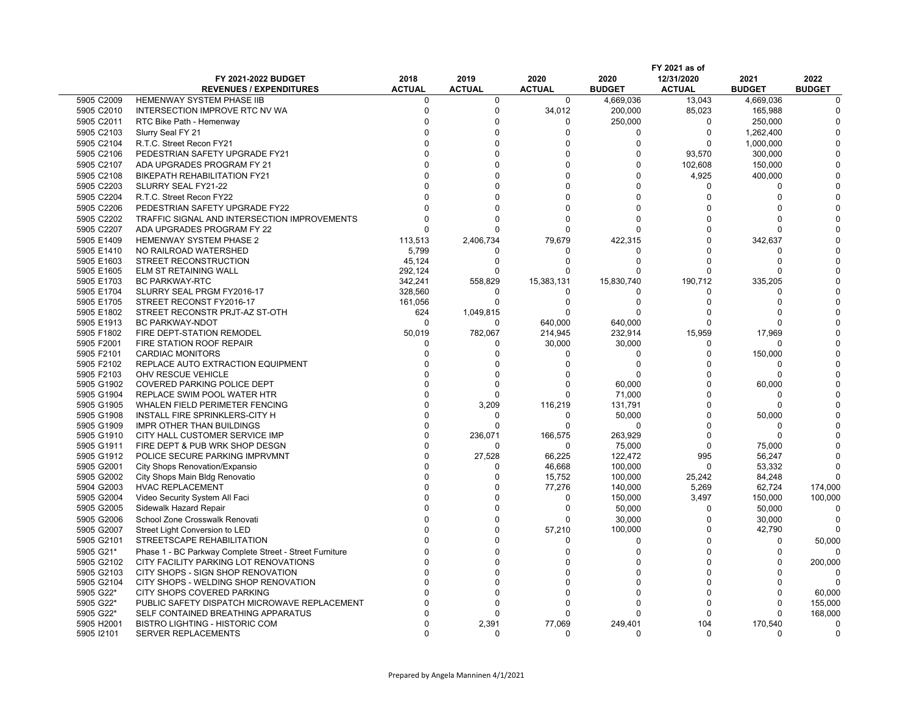| | FY 2021-2022 BUDGET REVENUES / EXPENDITURES | 2018 ACTUAL | 2019 ACTUAL | 2020 ACTUAL | 2020 BUDGET | FY 2021 as of 12/31/2020 ACTUAL | 2021 BUDGET | 2022 BUDGET |
|---|---|---|---|---|---|---|---|---|
| 5905 C2009 | HEMENWAY SYSTEM PHASE IIB | 0 | 0 | 0 | 4,669,036 | 13,043 | 4,669,036 | 0 |
| 5905 C2010 | INTERSECTION IMPROVE RTC NV WA | 0 | 0 | 34,012 | 200,000 | 85,023 | 165,988 | 0 |
| 5905 C2011 | RTC Bike Path - Hemenway | 0 | 0 | 0 | 250,000 | 0 | 250,000 | 0 |
| 5905 C2103 | Slurry Seal FY 21 | 0 | 0 | 0 | 0 | 0 | 1,262,400 | 0 |
| 5905 C2104 | R.T.C. Street Recon FY21 | 0 | 0 | 0 | 0 | 0 | 1,000,000 | 0 |
| 5905 C2106 | PEDESTRIAN SAFETY UPGRADE FY21 | 0 | 0 | 0 | 0 | 93,570 | 300,000 | 0 |
| 5905 C2107 | ADA UPGRADES PROGRAM FY 21 | 0 | 0 | 0 | 0 | 102,608 | 150,000 | 0 |
| 5905 C2108 | BIKEPATH REHABILITATION FY21 | 0 | 0 | 0 | 0 | 4,925 | 400,000 | 0 |
| 5905 C2203 | SLURRY SEAL FY21-22 | 0 | 0 | 0 | 0 | 0 | 0 | 0 |
| 5905 C2204 | R.T.C. Street Recon FY22 | 0 | 0 | 0 | 0 | 0 | 0 | 0 |
| 5905 C2206 | PEDESTRIAN SAFETY UPGRADE FY22 | 0 | 0 | 0 | 0 | 0 | 0 | 0 |
| 5905 C2202 | TRAFFIC SIGNAL AND INTERSECTION IMPROVEMENTS | 0 | 0 | 0 | 0 | 0 | 0 | 0 |
| 5905 C2207 | ADA UPGRADES PROGRAM FY 22 | 0 | 0 | 0 | 0 | 0 | 0 | 0 |
| 5905 E1409 | HEMENWAY SYSTEM PHASE 2 | 113,513 | 2,406,734 | 79,679 | 422,315 | 0 | 342,637 | 0 |
| 5905 E1410 | NO RAILROAD WATERSHED | 5,799 | 0 | 0 | 0 | 0 | 0 | 0 |
| 5905 E1603 | STREET RECONSTRUCTION | 45,124 | 0 | 0 | 0 | 0 | 0 | 0 |
| 5905 E1605 | ELM ST RETAINING WALL | 292,124 | 0 | 0 | 0 | 0 | 0 | 0 |
| 5905 E1703 | BC PARKWAY-RTC | 342,241 | 558,829 | 15,383,131 | 15,830,740 | 190,712 | 335,205 | 0 |
| 5905 E1704 | SLURRY SEAL PRGM FY2016-17 | 328,560 | 0 | 0 | 0 | 0 | 0 | 0 |
| 5905 E1705 | STREET RECONST FY2016-17 | 161,056 | 0 | 0 | 0 | 0 | 0 | 0 |
| 5905 E1802 | STREET RECONSTR PRJT-AZ ST-OTH | 624 | 1,049,815 | 0 | 0 | 0 | 0 | 0 |
| 5905 E1913 | BC PARKWAY-NDOT | 0 | 0 | 640,000 | 640,000 | 0 | 0 | 0 |
| 5905 F1802 | FIRE DEPT-STATION REMODEL | 50,019 | 782,067 | 214,945 | 232,914 | 15,959 | 17,969 | 0 |
| 5905 F2001 | FIRE STATION ROOF REPAIR | 0 | 0 | 30,000 | 30,000 | 0 | 0 | 0 |
| 5905 F2101 | CARDIAC MONITORS | 0 | 0 | 0 | 0 | 0 | 150,000 | 0 |
| 5905 F2102 | REPLACE AUTO EXTRACTION EQUIPMENT | 0 | 0 | 0 | 0 | 0 | 0 | 0 |
| 5905 F2103 | OHV RESCUE VEHICLE | 0 | 0 | 0 | 0 | 0 | 0 | 0 |
| 5905 G1902 | COVERED PARKING POLICE DEPT | 0 | 0 | 0 | 60,000 | 0 | 60,000 | 0 |
| 5905 G1904 | REPLACE SWIM POOL WATER HTR | 0 | 0 | 0 | 71,000 | 0 | 0 | 0 |
| 5905 G1905 | WHALEN FIELD PERIMETER FENCING | 0 | 3,209 | 116,219 | 131,791 | 0 | 0 | 0 |
| 5905 G1908 | INSTALL FIRE SPRINKLERS-CITY H | 0 | 0 | 0 | 50,000 | 0 | 50,000 | 0 |
| 5905 G1909 | IMPR OTHER THAN BUILDINGS | 0 | 0 | 0 | 0 | 0 | 0 | 0 |
| 5905 G1910 | CITY HALL CUSTOMER SERVICE IMP | 0 | 236,071 | 166,575 | 263,929 | 0 | 0 | 0 |
| 5905 G1911 | FIRE DEPT & PUB WRK SHOP DESGN | 0 | 0 | 0 | 75,000 | 0 | 75,000 | 0 |
| 5905 G1912 | POLICE SECURE PARKING IMPRVMNT | 0 | 27,528 | 66,225 | 122,472 | 995 | 56,247 | 0 |
| 5905 G2001 | City Shops Renovation/Expansio | 0 | 0 | 46,668 | 100,000 | 0 | 53,332 | 0 |
| 5905 G2002 | City Shops Main Bldg Renovatio | 0 | 0 | 15,752 | 100,000 | 25,242 | 84,248 | 0 |
| 5904 G2003 | HVAC REPLACEMENT | 0 | 0 | 77,276 | 140,000 | 5,269 | 62,724 | 174,000 |
| 5905 G2004 | Video Security System All Faci | 0 | 0 | 0 | 150,000 | 3,497 | 150,000 | 100,000 |
| 5905 G2005 | Sidewalk Hazard Repair | 0 | 0 | 0 | 50,000 | 0 | 50,000 | 0 |
| 5905 G2006 | School Zone Crosswalk Renovati | 0 | 0 | 0 | 30,000 | 0 | 30,000 | 0 |
| 5905 G2007 | Street Light Conversion to LED | 0 | 0 | 57,210 | 100,000 | 0 | 42,790 | 0 |
| 5905 G2101 | STREETSCAPE REHABILITATION | 0 | 0 | 0 | 0 | 0 | 0 | 50,000 |
| 5905 G21* | Phase 1 - BC Parkway Complete Street - Street Furniture | 0 | 0 | 0 | 0 | 0 | 0 | 0 |
| 5905 G2102 | CITY FACILITY PARKING LOT RENOVATIONS | 0 | 0 | 0 | 0 | 0 | 0 | 200,000 |
| 5905 G2103 | CITY SHOPS - SIGN SHOP RENOVATION | 0 | 0 | 0 | 0 | 0 | 0 | 0 |
| 5905 G2104 | CITY SHOPS - WELDING SHOP RENOVATION | 0 | 0 | 0 | 0 | 0 | 0 | 0 |
| 5905 G22* | CITY SHOPS COVERED PARKING | 0 | 0 | 0 | 0 | 0 | 0 | 60,000 |
| 5905 G22* | PUBLIC SAFETY DISPATCH MICROWAVE REPLACEMENT | 0 | 0 | 0 | 0 | 0 | 0 | 155,000 |
| 5905 G22* | SELF CONTAINED BREATHING APPARATUS | 0 | 0 | 0 | 0 | 0 | 0 | 168,000 |
| 5905 H2001 | BISTRO LIGHTING - HISTORIC COM | 0 | 2,391 | 77,069 | 249,401 | 104 | 170,540 | 0 |
| 5905 I2101 | SERVER REPLACEMENTS | 0 | 0 | 0 | 0 | 0 | 0 | 0 |

Prepared by Angela Manninen 4/1/2021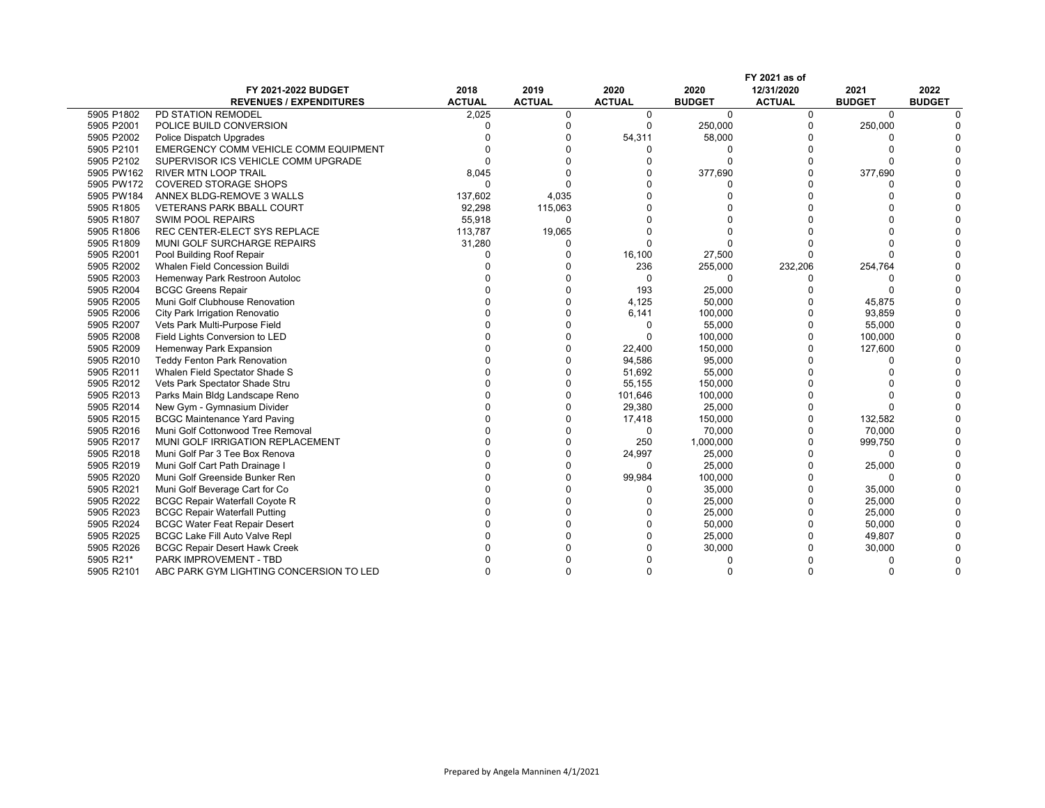| | FY 2021-2022 BUDGET<br>REVENUES / EXPENDITURES | 2018<br>ACTUAL | 2019<br>ACTUAL | 2020<br>ACTUAL | 2020<br>BUDGET | FY 2021 as of<br>12/31/2020<br>ACTUAL | 2021<br>BUDGET | 2022<br>BUDGET |
|---|---|---|---|---|---|---|---|---|
| 5905 P1802 | PD STATION REMODEL | 2,025 | 0 | 0 | 0 | 0 | 0 | 0 |
| 5905 P2001 | POLICE BUILD CONVERSION | 0 | 0 | 0 | 250,000 | 0 | 250,000 | 0 |
| 5905 P2002 | Police Dispatch Upgrades | 0 | 0 | 54,311 | 58,000 | 0 | 0 | 0 |
| 5905 P2101 | EMERGENCY COMM VEHICLE COMM EQUIPMENT | 0 | 0 | 0 | 0 | 0 | 0 | 0 |
| 5905 P2102 | SUPERVISOR ICS VEHICLE COMM UPGRADE | 0 | 0 | 0 | 0 | 0 | 0 | 0 |
| 5905 PW162 | RIVER MTN LOOP TRAIL | 8,045 | 0 | 0 | 377,690 | 0 | 377,690 | 0 |
| 5905 PW172 | COVERED STORAGE SHOPS | 0 | 0 | 0 | 0 | 0 | 0 | 0 |
| 5905 PW184 | ANNEX BLDG-REMOVE 3 WALLS | 137,602 | 4,035 | 0 | 0 | 0 | 0 | 0 |
| 5905 R1805 | VETERANS PARK BBALL COURT | 92,298 | 115,063 | 0 | 0 | 0 | 0 | 0 |
| 5905 R1807 | SWIM POOL REPAIRS | 55,918 | 0 | 0 | 0 | 0 | 0 | 0 |
| 5905 R1806 | REC CENTER-ELECT SYS REPLACE | 113,787 | 19,065 | 0 | 0 | 0 | 0 | 0 |
| 5905 R1809 | MUNI GOLF SURCHARGE REPAIRS | 31,280 | 0 | 0 | 0 | 0 | 0 | 0 |
| 5905 R2001 | Pool Building Roof Repair | 0 | 0 | 16,100 | 27,500 | 0 | 0 | 0 |
| 5905 R2002 | Whalen Field Concession Buildi | 0 | 0 | 236 | 255,000 | 232,206 | 254,764 | 0 |
| 5905 R2003 | Hemenway Park Restroon Autoloc | 0 | 0 | 0 | 0 | 0 | 0 | 0 |
| 5905 R2004 | BCGC Greens Repair | 0 | 0 | 193 | 25,000 | 0 | 0 | 0 |
| 5905 R2005 | Muni Golf Clubhouse Renovation | 0 | 0 | 4,125 | 50,000 | 0 | 45,875 | 0 |
| 5905 R2006 | City Park Irrigation Renovatio | 0 | 0 | 6,141 | 100,000 | 0 | 93,859 | 0 |
| 5905 R2007 | Vets Park Multi-Purpose Field | 0 | 0 | 0 | 55,000 | 0 | 55,000 | 0 |
| 5905 R2008 | Field Lights Conversion to LED | 0 | 0 | 0 | 100,000 | 0 | 100,000 | 0 |
| 5905 R2009 | Hemenway Park Expansion | 0 | 0 | 22,400 | 150,000 | 0 | 127,600 | 0 |
| 5905 R2010 | Teddy Fenton Park Renovation | 0 | 0 | 94,586 | 95,000 | 0 | 0 | 0 |
| 5905 R2011 | Whalen Field Spectator Shade S | 0 | 0 | 51,692 | 55,000 | 0 | 0 | 0 |
| 5905 R2012 | Vets Park Spectator Shade Stru | 0 | 0 | 55,155 | 150,000 | 0 | 0 | 0 |
| 5905 R2013 | Parks Main Bldg Landscape Reno | 0 | 0 | 101,646 | 100,000 | 0 | 0 | 0 |
| 5905 R2014 | New Gym - Gymnasium Divider | 0 | 0 | 29,380 | 25,000 | 0 | 0 | 0 |
| 5905 R2015 | BCGC Maintenance Yard Paving | 0 | 0 | 17,418 | 150,000 | 0 | 132,582 | 0 |
| 5905 R2016 | Muni Golf Cottonwood Tree Removal | 0 | 0 | 0 | 70,000 | 0 | 70,000 | 0 |
| 5905 R2017 | MUNI GOLF IRRIGATION REPLACEMENT | 0 | 0 | 250 | 1,000,000 | 0 | 999,750 | 0 |
| 5905 R2018 | Muni Golf Par 3 Tee Box Renova | 0 | 0 | 24,997 | 25,000 | 0 | 0 | 0 |
| 5905 R2019 | Muni Golf Cart Path Drainage I | 0 | 0 | 0 | 25,000 | 0 | 25,000 | 0 |
| 5905 R2020 | Muni Golf Greenside Bunker Ren | 0 | 0 | 99,984 | 100,000 | 0 | 0 | 0 |
| 5905 R2021 | Muni Golf Beverage Cart for Co | 0 | 0 | 0 | 35,000 | 0 | 35,000 | 0 |
| 5905 R2022 | BCGC Repair Waterfall Coyote R | 0 | 0 | 0 | 25,000 | 0 | 25,000 | 0 |
| 5905 R2023 | BCGC Repair Waterfall Putting | 0 | 0 | 0 | 25,000 | 0 | 25,000 | 0 |
| 5905 R2024 | BCGC Water Feat Repair Desert | 0 | 0 | 0 | 50,000 | 0 | 50,000 | 0 |
| 5905 R2025 | BCGC Lake Fill Auto Valve Repl | 0 | 0 | 0 | 25,000 | 0 | 49,807 | 0 |
| 5905 R2026 | BCGC Repair Desert Hawk Creek | 0 | 0 | 0 | 30,000 | 0 | 30,000 | 0 |
| 5905 R21* | PARK IMPROVEMENT - TBD | 0 | 0 | 0 | 0 | 0 | 0 | 0 |
| 5905 R2101 | ABC PARK GYM LIGHTING CONCERSION TO LED | 0 | 0 | 0 | 0 | 0 | 0 | 0 |

Prepared by Angela Manninen 4/1/2021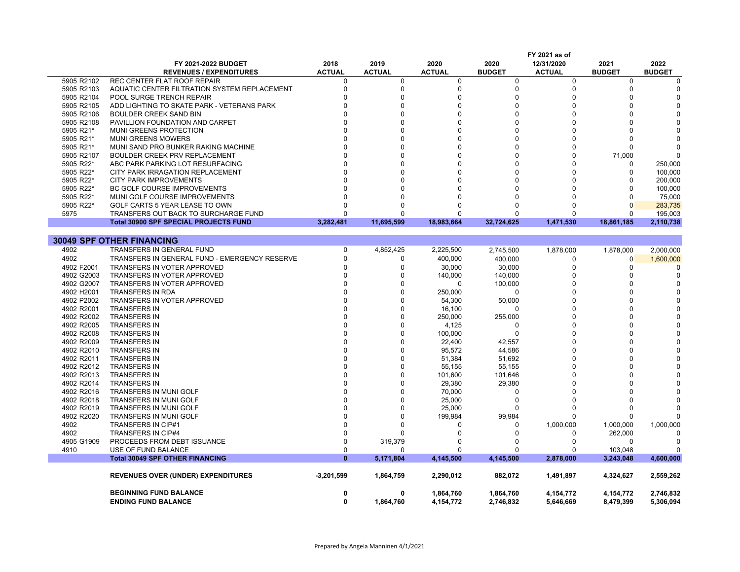| | FY 2021-2022 BUDGET REVENUES / EXPENDITURES | 2018 ACTUAL | 2019 ACTUAL | 2020 ACTUAL | 2020 BUDGET | FY 2021 as of 12/31/2020 ACTUAL | 2021 BUDGET | 2022 BUDGET |
|---|---|---|---|---|---|---|---|---|
| 5905 R2102 | REC CENTER FLAT ROOF REPAIR | 0 | 0 | 0 | 0 | 0 | 0 | 0 |
| 5905 R2103 | AQUATIC CENTER FILTRATION SYSTEM REPLACEMENT | 0 | 0 | 0 | 0 | 0 | 0 | 0 |
| 5905 R2104 | POOL SURGE TRENCH REPAIR | 0 | 0 | 0 | 0 | 0 | 0 | 0 |
| 5905 R2105 | ADD LIGHTING TO SKATE PARK - VETERANS PARK | 0 | 0 | 0 | 0 | 0 | 0 | 0 |
| 5905 R2106 | BOULDER CREEK SAND BIN | 0 | 0 | 0 | 0 | 0 | 0 | 0 |
| 5905 R2108 | PAVILLION FOUNDATION AND CARPET | 0 | 0 | 0 | 0 | 0 | 0 | 0 |
| 5905 R21* | MUNI GREENS PROTECTION | 0 | 0 | 0 | 0 | 0 | 0 | 0 |
| 5905 R21* | MUNI GREENS MOWERS | 0 | 0 | 0 | 0 | 0 | 0 | 0 |
| 5905 R21* | MUNI SAND PRO BUNKER RAKING MACHINE | 0 | 0 | 0 | 0 | 0 | 0 | 0 |
| 5905 R2107 | BOULDER CREEK PRV REPLACEMENT | 0 | 0 | 0 | 0 | 0 | 71,000 | 0 |
| 5905 R22* | ABC PARK PARKING LOT RESURFACING | 0 | 0 | 0 | 0 | 0 | 0 | 250,000 |
| 5905 R22* | CITY PARK IRRAGATION REPLACEMENT | 0 | 0 | 0 | 0 | 0 | 0 | 100,000 |
| 5905 R22* | CITY PARK IMPROVEMENTS | 0 | 0 | 0 | 0 | 0 | 0 | 200,000 |
| 5905 R22* | BC GOLF COURSE IMPROVEMENTS | 0 | 0 | 0 | 0 | 0 | 0 | 100,000 |
| 5905 R22* | MUNI GOLF COURSE IMPROVEMENTS | 0 | 0 | 0 | 0 | 0 | 0 | 75,000 |
| 5905 R22* | GOLF CARTS 5 YEAR LEASE TO OWN | 0 | 0 | 0 | 0 | 0 | 0 | 283,735 |
| 5975 | TRANSFERS OUT BACK TO SURCHARGE FUND | 0 | 0 | 0 | 0 | 0 | 0 | 195,003 |
| | **Total 30900 SPF SPECIAL PROJECTS FUND** | **3,282,481** | **11,695,599** | **18,983,664** | **32,724,625** | **1,471,530** | **18,861,185** | **2,110,738** |
| | | | | | | | | |
| **30049 SPF OTHER FINANCING** | | | | | | | | |
| 4902 | TRANSFERS IN GENERAL FUND | 0 | 4,852,425 | 2,225,500 | 2,745,500 | 1,878,000 | 1,878,000 | 2,000,000 |
| 4902 | TRANSFERS IN GENERAL FUND - EMERGENCY RESERVE | 0 | 0 | 400,000 | 400,000 | 0 | 0 | 1,600,000 |
| 4902 F2001 | TRANSFERS IN VOTER APPROVED | 0 | 0 | 30,000 | 30,000 | 0 | 0 | 0 |
| 4902 G2003 | TRANSFERS IN VOTER APPROVED | 0 | 0 | 140,000 | 140,000 | 0 | 0 | 0 |
| 4902 G2007 | TRANSFERS IN VOTER APPROVED | 0 | 0 | 0 | 100,000 | 0 | 0 | 0 |
| 4902 H2001 | TRANSFERS IN RDA | 0 | 0 | 250,000 | 0 | 0 | 0 | 0 |
| 4902 P2002 | TRANSFERS IN VOTER APPROVED | 0 | 0 | 54,300 | 50,000 | 0 | 0 | 0 |
| 4902 R2001 | TRANSFERS IN | 0 | 0 | 16,100 | 0 | 0 | 0 | 0 |
| 4902 R2002 | TRANSFERS IN | 0 | 0 | 250,000 | 255,000 | 0 | 0 | 0 |
| 4902 R2005 | TRANSFERS IN | 0 | 0 | 4,125 | 0 | 0 | 0 | 0 |
| 4902 R2008 | TRANSFERS IN | 0 | 0 | 100,000 | 0 | 0 | 0 | 0 |
| 4902 R2009 | TRANSFERS IN | 0 | 0 | 22,400 | 42,557 | 0 | 0 | 0 |
| 4902 R2010 | TRANSFERS IN | 0 | 0 | 95,572 | 44,586 | 0 | 0 | 0 |
| 4902 R2011 | TRANSFERS IN | 0 | 0 | 51,384 | 51,692 | 0 | 0 | 0 |
| 4902 R2012 | TRANSFERS IN | 0 | 0 | 55,155 | 55,155 | 0 | 0 | 0 |
| 4902 R2013 | TRANSFERS IN | 0 | 0 | 101,600 | 101,646 | 0 | 0 | 0 |
| 4902 R2014 | TRANSFERS IN | 0 | 0 | 29,380 | 29,380 | 0 | 0 | 0 |
| 4902 R2016 | TRANSFERS IN MUNI GOLF | 0 | 0 | 70,000 | 0 | 0 | 0 | 0 |
| 4902 R2018 | TRANSFERS IN MUNI GOLF | 0 | 0 | 25,000 | 0 | 0 | 0 | 0 |
| 4902 R2019 | TRANSFERS IN MUNI GOLF | 0 | 0 | 25,000 | 0 | 0 | 0 | 0 |
| 4902 R2020 | TRANSFERS IN MUNI GOLF | 0 | 0 | 199,984 | 99,984 | 0 | 0 | 0 |
| 4902 | TRANSFERS IN CIP#1 | 0 | 0 | 0 | 0 | 1,000,000 | 1,000,000 | 1,000,000 |
| 4902 | TRANSFERS IN CIP#4 | 0 | 0 | 0 | 0 | 0 | 262,000 | 0 |
| 4905 G1909 | PROCEEDS FROM DEBT ISSUANCE | 0 | 319,379 | 0 | 0 | 0 | 0 | 0 |
| 4910 | USE OF FUND BALANCE | 0 | 0 | 0 | 0 | 0 | 103,048 | 0 |
| | **Total 30049 SPF OTHER FINANCING** | **0** | **5,171,804** | **4,145,500** | **4,145,500** | **2,878,000** | **3,243,048** | **4,600,000** |
| | | | | | | | | |
| | **REVENUES OVER (UNDER) EXPENDITURES** | **-3,201,599** | **1,864,759** | **2,290,012** | **882,072** | **1,491,897** | **4,324,627** | **2,559,262** |
| | | | | | | | | |
| | **BEGINNING FUND BALANCE** | **0** | **0** | **1,864,760** | **1,864,760** | **4,154,772** | **4,154,772** | **2,746,832** |
| | **ENDING FUND BALANCE** | **0** | **1,864,760** | **4,154,772** | **2,746,832** | **5,646,669** | **8,479,399** | **5,306,094** |

Prepared by Angela Manninen 4/1/2021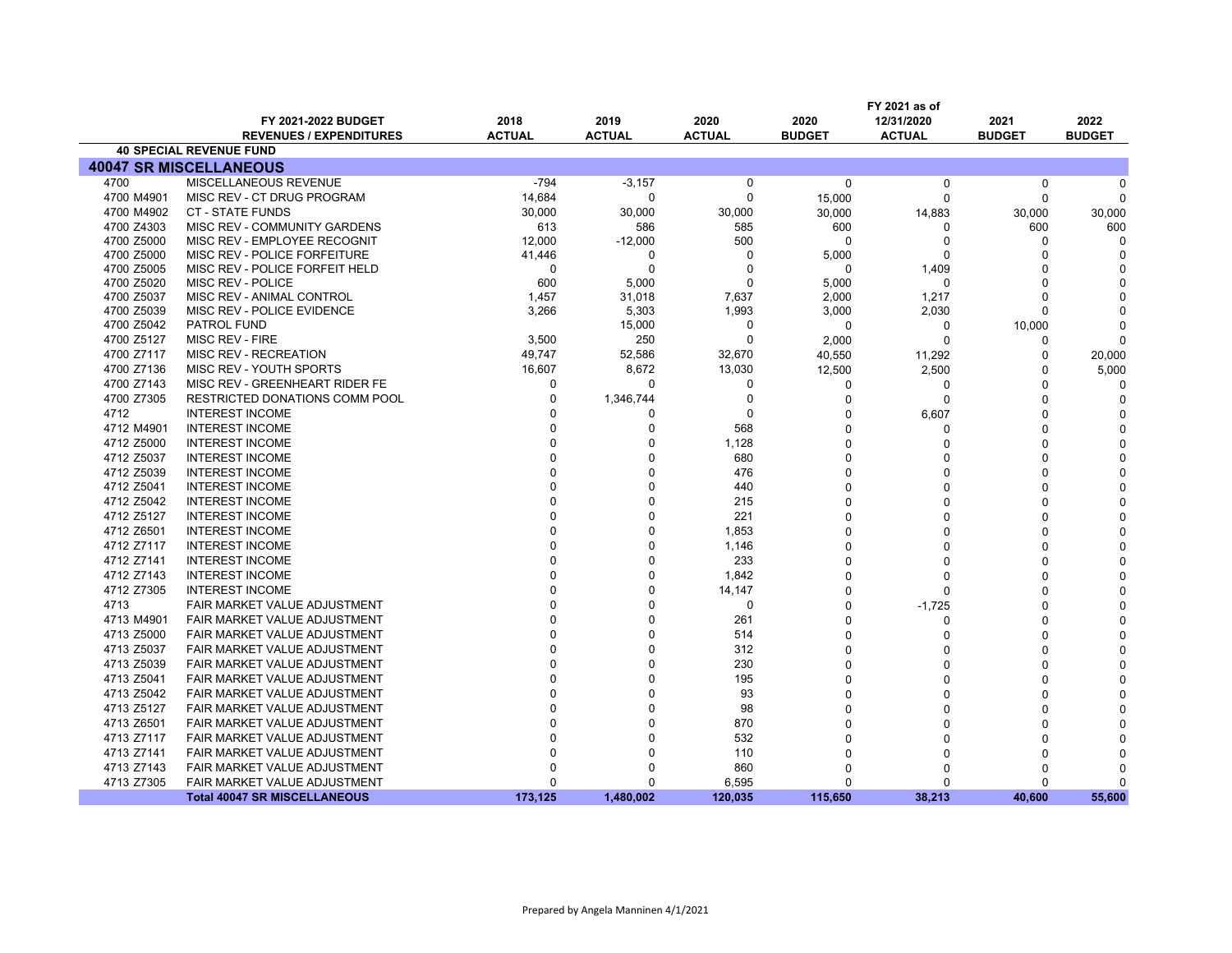| | FY 2021-2022 BUDGET REVENUES / EXPENDITURES | 2018 ACTUAL | 2019 ACTUAL | 2020 ACTUAL | 2020 BUDGET | FY 2021 as of 12/31/2020 ACTUAL | 2021 BUDGET | 2022 BUDGET |
|---|---|---|---|---|---|---|---|---|
| | **40 SPECIAL REVENUE FUND** | | | | | | | |
| **40047 SR MISCELLANEOUS** | | | | | | | | |
| 4700 | MISCELLANEOUS REVENUE | -794 | -3,157 | 0 | 0 | 0 | 0 | 0 |
| 4700 M4901 | MISC REV - CT DRUG PROGRAM | 14,684 | 0 | 0 | 15,000 | 0 | 0 | 0 |
| 4700 M4902 | CT - STATE FUNDS | 30,000 | 30,000 | 30,000 | 30,000 | 14,883 | 30,000 | 30,000 |
| 4700 Z4303 | MISC REV - COMMUNITY GARDENS | 613 | 586 | 585 | 600 | 0 | 600 | 600 |
| 4700 Z5000 | MISC REV - EMPLOYEE RECOGNIT | 12,000 | -12,000 | 500 | 0 | 0 | 0 | 0 |
| 4700 Z5000 | MISC REV - POLICE FORFEITURE | 41,446 | 0 | 0 | 5,000 | 0 | 0 | 0 |
| 4700 Z5005 | MISC REV - POLICE FORFEIT HELD | 0 | 0 | 0 | 0 | 1,409 | 0 | 0 |
| 4700 Z5020 | MISC REV - POLICE | 600 | 5,000 | 0 | 5,000 | 0 | 0 | 0 |
| 4700 Z5037 | MISC REV - ANIMAL CONTROL | 1,457 | 31,018 | 7,637 | 2,000 | 1,217 | 0 | 0 |
| 4700 Z5039 | MISC REV - POLICE EVIDENCE | 3,266 | 5,303 | 1,993 | 3,000 | 2,030 | 0 | 0 |
| 4700 Z5042 | PATROL FUND | | 15,000 | 0 | 0 | 0 | 10,000 | 0 |
| 4700 Z5127 | MISC REV - FIRE | 3,500 | 250 | 0 | 2,000 | 0 | 0 | 0 |
| 4700 Z7117 | MISC REV - RECREATION | 49,747 | 52,586 | 32,670 | 40,550 | 11,292 | 0 | 20,000 |
| 4700 Z7136 | MISC REV - YOUTH SPORTS | 16,607 | 8,672 | 13,030 | 12,500 | 2,500 | 0 | 5,000 |
| 4700 Z7143 | MISC REV - GREENHEART RIDER FE | 0 | 0 | 0 | 0 | 0 | 0 | 0 |
| 4700 Z7305 | RESTRICTED DONATIONS COMM POOL | 0 | 1,346,744 | 0 | 0 | 0 | 0 | 0 |
| 4712 | INTEREST INCOME | 0 | 0 | 0 | 0 | 6,607 | 0 | 0 |
| 4712 M4901 | INTEREST INCOME | 0 | 0 | 568 | 0 | 0 | 0 | 0 |
| 4712 Z5000 | INTEREST INCOME | 0 | 0 | 1,128 | 0 | 0 | 0 | 0 |
| 4712 Z5037 | INTEREST INCOME | 0 | 0 | 680 | 0 | 0 | 0 | 0 |
| 4712 Z5039 | INTEREST INCOME | 0 | 0 | 476 | 0 | 0 | 0 | 0 |
| 4712 Z5041 | INTEREST INCOME | 0 | 0 | 440 | 0 | 0 | 0 | 0 |
| 4712 Z5042 | INTEREST INCOME | 0 | 0 | 215 | 0 | 0 | 0 | 0 |
| 4712 Z5127 | INTEREST INCOME | 0 | 0 | 221 | 0 | 0 | 0 | 0 |
| 4712 Z6501 | INTEREST INCOME | 0 | 0 | 1,853 | 0 | 0 | 0 | 0 |
| 4712 Z7117 | INTEREST INCOME | 0 | 0 | 1,146 | 0 | 0 | 0 | 0 |
| 4712 Z7141 | INTEREST INCOME | 0 | 0 | 233 | 0 | 0 | 0 | 0 |
| 4712 Z7143 | INTEREST INCOME | 0 | 0 | 1,842 | 0 | 0 | 0 | 0 |
| 4712 Z7305 | INTEREST INCOME | 0 | 0 | 14,147 | 0 | 0 | 0 | 0 |
| 4713 | FAIR MARKET VALUE ADJUSTMENT | 0 | 0 | 0 | 0 | -1,725 | 0 | 0 |
| 4713 M4901 | FAIR MARKET VALUE ADJUSTMENT | 0 | 0 | 261 | 0 | 0 | 0 | 0 |
| 4713 Z5000 | FAIR MARKET VALUE ADJUSTMENT | 0 | 0 | 514 | 0 | 0 | 0 | 0 |
| 4713 Z5037 | FAIR MARKET VALUE ADJUSTMENT | 0 | 0 | 312 | 0 | 0 | 0 | 0 |
| 4713 Z5039 | FAIR MARKET VALUE ADJUSTMENT | 0 | 0 | 230 | 0 | 0 | 0 | 0 |
| 4713 Z5041 | FAIR MARKET VALUE ADJUSTMENT | 0 | 0 | 195 | 0 | 0 | 0 | 0 |
| 4713 Z5042 | FAIR MARKET VALUE ADJUSTMENT | 0 | 0 | 93 | 0 | 0 | 0 | 0 |
| 4713 Z5127 | FAIR MARKET VALUE ADJUSTMENT | 0 | 0 | 98 | 0 | 0 | 0 | 0 |
| 4713 Z6501 | FAIR MARKET VALUE ADJUSTMENT | 0 | 0 | 870 | 0 | 0 | 0 | 0 |
| 4713 Z7117 | FAIR MARKET VALUE ADJUSTMENT | 0 | 0 | 532 | 0 | 0 | 0 | 0 |
| 4713 Z7141 | FAIR MARKET VALUE ADJUSTMENT | 0 | 0 | 110 | 0 | 0 | 0 | 0 |
| 4713 Z7143 | FAIR MARKET VALUE ADJUSTMENT | 0 | 0 | 860 | 0 | 0 | 0 | 0 |
| 4713 Z7305 | FAIR MARKET VALUE ADJUSTMENT | 0 | 0 | 6,595 | 0 | 0 | 0 | 0 |
| | **Total 40047 SR MISCELLANEOUS** | **173,125** | **1,480,002** | **120,035** | **115,650** | **38,213** | **40,600** | **55,600** |

Prepared by Angela Manninen 4/1/2021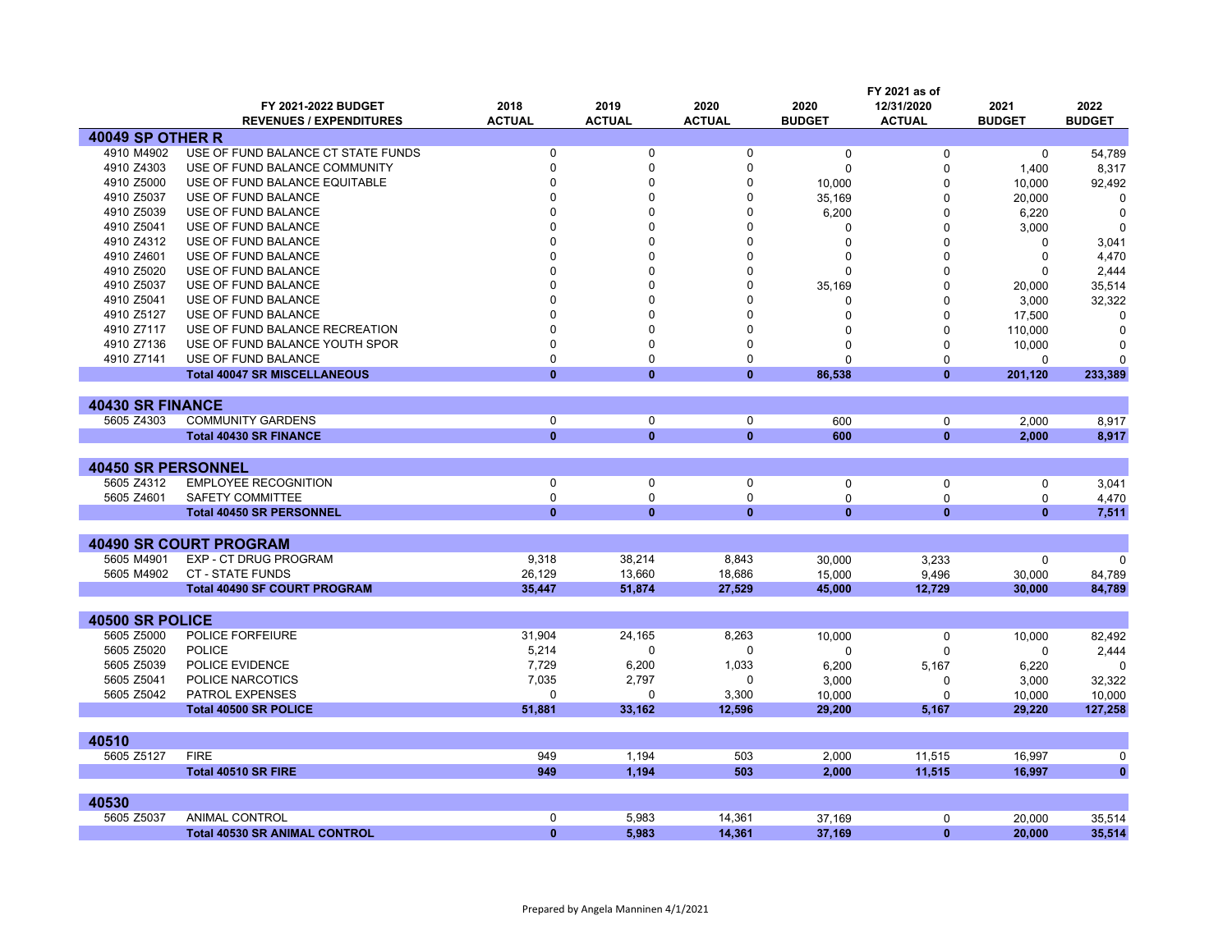| | FY 2021-2022 BUDGET REVENUES / EXPENDITURES | 2018 ACTUAL | 2019 ACTUAL | 2020 ACTUAL | 2020 BUDGET | FY 2021 as of 12/31/2020 ACTUAL | 2021 BUDGET | 2022 BUDGET |
|---|---|---|---|---|---|---|---|---|
| **40049 SP OTHER R** | | | | | | | | |
| 4910 M4902 | USE OF FUND BALANCE CT STATE FUNDS | 0 | 0 | 0 | 0 | 0 | 0 | 54,789 |
| 4910 Z4303 | USE OF FUND BALANCE COMMUNITY | 0 | 0 | 0 | 0 | 0 | 1,400 | 8,317 |
| 4910 Z5000 | USE OF FUND BALANCE EQUITABLE | 0 | 0 | 0 | 10,000 | 0 | 10,000 | 92,492 |
| 4910 Z5037 | USE OF FUND BALANCE | 0 | 0 | 0 | 35,169 | 0 | 20,000 | 0 |
| 4910 Z5039 | USE OF FUND BALANCE | 0 | 0 | 0 | 6,200 | 0 | 6,220 | 0 |
| 4910 Z5041 | USE OF FUND BALANCE | 0 | 0 | 0 | 0 | 0 | 3,000 | 0 |
| 4910 Z4312 | USE OF FUND BALANCE | 0 | 0 | 0 | 0 | 0 | 0 | 3,041 |
| 4910 Z4601 | USE OF FUND BALANCE | 0 | 0 | 0 | 0 | 0 | 0 | 4,470 |
| 4910 Z5020 | USE OF FUND BALANCE | 0 | 0 | 0 | 0 | 0 | 0 | 2,444 |
| 4910 Z5037 | USE OF FUND BALANCE | 0 | 0 | 0 | 35,169 | 0 | 20,000 | 35,514 |
| 4910 Z5041 | USE OF FUND BALANCE | 0 | 0 | 0 | 0 | 0 | 3,000 | 32,322 |
| 4910 Z5127 | USE OF FUND BALANCE | 0 | 0 | 0 | 0 | 0 | 17,500 | 0 |
| 4910 Z7117 | USE OF FUND BALANCE RECREATION | 0 | 0 | 0 | 0 | 0 | 110,000 | 0 |
| 4910 Z7136 | USE OF FUND BALANCE YOUTH SPOR | 0 | 0 | 0 | 0 | 0 | 10,000 | 0 |
| 4910 Z7141 | USE OF FUND BALANCE | 0 | 0 | 0 | 0 | 0 | 0 | 0 |
| | **Total 40047 SR MISCELLANEOUS** | **0** | **0** | **0** | **86,538** | **0** | **201,120** | **233,389** |
| **40430 SR FINANCE** | | | | | | | | |
| 5605 Z4303 | COMMUNITY GARDENS | 0 | 0 | 0 | 600 | 0 | 2,000 | 8,917 |
| | **Total 40430 SR FINANCE** | **0** | **0** | **0** | **600** | **0** | **2,000** | **8,917** |
| **40450 SR PERSONNEL** | | | | | | | | |
| 5605 Z4312 | EMPLOYEE RECOGNITION | 0 | 0 | 0 | 0 | 0 | 0 | 3,041 |
| 5605 Z4601 | SAFETY COMMITTEE | 0 | 0 | 0 | 0 | 0 | 0 | 4,470 |
| | **Total 40450 SR PERSONNEL** | **0** | **0** | **0** | **0** | **0** | **0** | **7,511** |
| **40490 SR COURT PROGRAM** | | | | | | | | |
| 5605 M4901 | EXP - CT DRUG PROGRAM | 9,318 | 38,214 | 8,843 | 30,000 | 3,233 | 0 | 0 |
| 5605 M4902 | CT - STATE FUNDS | 26,129 | 13,660 | 18,686 | 15,000 | 9,496 | 30,000 | 84,789 |
| | **Total 40490 SF COURT PROGRAM** | **35,447** | **51,874** | **27,529** | **45,000** | **12,729** | **30,000** | **84789** |
| **40500 SR POLICE** | | | | | | | | |
| 5605 Z5000 | POLICE FORFEIURE | 31,904 | 24,165 | 8,263 | 10,000 | 0 | 10,000 | 82,492 |
| 5605 Z5020 | POLICE | 5,214 | 0 | 0 | 0 | 0 | 0 | 2,444 |
| 5605 Z5039 | POLICE EVIDENCE | 7,729 | 6,200 | 1,033 | 6,200 | 5,167 | 6,220 | 0 |
| 5605 Z5041 | POLICE NARCOTICS | 7,035 | 2,797 | 0 | 3,000 | 0 | 3,000 | 32,322 |
| 5605 Z5042 | PATROL EXPENSES | 0 | 0 | 3,300 | 10,000 | 0 | 10,000 | 10,000 |
| | **Total 40500 SR POLICE** | **51,881** | **33,162** | **12,596** | **29,200** | **5,167** | **29,220** | **127,258** |
| **40510** | | | | | | | | |
| 5605 Z5127 | FIRE | 949 | 1,194 | 503 | 2,000 | 11,515 | 16,997 | 0 |
| | **Total 40510 SR FIRE** | **949** | **1,194** | **503** | **2,000** | **11,515** | **16,997** | **0** |
| **40530** | | | | | | | | |
| 5605 Z5037 | ANIMAL CONTROL | 0 | 5,983 | 14,361 | 37,169 | 0 | 20,000 | 35,514 |
| | **Total 40530 SR ANIMAL CONTROL** | **0** | **5,983** | **14,361** | **37,169** | **0** | **20,000** | **35,514** |

Prepared by Angela Manninen 4/1/2021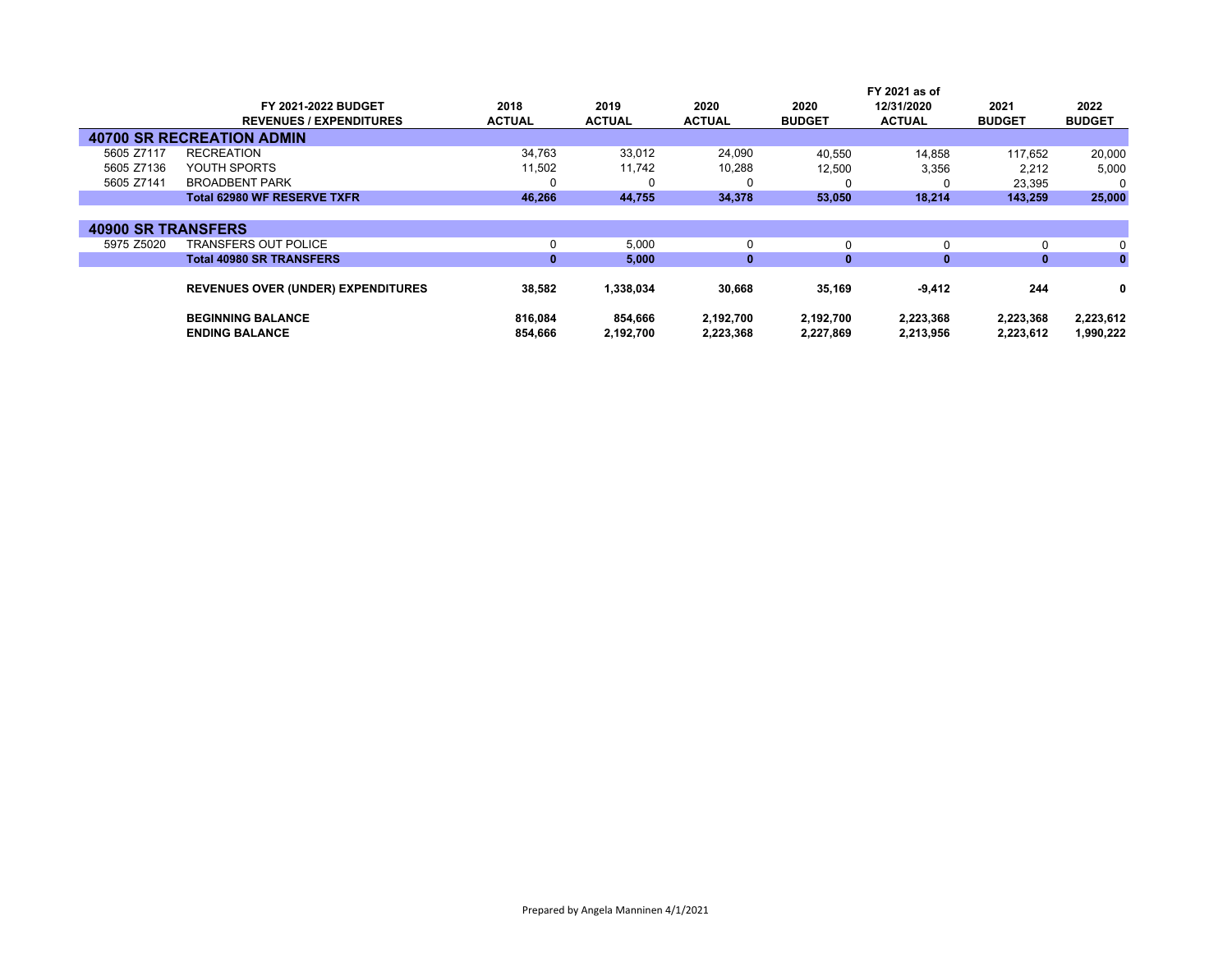| | FY 2021-2022 BUDGET<br>REVENUES / EXPENDITURES | 2018<br>ACTUAL | 2019<br>ACTUAL | 2020<br>ACTUAL | 2020<br>BUDGET | FY 2021 as of<br>12/31/2020<br>ACTUAL | 2021<br>BUDGET | 2022<br>BUDGET |
|---|---|---|---|---|---|---|---|---|
| **40700 SR RECREATION ADMIN** | | | | | | | | |
| 5605 Z7117 | RECREATION | 34,763 | 33,012 | 24,090 | 40,550 | 14,858 | 117,652 | 20,000 |
| 5605 Z7136 | YOUTH SPORTS | 11,502 | 11,742 | 10,288 | 12,500 | 3,356 | 2,212 | 5,000 |
| 5605 Z7141 | BROADBENT PARK | 0 | 0 | 0 | 0 | 0 | 23,395 | 0 |
| | **Total 62980 WF RESERVE TXFR** | **46,266** | **44,755** | **34,378** | **53,050** | **18,214** | **143,259** | **25,000** |
| **40900 SR TRANSFERS** | | | | | | | | |
| 5975 Z5020 | TRANSFERS OUT POLICE | 0 | 5,000 | 0 | 0 | 0 | 0 | 0 |
| | **Total 40980 SR TRANSFERS** | **0** | **5,000** | **0** | **0** | **0** | **0** | **0** |
| | **REVENUES OVER (UNDER) EXPENDITURES** | **38,582** | **1,338,034** | **30,668** | **35,169** | **-9,412** | **244** | **0** |
| | **BEGINNING BALANCE** | **816,084** | **854,666** | **2,192,700** | **2,192,700** | **2,223,368** | **2,223,368** | **2,223,612** |
| | **ENDING BALANCE** | **854,666** | **2,192,700** | **2,223,368** | **2,227,869** | **2,213,956** | **2,223,612** | **1,990,222** |

Prepared by Angela Manninen 4/1/2021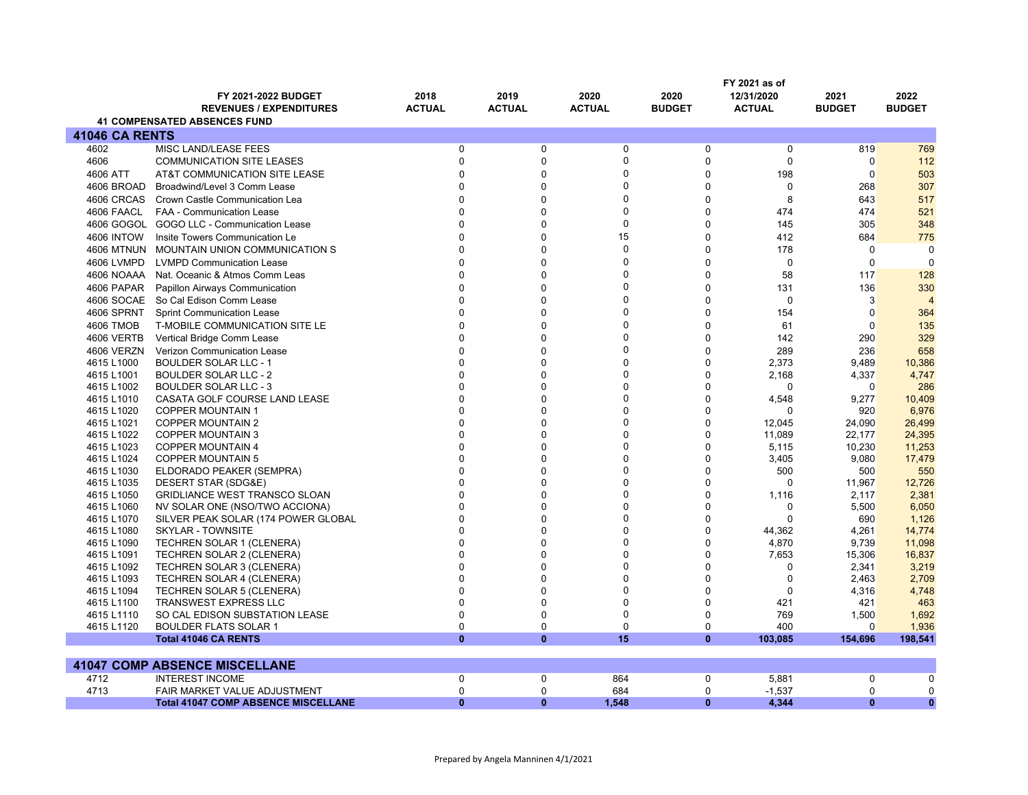| | FY 2021-2022 BUDGET REVENUES / EXPENDITURES | 2018 ACTUAL | 2019 ACTUAL | 2020 ACTUAL | 2020 BUDGET | FY 2021 as of 12/31/2020 ACTUAL | 2021 BUDGET | 2022 BUDGET |
|---|---|---|---|---|---|---|---|---|
| | **41 COMPENSATED ABSENCES FUND** | | | | | | | |
| **41046 CA RENTS** | | | | | | | | |
| 4602 | MISC LAND/LEASE FEES | 0 | 0 | 0 | 0 | 0 | 819 | 769 |
| 4606 | COMMUNICATION SITE LEASES | 0 | 0 | 0 | 0 | 0 | 0 | 112 |
| 4606 ATT | AT&T COMMUNICATION SITE LEASE | 0 | 0 | 0 | 0 | 198 | 0 | 503 |
| 4606 BROAD | Broadwind/Level 3 Comm Lease | 0 | 0 | 0 | 0 | 0 | 268 | 307 |
| 4606 CRCAS | Crown Castle Communication Lea | 0 | 0 | 0 | 0 | 8 | 643 | 517 |
| 4606 FAACL | FAA - Communication Lease | 0 | 0 | 0 | 0 | 474 | 474 | 521 |
| 4606 GOGOL | GOGO LLC - Communication Lease | 0 | 0 | 0 | 0 | 145 | 305 | 348 |
| 4606 INTOW | Insite Towers Communication Le | 0 | 0 | 15 | 0 | 412 | 684 | 775 |
| 4606 MTNUN | MOUNTAIN UNION COMMUNICATION S | 0 | 0 | 0 | 0 | 178 | 0 | 0 |
| 4606 LVMPD | LVMPD Communication Lease | 0 | 0 | 0 | 0 | 0 | 0 | 0 |
| 4606 NOAAA | Nat. Oceanic & Atmos Comm Leas | 0 | 0 | 0 | 0 | 58 | 117 | 128 |
| 4606 PAPAR | Papillon Airways Communication | 0 | 0 | 0 | 0 | 131 | 136 | 330 |
| 4606 SOCAE | So Cal Edison Comm Lease | 0 | 0 | 0 | 0 | 0 | 3 | 4 |
| 4606 SPRNT | Sprint Communication Lease | 0 | 0 | 0 | 0 | 154 | 0 | 364 |
| 4606 TMOB | T-MOBILE COMMUNICATION SITE LE | 0 | 0 | 0 | 0 | 61 | 0 | 135 |
| 4606 VERTB | Vertical Bridge Comm Lease | 0 | 0 | 0 | 0 | 142 | 290 | 329 |
| 4606 VERZN | Verizon Communication Lease | 0 | 0 | 0 | 0 | 289 | 236 | 658 |
| 4615 L1000 | BOULDER SOLAR LLC - 1 | 0 | 0 | 0 | 0 | 2,373 | 9,489 | 10,386 |
| 4615 L1001 | BOULDER SOLAR LLC - 2 | 0 | 0 | 0 | 0 | 2,168 | 4,337 | 4,747 |
| 4615 L1002 | BOULDER SOLAR LLC - 3 | 0 | 0 | 0 | 0 | 0 | 0 | 286 |
| 4615 L1010 | CASATA GOLF COURSE LAND LEASE | 0 | 0 | 0 | 0 | 4,548 | 9,277 | 10,409 |
| 4615 L1020 | COPPER MOUNTAIN 1 | 0 | 0 | 0 | 0 | 0 | 920 | 6,976 |
| 4615 L1021 | COPPER MOUNTAIN 2 | 0 | 0 | 0 | 0 | 12,045 | 24,090 | 26,499 |
| 4615 L1022 | COPPER MOUNTAIN 3 | 0 | 0 | 0 | 0 | 11,089 | 22,177 | 24,395 |
| 4615 L1023 | COPPER MOUNTAIN 4 | 0 | 0 | 0 | 0 | 5,115 | 10,230 | 11,253 |
| 4615 L1024 | COPPER MOUNTAIN 5 | 0 | 0 | 0 | 0 | 3,405 | 9,080 | 17,479 |
| 4615 L1030 | ELDORADO PEAKER (SEMPRA) | 0 | 0 | 0 | 0 | 500 | 500 | 550 |
| 4615 L1035 | DESERT STAR (SDG&E) | 0 | 0 | 0 | 0 | 0 | 11,967 | 12,726 |
| 4615 L1050 | GRIDLIANCE WEST TRANSCO SLOAN | 0 | 0 | 0 | 0 | 1,116 | 2,117 | 2,381 |
| 4615 L1060 | NV SOLAR ONE (NSO/TWO ACCIONA) | 0 | 0 | 0 | 0 | 0 | 5,500 | 6,050 |
| 4615 L1070 | SILVER PEAK SOLAR (174 POWER GLOBAL | 0 | 0 | 0 | 0 | 0 | 690 | 1,126 |
| 4615 L1080 | SKYLAR - TOWNSITE | 0 | 0 | 0 | 0 | 44,362 | 4,261 | 14,774 |
| 4615 L1090 | TECHREN SOLAR 1 (CLENERA) | 0 | 0 | 0 | 0 | 4,870 | 9,739 | 11,098 |
| 4615 L1091 | TECHREN SOLAR 2 (CLENERA) | 0 | 0 | 0 | 0 | 7,653 | 15,306 | 16,837 |
| 4615 L1092 | TECHREN SOLAR 3 (CLENERA) | 0 | 0 | 0 | 0 | 0 | 2,341 | 3,219 |
| 4615 L1093 | TECHREN SOLAR 4 (CLENERA) | 0 | 0 | 0 | 0 | 0 | 2,463 | 2,709 |
| 4615 L1094 | TECHREN SOLAR 5 (CLENERA) | 0 | 0 | 0 | 0 | 0 | 4,316 | 4,748 |
| 4615 L1100 | TRANSWEST EXPRESS LLC | 0 | 0 | 0 | 0 | 421 | 421 | 463 |
| 4615 L1110 | SO CAL EDISON SUBSTATION LEASE | 0 | 0 | 0 | 0 | 769 | 1,500 | 1,692 |
| 4615 L1120 | BOULDER FLATS SOLAR 1 | 0 | 0 | 0 | 0 | 400 | 0 | 1,936 |
| | **Total 41046 CA RENTS** | **0** | **0** | **15** | **0** | **103,085** | **154,696** | **198,541** |
| **41047 COMP ABSENCE MISCELLANE** | | | | | | | | |
| 4712 | INTEREST INCOME | 0 | 0 | 864 | 0 | 5,881 | 0 | 0 |
| 4713 | FAIR MARKET VALUE ADJUSTMENT | 0 | 0 | 684 | 0 | -1,537 | 0 | 0 |
| | **Total 41047 COMP ABSENCE MISCELLANE** | **0** | **0** | **1,548** | **0** | **4,344** | **0** | **0** |

Prepared by Angela Manninen 4/1/2021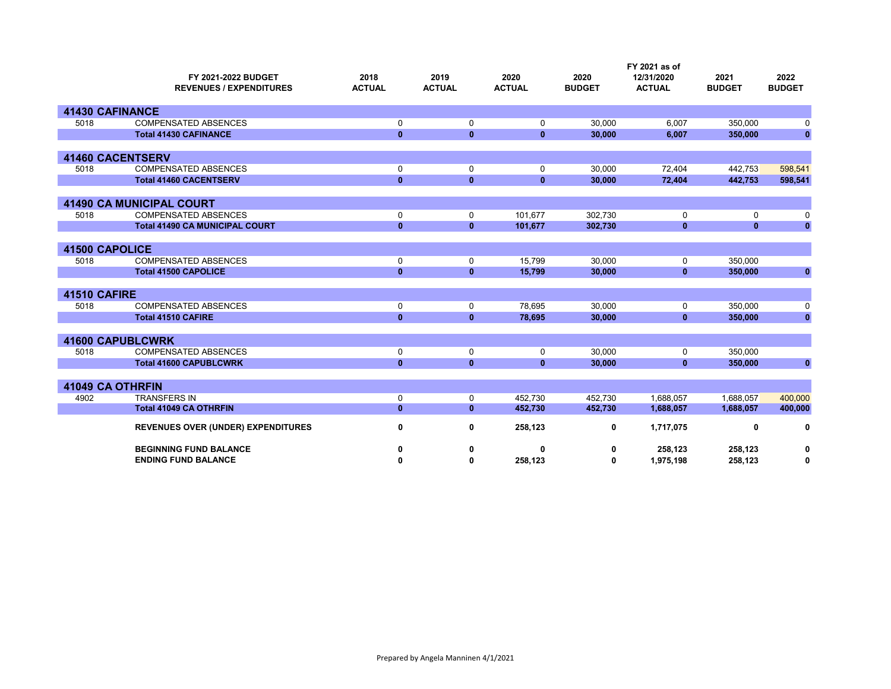| | FY 2021-2022 BUDGET REVENUES / EXPENDITURES | 2018 ACTUAL | 2019 ACTUAL | 2020 ACTUAL | 2020 BUDGET | FY 2021 as of 12/31/2020 ACTUAL | 2021 BUDGET | 2022 BUDGET |
|---|---|---|---|---|---|---|---|---|
| **41430 CAFINANCE** | | | | | | | | |
| 5018 | COMPENSATED ABSENCES | 0 | 0 | 0 | 30,000 | 6,007 | 350,000 | 0 |
| | **Total 41430 CAFINANCE** | **0** | **0** | **0** | **30,000** | **6,007** | **350,000** | **0** |
| **41460 CACENTSERV** | | | | | | | | |
| 5018 | COMPENSATED ABSENCES | 0 | 0 | 0 | 30,000 | 72,404 | 442,753 | 598,541 |
| | **Total 41460 CACENTSERV** | **0** | **0** | **0** | **30,000** | **72,404** | **442,753** | **598,541** |
| **41490 CA MUNICIPAL COURT** | | | | | | | | |
| 5018 | COMPENSATED ABSENCES | 0 | 0 | 101,677 | 302,730 | 0 | 0 | 0 |
| | **Total 41490 CA MUNICIPAL COURT** | **0** | **0** | **101,677** | **302,730** | **0** | **0** | **0** |
| **41500 CAPOLICE** | | | | | | | | |
| 5018 | COMPENSATED ABSENCES | 0 | 0 | 15,799 | 30,000 | 0 | 350,000 | |
| | **Total 41500 CAPOLICE** | **0** | **0** | **15,799** | **30,000** | **0** | **350,000** | **0** |
| **41510 CAFIRE** | | | | | | | | |
| 5018 | COMPENSATED ABSENCES | 0 | 0 | 78,695 | 30,000 | 0 | 350,000 | 0 |
| | **Total 41510 CAFIRE** | **0** | **0** | **78,695** | **30,000** | **0** | **350,000** | **0** |
| **41600 CAPUBLCWRK** | | | | | | | | |
| 5018 | COMPENSATED ABSENCES | 0 | 0 | 0 | 30,000 | 0 | 350,000 | |
| | **Total 41600 CAPUBLCWRK** | **0** | **0** | **0** | **30,000** | **0** | **350,000** | **0** |
| **41049 CA OTHRFIN** | | | | | | | | |
| 4902 | TRANSFERS IN | 0 | 0 | 452,730 | 452,730 | 1,688,057 | 1,688,057 | 400,000 |
| | **Total 41049 CA OTHRFIN** | **0** | **0** | **452,730** | **452,730** | **1,688,057** | **1,688,057** | **400,000** |
| | **REVENUES OVER (UNDER) EXPENDITURES** | **0** | **0** | **258,123** | **0** | **1,717,075** | **0** | **0** |
| | **BEGINNING FUND BALANCE** | **0** | **0** | **0** | **0** | **258,123** | **258,123** | **0** |
| | **ENDING FUND BALANCE** | **0** | **0** | **258,123** | **0** | **1,975,198** | **258,123** | **0** |

Prepared by Angela Manninen 4/1/2021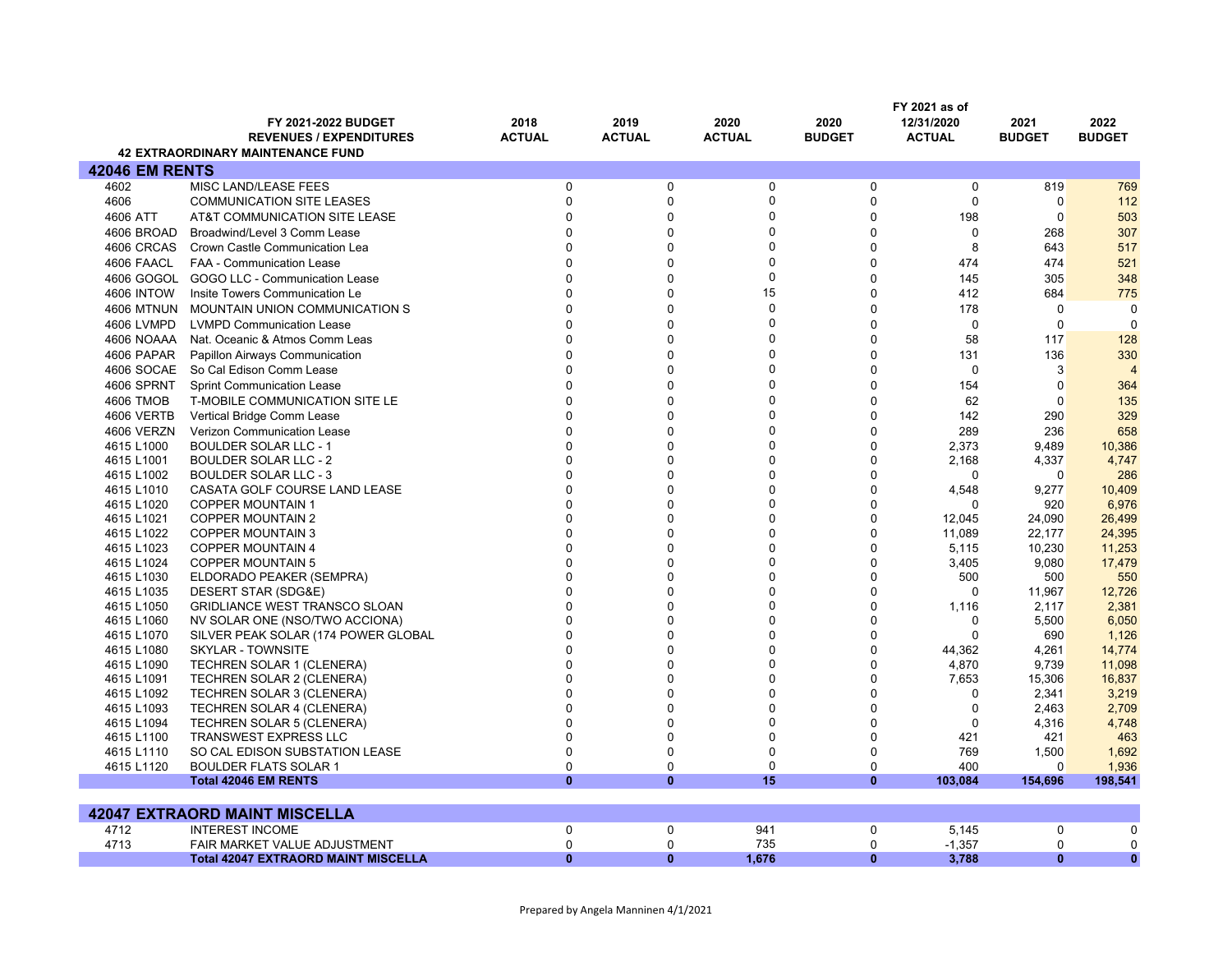| | FY 2021-2022 BUDGET REVENUES / EXPENDITURES | 2018 ACTUAL | 2019 ACTUAL | 2020 ACTUAL | 2020 BUDGET | FY 2021 as of 12/31/2020 ACTUAL | 2021 BUDGET | 2022 BUDGET |
|---|---|---|---|---|---|---|---|---|
| | **42 EXTRAORDINARY MAINTENANCE FUND** | | | | | | | |
| **42046 EM RENTS** | | | | | | | | |
| 4602 | MISC LAND/LEASE FEES | 0 | 0 | 0 | 0 | 0 | 819 | 769 |
| 4606 | COMMUNICATION SITE LEASES | 0 | 0 | 0 | 0 | 0 | 0 | 112 |
| 4606 ATT | AT&T COMMUNICATION SITE LEASE | 0 | 0 | 0 | 0 | 198 | 0 | 503 |
| 4606 BROAD | Broadwind/Level 3 Comm Lease | 0 | 0 | 0 | 0 | 0 | 268 | 307 |
| 4606 CRCAS | Crown Castle Communication Lea | 0 | 0 | 0 | 0 | 8 | 643 | 517 |
| 4606 FAACL | FAA - Communication Lease | 0 | 0 | 0 | 0 | 474 | 474 | 521 |
| 4606 GOGOL | GOGO LLC - Communication Lease | 0 | 0 | 0 | 0 | 145 | 305 | 348 |
| 4606 INTOW | Insite Towers Communication Le | 0 | 0 | 15 | 0 | 412 | 684 | 775 |
| 4606 MTNUN | MOUNTAIN UNION COMMUNICATION S | 0 | 0 | 0 | 0 | 178 | 0 | 0 |
| 4606 LVMPD | LVMPD Communication Lease | 0 | 0 | 0 | 0 | 0 | 0 | 0 |
| 4606 NOAAA | Nat. Oceanic & Atmos Comm Leas | 0 | 0 | 0 | 0 | 58 | 117 | 128 |
| 4606 PAPAR | Papillon Airways Communication | 0 | 0 | 0 | 0 | 131 | 136 | 330 |
| 4606 SOCAE | So Cal Edison Comm Lease | 0 | 0 | 0 | 0 | 0 | 3 | 4 |
| 4606 SPRNT | Sprint Communication Lease | 0 | 0 | 0 | 0 | 154 | 0 | 364 |
| 4606 TMOB | T-MOBILE COMMUNICATION SITE LE | 0 | 0 | 0 | 0 | 62 | 0 | 135 |
| 4606 VERTB | Vertical Bridge Comm Lease | 0 | 0 | 0 | 0 | 142 | 290 | 329 |
| 4606 VERZN | Verizon Communication Lease | 0 | 0 | 0 | 0 | 289 | 236 | 658 |
| 4615 L1000 | BOULDER SOLAR LLC - 1 | 0 | 0 | 0 | 0 | 2,373 | 9,489 | 10,386 |
| 4615 L1001 | BOULDER SOLAR LLC - 2 | 0 | 0 | 0 | 0 | 2,168 | 4,337 | 4,747 |
| 4615 L1002 | BOULDER SOLAR LLC - 3 | 0 | 0 | 0 | 0 | 0 | 0 | 286 |
| 4615 L1010 | CASATA GOLF COURSE LAND LEASE | 0 | 0 | 0 | 0 | 4,548 | 9,277 | 10,409 |
| 4615 L1020 | COPPER MOUNTAIN 1 | 0 | 0 | 0 | 0 | 0 | 920 | 6,976 |
| 4615 L1021 | COPPER MOUNTAIN 2 | 0 | 0 | 0 | 0 | 12,045 | 24,090 | 26,499 |
| 4615 L1022 | COPPER MOUNTAIN 3 | 0 | 0 | 0 | 0 | 11,089 | 22,177 | 24,395 |
| 4615 L1023 | COPPER MOUNTAIN 4 | 0 | 0 | 0 | 0 | 5,115 | 10,230 | 11,253 |
| 4615 L1024 | COPPER MOUNTAIN 5 | 0 | 0 | 0 | 0 | 3,405 | 9,080 | 17,479 |
| 4615 L1030 | ELDORADO PEAKER (SEMPRA) | 0 | 0 | 0 | 0 | 500 | 500 | 550 |
| 4615 L1035 | DESERT STAR (SDG&E) | 0 | 0 | 0 | 0 | 0 | 11,967 | 12,726 |
| 4615 L1050 | GRIDLIANCE WEST TRANSCO SLOAN | 0 | 0 | 0 | 0 | 1,116 | 2,117 | 2,381 |
| 4615 L1060 | NV SOLAR ONE (NSO/TWO ACCIONA) | 0 | 0 | 0 | 0 | 0 | 5,500 | 6,050 |
| 4615 L1070 | SILVER PEAK SOLAR (174 POWER GLOBAL | 0 | 0 | 0 | 0 | 0 | 690 | 1,126 |
| 4615 L1080 | SKYLAR - TOWNSITE | 0 | 0 | 0 | 0 | 44,362 | 4,261 | 14,774 |
| 4615 L1090 | TECHREN SOLAR 1 (CLENERA) | 0 | 0 | 0 | 0 | 4,870 | 9,739 | 11,098 |
| 4615 L1091 | TECHREN SOLAR 2 (CLENERA) | 0 | 0 | 0 | 0 | 7,653 | 15,306 | 16,837 |
| 4615 L1092 | TECHREN SOLAR 3 (CLENERA) | 0 | 0 | 0 | 0 | 0 | 2,341 | 3,219 |
| 4615 L1093 | TECHREN SOLAR 4 (CLENERA) | 0 | 0 | 0 | 0 | 0 | 2,463 | 2,709 |
| 4615 L1094 | TECHREN SOLAR 5 (CLENERA) | 0 | 0 | 0 | 0 | 0 | 4,316 | 4,748 |
| 4615 L1100 | TRANSWEST EXPRESS LLC | 0 | 0 | 0 | 0 | 421 | 421 | 463 |
| 4615 L1110 | SO CAL EDISON SUBSTATION LEASE | 0 | 0 | 0 | 0 | 769 | 1,500 | 1,692 |
| 4615 L1120 | BOULDER FLATS SOLAR 1 | 0 | 0 | 0 | 0 | 400 | 0 | 1,936 |
| | **Total 42046 EM RENTS** | **0** | **0** | **15** | **0** | **103,084** | **154,696** | **198,541** |
| **42047 EXTRAORD MAINT MISCELLA** | | | | | | | | |
| 4712 | INTEREST INCOME | 0 | 0 | 941 | 0 | 5,145 | 0 | 0 |
| 4713 | FAIR MARKET VALUE ADJUSTMENT | 0 | 0 | 735 | 0 | -1,357 | 0 | 0 |
| | **Total 42047 EXTRAORD MAINT MISCELLA** | **0** | **0** | **1,676** | **0** | **3,788** | **0** | **0** |

Prepared by Angela Manninen 4/1/2021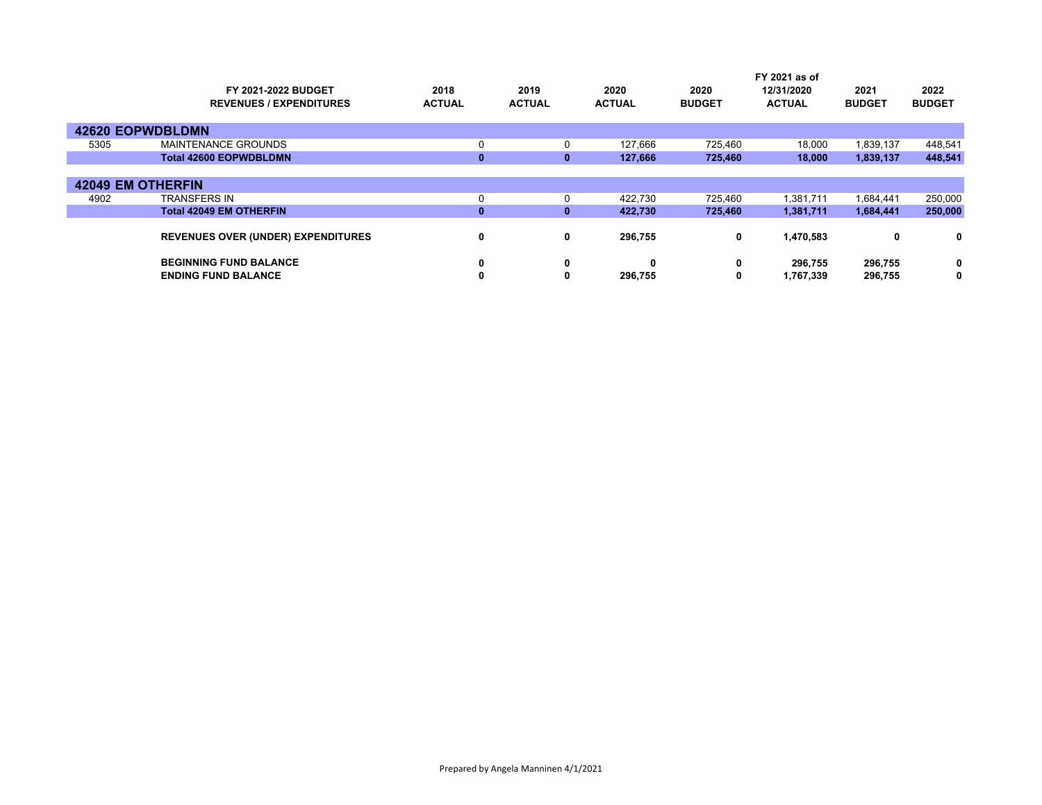| | FY 2021-2022 BUDGET REVENUES / EXPENDITURES | 2018 ACTUAL | 2019 ACTUAL | 2020 ACTUAL | 2020 BUDGET | FY 2021 as of 12/31/2020 ACTUAL | 2021 BUDGET | 2022 BUDGET |
|---|---|---|---|---|---|---|---|---|
| **42620 EOPWDBLDMN** | | | | | | | | |
| 5305 | MAINTENANCE GROUNDS | 0 | 0 | 127,666 | 725,460 | 18,000 | 1,839,137 | 448,541 |
| | **Total 42600 EOPWDBLDMN** | **0** | **0** | **127,666** | **725,460** | **18,000** | **1,839,137** | **448,541** |
| **42049 EM OTHERFIN** | | | | | | | | |
| 4902 | TRANSFERS IN | 0 | 0 | 422,730 | 725,460 | 1,381,711 | 1,684,441 | 250,000 |
| | **Total 42049 EM OTHERFIN** | **0** | **0** | **422,730** | **725,460** | **1,381,711** | **1,684,441** | **250,000** |
| | **REVENUES OVER (UNDER) EXPENDITURES** | **0** | **0** | **296,755** | **0** | **1,470,583** | **0** | **0** |
| | **BEGINNING FUND BALANCE** | **0** | **0** | **0** | **0** | **296,755** | **296,755** | **0** |
| | **ENDING FUND BALANCE** | **0** | **0** | **296,755** | **0** | **1,767,339** | **296,755** | **0** |

Prepared by Angela Manninen 4/1/2021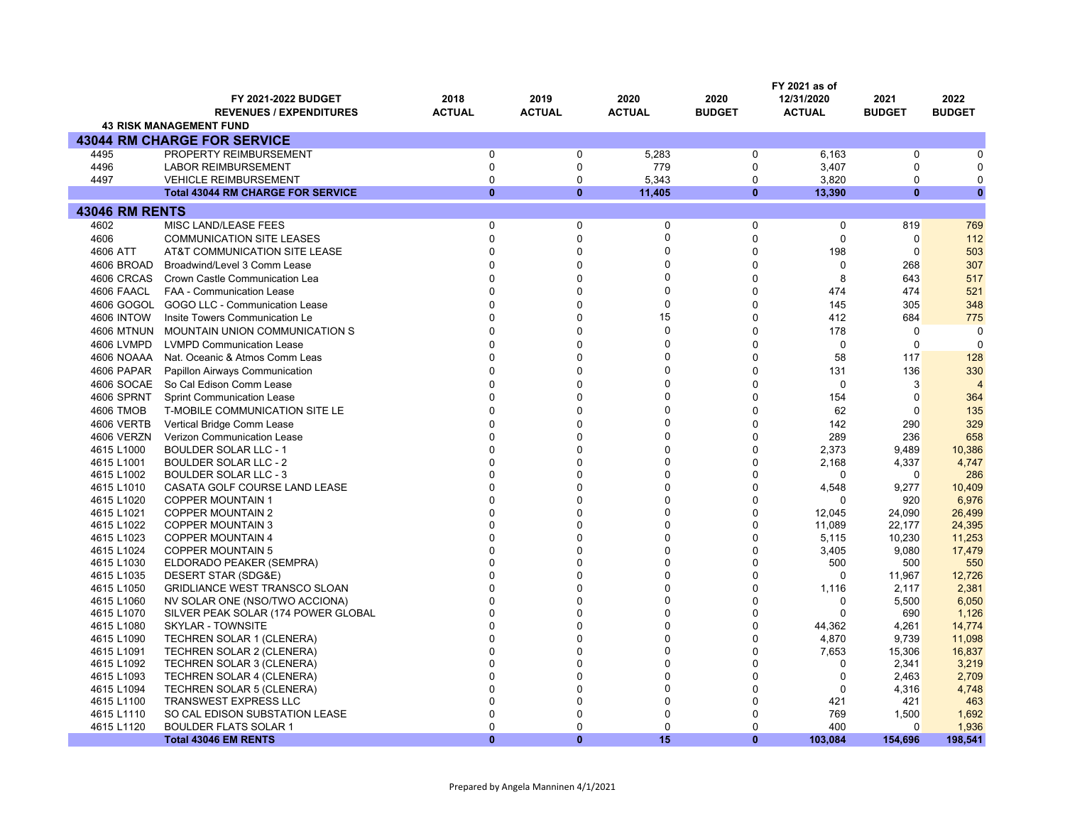| | FY 2021-2022 BUDGET REVENUES / EXPENDITURES | 2018 ACTUAL | 2019 ACTUAL | 2020 ACTUAL | 2020 BUDGET | FY 2021 as of 12/31/2020 ACTUAL | 2021 BUDGET | 2022 BUDGET |
|---|---|---|---|---|---|---|---|---|
| **43 RISK MANAGEMENT FUND** | | | | | | | | |
| **43044 RM CHARGE FOR SERVICE** | | | | | | | | |
| 4495 | PROPERTY REIMBURSEMENT | 0 | 0 | 5,283 | 0 | 6,163 | 0 | 0 |
| 4496 | LABOR REIMBURSEMENT | 0 | 0 | 779 | 0 | 3,407 | 0 | 0 |
| 4497 | VEHICLE REIMBURSEMENT | 0 | 0 | 5,343 | 0 | 3,820 | 0 | 0 |
| | **Total 43044 RM CHARGE FOR SERVICE** | **0** | **0** | **11,405** | **0** | **13,390** | **0** | **0** |
| **43046 RM RENTS** | | | | | | | | |
| 4602 | MISC LAND/LEASE FEES | 0 | 0 | 0 | 0 | 0 | 819 | 769 |
| 4606 | COMMUNICATION SITE LEASES | 0 | 0 | 0 | 0 | 0 | 0 | 112 |
| 4606 ATT | AT&T COMMUNICATION SITE LEASE | 0 | 0 | 0 | 0 | 198 | 0 | 503 |
| 4606 BROAD | Broadwind/Level 3 Comm Lease | 0 | 0 | 0 | 0 | 0 | 268 | 307 |
| 4606 CRCAS | Crown Castle Communication Lea | 0 | 0 | 0 | 0 | 8 | 643 | 517 |
| 4606 FAACL | FAA - Communication Lease | 0 | 0 | 0 | 0 | 474 | 474 | 521 |
| 4606 GOGOL | GOGO LLC - Communication Lease | 0 | 0 | 0 | 0 | 145 | 305 | 348 |
| 4606 INTOW | Insite Towers Communication Le | 0 | 0 | 15 | 0 | 412 | 684 | 775 |
| 4606 MTNUN | MOUNTAIN UNION COMMUNICATION S | 0 | 0 | 0 | 0 | 178 | 0 | 0 |
| 4606 LVMPD | LVMPD Communication Lease | 0 | 0 | 0 | 0 | 0 | 0 | 0 |
| 4606 NOAAA | Nat. Oceanic & Atmos Comm Leas | 0 | 0 | 0 | 0 | 58 | 117 | 128 |
| 4606 PAPAR | Papillon Airways Communication | 0 | 0 | 0 | 0 | 131 | 136 | 330 |
| 4606 SOCAE | So Cal Edison Comm Lease | 0 | 0 | 0 | 0 | 0 | 3 | 4 |
| 4606 SPRNT | Sprint Communication Lease | 0 | 0 | 0 | 0 | 154 | 0 | 364 |
| 4606 TMOB | T-MOBILE COMMUNICATION SITE LE | 0 | 0 | 0 | 0 | 62 | 0 | 135 |
| 4606 VERTB | Vertical Bridge Comm Lease | 0 | 0 | 0 | 0 | 142 | 290 | 329 |
| 4606 VERZN | Verizon Communication Lease | 0 | 0 | 0 | 0 | 289 | 236 | 658 |
| 4615 L1000 | BOULDER SOLAR LLC - 1 | 0 | 0 | 0 | 0 | 2,373 | 9,489 | 10,386 |
| 4615 L1001 | BOULDER SOLAR LLC - 2 | 0 | 0 | 0 | 0 | 2,168 | 4,337 | 4,747 |
| 4615 L1002 | BOULDER SOLAR LLC - 3 | 0 | 0 | 0 | 0 | 0 | 0 | 286 |
| 4615 L1010 | CASATA GOLF COURSE LAND LEASE | 0 | 0 | 0 | 0 | 4,548 | 9,277 | 10,409 |
| 4615 L1020 | COPPER MOUNTAIN 1 | 0 | 0 | 0 | 0 | 0 | 920 | 6,976 |
| 4615 L1021 | COPPER MOUNTAIN 2 | 0 | 0 | 0 | 0 | 12,045 | 24,090 | 26,499 |
| 4615 L1022 | COPPER MOUNTAIN 3 | 0 | 0 | 0 | 0 | 11,089 | 22,177 | 24,395 |
| 4615 L1023 | COPPER MOUNTAIN 4 | 0 | 0 | 0 | 0 | 5,115 | 10,230 | 11,253 |
| 4615 L1024 | COPPER MOUNTAIN 5 | 0 | 0 | 0 | 0 | 3,405 | 9,080 | 17,479 |
| 4615 L1030 | ELDORADO PEAKER (SEMPRA) | 0 | 0 | 0 | 0 | 500 | 500 | 550 |
| 4615 L1035 | DESERT STAR (SDG&E) | 0 | 0 | 0 | 0 | 0 | 11,967 | 12,726 |
| 4615 L1050 | GRIDLIANCE WEST TRANSCO SLOAN | 0 | 0 | 0 | 0 | 1,116 | 2,117 | 2,381 |
| 4615 L1060 | NV SOLAR ONE (NSO/TWO ACCIONA) | 0 | 0 | 0 | 0 | 0 | 5,500 | 6,050 |
| 4615 L1070 | SILVER PEAK SOLAR (174 POWER GLOBAL | 0 | 0 | 0 | 0 | 0 | 690 | 1,126 |
| 4615 L1080 | SKYLAR - TOWNSITE | 0 | 0 | 0 | 0 | 44,362 | 4,261 | 14,774 |
| 4615 L1090 | TECHREN SOLAR 1 (CLENERA) | 0 | 0 | 0 | 0 | 4,870 | 9,739 | 11,098 |
| 4615 L1091 | TECHREN SOLAR 2 (CLENERA) | 0 | 0 | 0 | 0 | 7,653 | 15,306 | 16,837 |
| 4615 L1092 | TECHREN SOLAR 3 (CLENERA) | 0 | 0 | 0 | 0 | 0 | 2,341 | 3,219 |
| 4615 L1093 | TECHREN SOLAR 4 (CLENERA) | 0 | 0 | 0 | 0 | 0 | 2,463 | 2,709 |
| 4615 L1094 | TECHREN SOLAR 5 (CLENERA) | 0 | 0 | 0 | 0 | 0 | 4,316 | 4,748 |
| 4615 L1100 | TRANSWEST EXPRESS LLC | 0 | 0 | 0 | 0 | 421 | 421 | 463 |
| 4615 L1110 | SO CAL EDISON SUBSTATION LEASE | 0 | 0 | 0 | 0 | 769 | 1,500 | 1,692 |
| 4615 L1120 | BOULDER FLATS SOLAR 1 | 0 | 0 | 0 | 0 | 400 | 0 | 1,936 |
| | **Total 43046 EM RENTS** | **0** | **0** | **15** | **0** | **103,084** | **154,696** | **198,541** |

Prepared by Angela Manninen 4/1/2021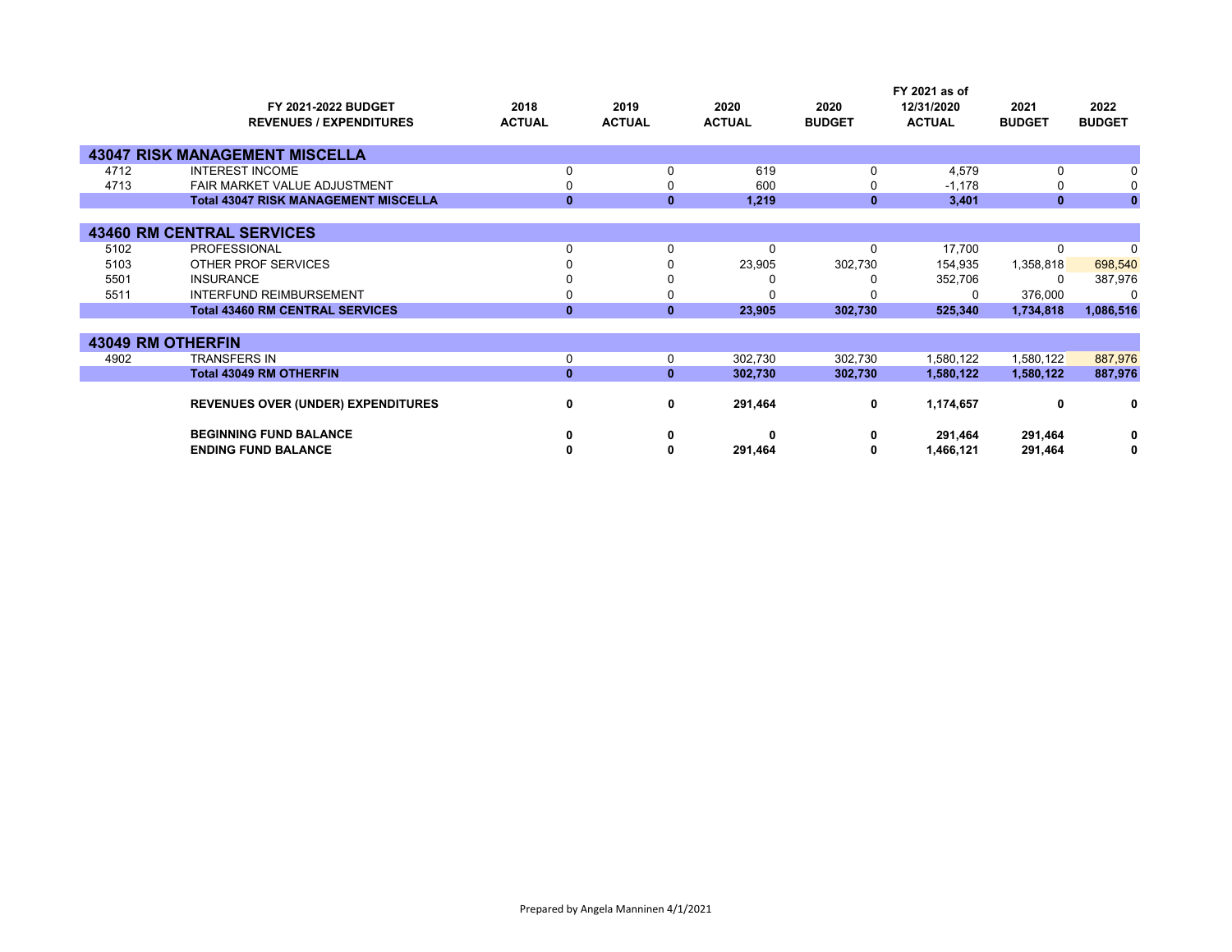| | FY 2021-2022 BUDGET REVENUES / EXPENDITURES | 2018 ACTUAL | 2019 ACTUAL | 2020 ACTUAL | 2020 BUDGET | FY 2021 as of 12/31/2020 ACTUAL | 2021 BUDGET | 2022 BUDGET |
|---|---|---|---|---|---|---|---|---|
| **43047 RISK MANAGEMENT MISCELLA** | | | | | | | | |
| 4712 | INTEREST INCOME | 0 | 0 | 619 | 0 | 4,579 | 0 | 0 |
| 4713 | FAIR MARKET VALUE ADJUSTMENT | 0 | 0 | 600 | 0 | -1,178 | 0 | 0 |
| | **Total 43047 RISK MANAGEMENT MISCELLA** | **0** | **0** | **1,219** | **0** | **3,401** | **0** | **0** |
| **43460 RM CENTRAL SERVICES** | | | | | | | | |
| 5102 | PROFESSIONAL | 0 | 0 | 0 | 0 | 17,700 | 0 | 0 |
| 5103 | OTHER PROF SERVICES | 0 | 0 | 23,905 | 302,730 | 154,935 | 1,358,818 | 698,540 |
| 5501 | INSURANCE | 0 | 0 | 0 | 0 | 352,706 | 0 | 387,976 |
| 5511 | INTERFUND REIMBURSEMENT | 0 | 0 | 0 | 0 | 0 | 376,000 | 0 |
| | **Total 43460 RM CENTRAL SERVICES** | **0** | **0** | **23,905** | **302,730** | **525,340** | **1,734,818** | **1,086,516** |
| **43049 RM OTHERFIN** | | | | | | | | |
| 4902 | TRANSFERS IN | 0 | 0 | 302,730 | 302,730 | 1,580,122 | 1,580,122 | 887,976 |
| | **Total 43049 RM OTHERFIN** | **0** | **0** | **302,730** | **302,730** | **1,580,122** | **1,580,122** | **887,976** |
| | **REVENUES OVER (UNDER) EXPENDITURES** | **0** | **0** | **291,464** | **0** | **1,174,657** | **0** | **0** |
| | **BEGINNING FUND BALANCE** | **0** | **0** | **0** | **0** | **291,464** | **291,464** | **0** |
| | **ENDING FUND BALANCE** | **0** | **0** | **291,464** | **0** | **1,466,121** | **291,464** | **0** |

Prepared by Angela Manninen 4/1/2021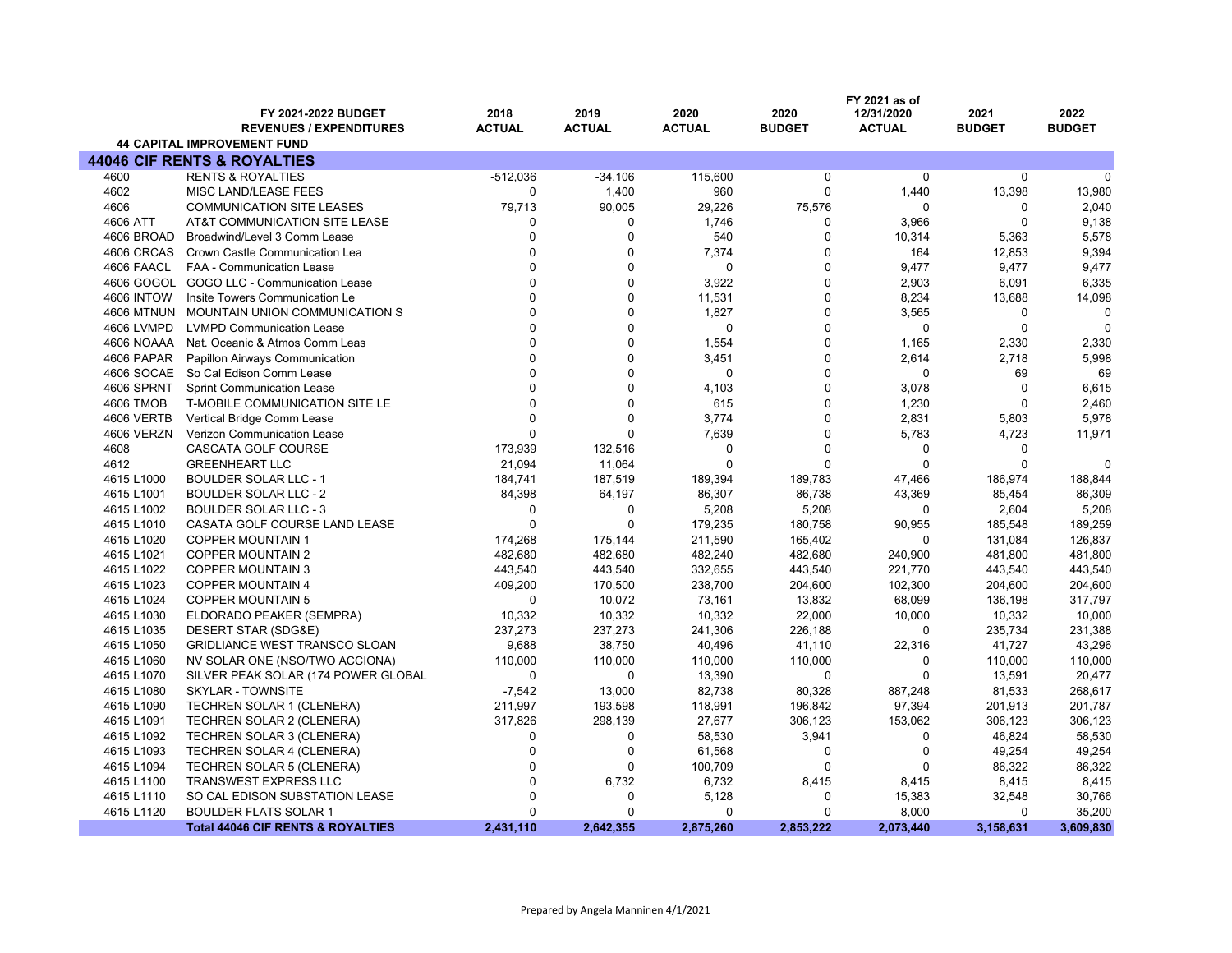| | FY 2021-2022 BUDGET REVENUES / EXPENDITURES | 2018 ACTUAL | 2019 ACTUAL | 2020 ACTUAL | 2020 BUDGET | FY 2021 as of 12/31/2020 ACTUAL | 2021 BUDGET | 2022 BUDGET |
|---|---|---|---|---|---|---|---|---|
| | **44 CAPITAL IMPROVEMENT FUND** | | | | | | | |
| **44046 CIF RENTS & ROYALTIES** | | | | | | | | |
| 4600 | RENTS & ROYALTIES | -512,036 | -34,106 | 115,600 | 0 | 0 | 0 | 0 |
| 4602 | MISC LAND/LEASE FEES | 0 | 1,400 | 960 | 0 | 1,440 | 13,398 | 13,980 |
| 4606 | COMMUNICATION SITE LEASES | 79,713 | 90,005 | 29,226 | 75,576 | 0 | 0 | 2,040 |
| 4606 ATT | AT&T COMMUNICATION SITE LEASE | 0 | 0 | 1,746 | 0 | 3,966 | 0 | 9,138 |
| 4606 BROAD | Broadwind/Level 3 Comm Lease | 0 | 0 | 540 | 0 | 10,314 | 5,363 | 5,578 |
| 4606 CRCAS | Crown Castle Communication Lea | 0 | 0 | 7,374 | 0 | 164 | 12,853 | 9,394 |
| 4606 FAACL | FAA - Communication Lease | 0 | 0 | 0 | 0 | 9,477 | 9,477 | 9,477 |
| 4606 GOGOL | GOGO LLC - Communication Lease | 0 | 0 | 3,922 | 0 | 2,903 | 6,091 | 6,335 |
| 4606 INTOW | Insite Towers Communication Le | 0 | 0 | 11,531 | 0 | 8,234 | 13,688 | 14,098 |
| 4606 MTNUN | MOUNTAIN UNION COMMUNICATION S | 0 | 0 | 1,827 | 0 | 3,565 | 0 | 0 |
| 4606 LVMPD | LVMPD Communication Lease | 0 | 0 | 0 | 0 | 0 | 0 | 0 |
| 4606 NOAAA | Nat. Oceanic & Atmos Comm Leas | 0 | 0 | 1,554 | 0 | 1,165 | 2,330 | 2,330 |
| 4606 PAPAR | Papillon Airways Communication | 0 | 0 | 3,451 | 0 | 2,614 | 2,718 | 5,998 |
| 4606 SOCAE | So Cal Edison Comm Lease | 0 | 0 | 0 | 0 | 0 | 69 | 69 |
| 4606 SPRNT | Sprint Communication Lease | 0 | 0 | 4,103 | 0 | 3,078 | 0 | 6,615 |
| 4606 TMOB | T-MOBILE COMMUNICATION SITE LE | 0 | 0 | 615 | 0 | 1,230 | 0 | 2,460 |
| 4606 VERTB | Vertical Bridge Comm Lease | 0 | 0 | 3,774 | 0 | 2,831 | 5,803 | 5,978 |
| 4606 VERZN | Verizon Communication Lease | 0 | 0 | 7,639 | 0 | 5,783 | 4,723 | 11,971 |
| 4608 | CASCATA GOLF COURSE | 173,939 | 132,516 | 0 | 0 | 0 | 0 | |
| 4612 | GREENHEART LLC | 21,094 | 11,064 | 0 | 0 | 0 | 0 | 0 |
| 4615 L1000 | BOULDER SOLAR LLC - 1 | 184,741 | 187,519 | 189,394 | 189,783 | 47,466 | 186,974 | 188,844 |
| 4615 L1001 | BOULDER SOLAR LLC - 2 | 84,398 | 64,197 | 86,307 | 86,738 | 43,369 | 85,454 | 86,309 |
| 4615 L1002 | BOULDER SOLAR LLC - 3 | 0 | 0 | 5,208 | 5,208 | 0 | 2,604 | 5,208 |
| 4615 L1010 | CASATA GOLF COURSE LAND LEASE | 0 | 0 | 179,235 | 180,758 | 90,955 | 185,548 | 189,259 |
| 4615 L1020 | COPPER MOUNTAIN 1 | 174,268 | 175,144 | 211,590 | 165,402 | 0 | 131,084 | 126,837 |
| 4615 L1021 | COPPER MOUNTAIN 2 | 482,680 | 482,680 | 482,240 | 482,680 | 240,900 | 481,800 | 481,800 |
| 4615 L1022 | COPPER MOUNTAIN 3 | 443,540 | 443,540 | 332,655 | 443,540 | 221,770 | 443,540 | 443,540 |
| 4615 L1023 | COPPER MOUNTAIN 4 | 409,200 | 170,500 | 238,700 | 204,600 | 102,300 | 204,600 | 204,600 |
| 4615 L1024 | COPPER MOUNTAIN 5 | 0 | 10,072 | 73,161 | 13,832 | 68,099 | 136,198 | 317,797 |
| 4615 L1030 | ELDORADO PEAKER (SEMPRA) | 10,332 | 10,332 | 10,332 | 22,000 | 10,000 | 10,332 | 10,000 |
| 4615 L1035 | DESERT STAR (SDG&E) | 237,273 | 237,273 | 241,306 | 226,188 | 0 | 235,734 | 231,388 |
| 4615 L1050 | GRIDLIANCE WEST TRANSCO SLOAN | 9,688 | 38,750 | 40,496 | 41,110 | 22,316 | 41,727 | 43,296 |
| 4615 L1060 | NV SOLAR ONE (NSO/TWO ACCIONA) | 110,000 | 110,000 | 110,000 | 110,000 | 0 | 110,000 | 110,000 |
| 4615 L1070 | SILVER PEAK SOLAR (174 POWER GLOBAL | 0 | 0 | 13,390 | 0 | 0 | 13,591 | 20,477 |
| 4615 L1080 | SKYLAR - TOWNSITE | -7,542 | 13,000 | 82,738 | 80,328 | 887,248 | 81,533 | 268,617 |
| 4615 L1090 | TECHREN SOLAR 1 (CLENERA) | 211,997 | 193,598 | 118,991 | 196,842 | 97,394 | 201,913 | 201,787 |
| 4615 L1091 | TECHREN SOLAR 2 (CLENERA) | 317,826 | 298,139 | 27,677 | 306,123 | 153,062 | 306,123 | 306,123 |
| 4615 L1092 | TECHREN SOLAR 3 (CLENERA) | 0 | 0 | 58,530 | 3,941 | 0 | 46,824 | 58,530 |
| 4615 L1093 | TECHREN SOLAR 4 (CLENERA) | 0 | 0 | 61,568 | 0 | 0 | 49,254 | 49,254 |
| 4615 L1094 | TECHREN SOLAR 5 (CLENERA) | 0 | 0 | 100,709 | 0 | 0 | 86,322 | 86,322 |
| 4615 L1100 | TRANSWEST EXPRESS LLC | 0 | 6,732 | 6,732 | 8,415 | 8,415 | 8,415 | 8,415 |
| 4615 L1110 | SO CAL EDISON SUBSTATION LEASE | 0 | 0 | 5,128 | 0 | 15,383 | 32,548 | 30,766 |
| 4615 L1120 | BOULDER FLATS SOLAR 1 | 0 | 0 | 0 | 0 | 8,000 | 0 | 35,200 |
| | **Total 44046 CIF RENTS & ROYALTIES** | **2,431,110** | **2,642,355** | **2,875,260** | **2,853,222** | **2,073,440** | **3,158,631** | **3,609,830** |

Prepared by Angela Manninen 4/1/2021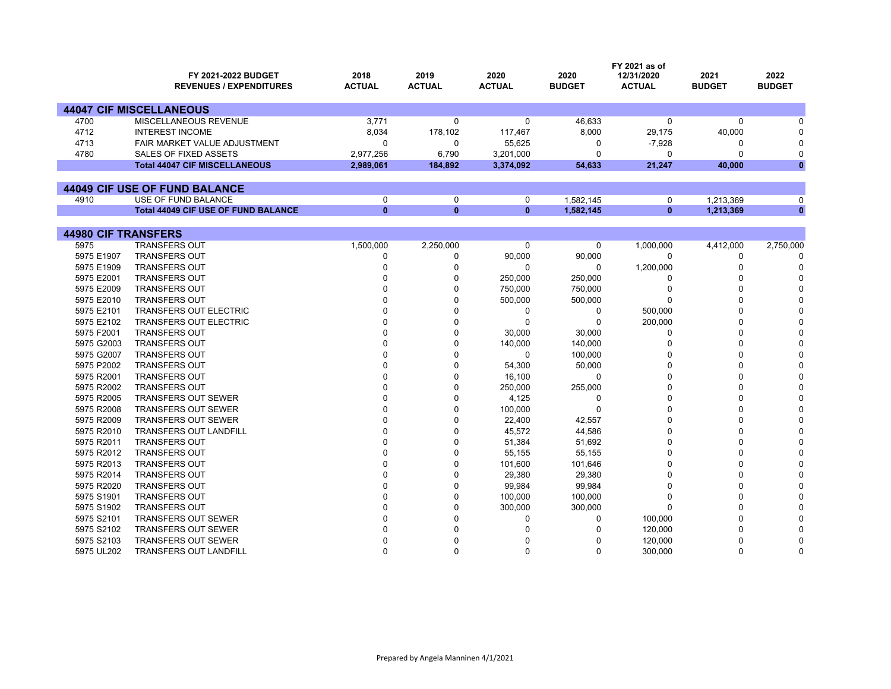| | FY 2021-2022 BUDGET REVENUES / EXPENDITURES | 2018 ACTUAL | 2019 ACTUAL | 2020 ACTUAL | 2020 BUDGET | FY 2021 as of 12/31/2020 ACTUAL | 2021 BUDGET | 2022 BUDGET |
|---|---|---|---|---|---|---|---|---|
| **44047 CIF MISCELLANEOUS** | | | | | | | | |
| 4700 | MISCELLANEOUS REVENUE | 3,771 | 0 | 0 | 46,633 | 0 | 0 | 0 |
| 4712 | INTEREST INCOME | 8,034 | 178,102 | 117,467 | 8,000 | 29,175 | 40,000 | 0 |
| 4713 | FAIR MARKET VALUE ADJUSTMENT | 0 | 0 | 55,625 | 0 | -7,928 | 0 | 0 |
| 4780 | SALES OF FIXED ASSETS | 2,977,256 | 6,790 | 3,201,000 | 0 | 0 | 0 | 0 |
| | **Total 44047 CIF MISCELLANEOUS** | **2,989,061** | **184,892** | **3,374,092** | **54,633** | **21,247** | **40,000** | **0** |
| **44049 CIF USE OF FUND BALANCE** | | | | | | | | |
| 4910 | USE OF FUND BALANCE | 0 | 0 | 0 | 1,582,145 | 0 | 1,213,369 | 0 |
| | **Total 44049 CIF USE OF FUND BALANCE** | **0** | **0** | **0** | **1,582,145** | **0** | **1,213,369** | **0** |
| **44980 CIF TRANSFERS** | | | | | | | | |
| 5975 | TRANSFERS OUT | 1,500,000 | 2,250,000 | 0 | 0 | 1,000,000 | 4,412,000 | 2,750,000 |
| 5975 E1907 | TRANSFERS OUT | 0 | 0 | 90,000 | 90,000 | 0 | 0 | 0 |
| 5975 E1909 | TRANSFERS OUT | 0 | 0 | 0 | 0 | 1,200,000 | 0 | 0 |
| 5975 E2001 | TRANSFERS OUT | 0 | 0 | 250,000 | 250,000 | 0 | 0 | 0 |
| 5975 E2009 | TRANSFERS OUT | 0 | 0 | 750,000 | 750,000 | 0 | 0 | 0 |
| 5975 E2010 | TRANSFERS OUT | 0 | 0 | 500,000 | 500,000 | 0 | 0 | 0 |
| 5975 E2101 | TRANSFERS OUT ELECTRIC | 0 | 0 | 0 | 0 | 500,000 | 0 | 0 |
| 5975 E2102 | TRANSFERS OUT ELECTRIC | 0 | 0 | 0 | 0 | 200,000 | 0 | 0 |
| 5975 F2001 | TRANSFERS OUT | 0 | 0 | 30,000 | 30,000 | 0 | 0 | 0 |
| 5975 G2003 | TRANSFERS OUT | 0 | 0 | 140,000 | 140,000 | 0 | 0 | 0 |
| 5975 G2007 | TRANSFERS OUT | 0 | 0 | 0 | 100,000 | 0 | 0 | 0 |
| 5975 P2002 | TRANSFERS OUT | 0 | 0 | 54,300 | 50,000 | 0 | 0 | 0 |
| 5975 R2001 | TRANSFERS OUT | 0 | 0 | 16,100 | 0 | 0 | 0 | 0 |
| 5975 R2002 | TRANSFERS OUT | 0 | 0 | 250,000 | 255,000 | 0 | 0 | 0 |
| 5975 R2005 | TRANSFERS OUT SEWER | 0 | 0 | 4,125 | 0 | 0 | 0 | 0 |
| 5975 R2008 | TRANSFERS OUT SEWER | 0 | 0 | 100,000 | 0 | 0 | 0 | 0 |
| 5975 R2009 | TRANSFERS OUT SEWER | 0 | 0 | 22,400 | 42,557 | 0 | 0 | 0 |
| 5975 R2010 | TRANSFERS OUT LANDFILL | 0 | 0 | 45,572 | 44,586 | 0 | 0 | 0 |
| 5975 R2011 | TRANSFERS OUT | 0 | 0 | 51,384 | 51,692 | 0 | 0 | 0 |
| 5975 R2012 | TRANSFERS OUT | 0 | 0 | 55,155 | 55,155 | 0 | 0 | 0 |
| 5975 R2013 | TRANSFERS OUT | 0 | 0 | 101,600 | 101,646 | 0 | 0 | 0 |
| 5975 R2014 | TRANSFERS OUT | 0 | 0 | 29,380 | 29,380 | 0 | 0 | 0 |
| 5975 R2020 | TRANSFERS OUT | 0 | 0 | 99,984 | 99,984 | 0 | 0 | 0 |
| 5975 S1901 | TRANSFERS OUT | 0 | 0 | 100,000 | 100,000 | 0 | 0 | 0 |
| 5975 S1902 | TRANSFERS OUT | 0 | 0 | 300,000 | 300,000 | 0 | 0 | 0 |
| 5975 S2101 | TRANSFERS OUT SEWER | 0 | 0 | 0 | 0 | 100,000 | 0 | 0 |
| 5975 S2102 | TRANSFERS OUT SEWER | 0 | 0 | 0 | 0 | 120,000 | 0 | 0 |
| 5975 S2103 | TRANSFERS OUT SEWER | 0 | 0 | 0 | 0 | 120,000 | 0 | 0 |
| 5975 UL202 | TRANSFERS OUT LANDFILL | 0 | 0 | 0 | 0 | 300,000 | 0 | 0 |

Prepared by Angela Manninen 4/1/2021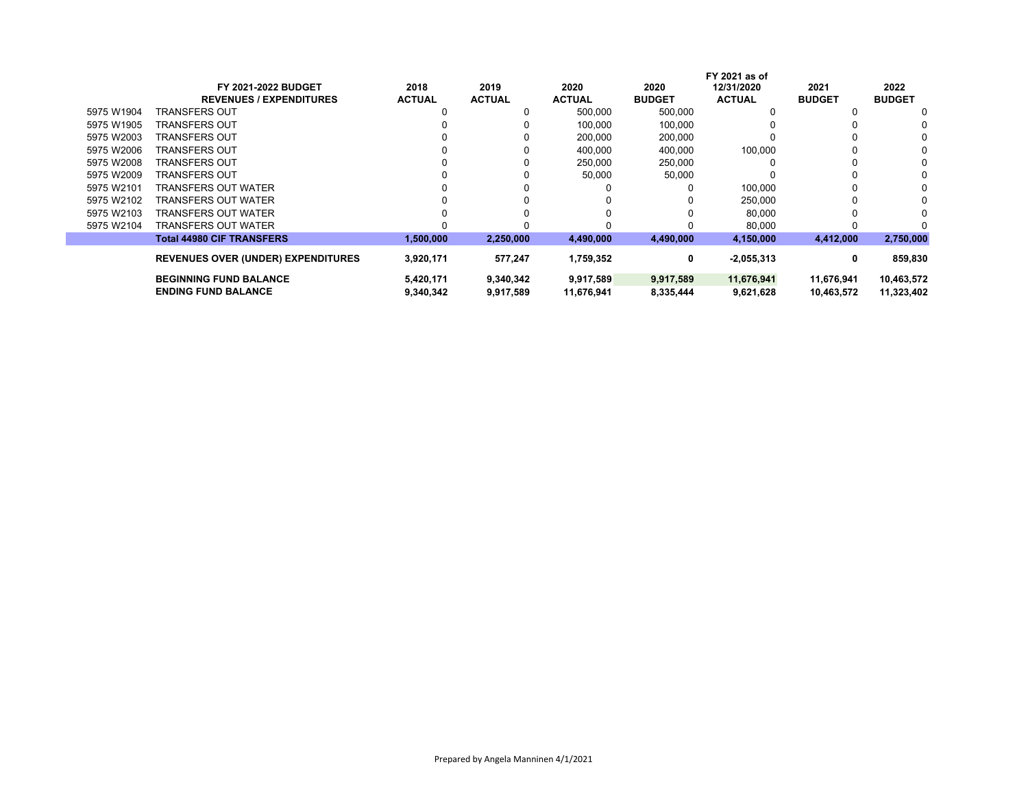| | FY 2021-2022 BUDGET REVENUES / EXPENDITURES | 2018 ACTUAL | 2019 ACTUAL | 2020 ACTUAL | 2020 BUDGET | FY 2021 as of 12/31/2020 ACTUAL | 2021 BUDGET | 2022 BUDGET |
|---|---|---|---|---|---|---|---|---|
| 5975 W1904 | TRANSFERS OUT | 0 | 0 | 500,000 | 500,000 | 0 | 0 | 0 |
| 5975 W1905 | TRANSFERS OUT | 0 | 0 | 100,000 | 100,000 | 0 | 0 | 0 |
| 5975 W2003 | TRANSFERS OUT | 0 | 0 | 200,000 | 200,000 | 0 | 0 | 0 |
| 5975 W2006 | TRANSFERS OUT | 0 | 0 | 400,000 | 400,000 | 100,000 | 0 | 0 |
| 5975 W2008 | TRANSFERS OUT | 0 | 0 | 250,000 | 250,000 | 0 | 0 | 0 |
| 5975 W2009 | TRANSFERS OUT | 0 | 0 | 50,000 | 50,000 | 0 | 0 | 0 |
| 5975 W2101 | TRANSFERS OUT WATER | 0 | 0 | 0 | 0 | 100,000 | 0 | 0 |
| 5975 W2102 | TRANSFERS OUT WATER | 0 | 0 | 0 | 0 | 250,000 | 0 | 0 |
| 5975 W2103 | TRANSFERS OUT WATER | 0 | 0 | 0 | 0 | 80,000 | 0 | 0 |
| 5975 W2104 | TRANSFERS OUT WATER | 0 | 0 | 0 | 0 | 80,000 | 0 | 0 |
| | **Total 44980 CIF TRANSFERS** | **1,500,000** | **2,250,000** | **4,490,000** | **4,490,000** | **4,150,000** | **4,412,000** | **2,750,000** |
| | **REVENUES OVER (UNDER) EXPENDITURES** | **3,920,171** | **577,247** | **1,759,352** | **0** | **-2,055,313** | **0** | **859,830** |
| | **BEGINNING FUND BALANCE** | **5,420,171** | **9,340,342** | **9,917,589** | **9,917,589** | **11,676,941** | **11,676,941** | **10,463,572** |
| | **ENDING FUND BALANCE** | **9,340,342** | **9,917,589** | **11,676,941** | **8,335,444** | **9,621,628** | **10,463,572** | **11,323,402** |

Prepared by Angela Manninen 4/1/2021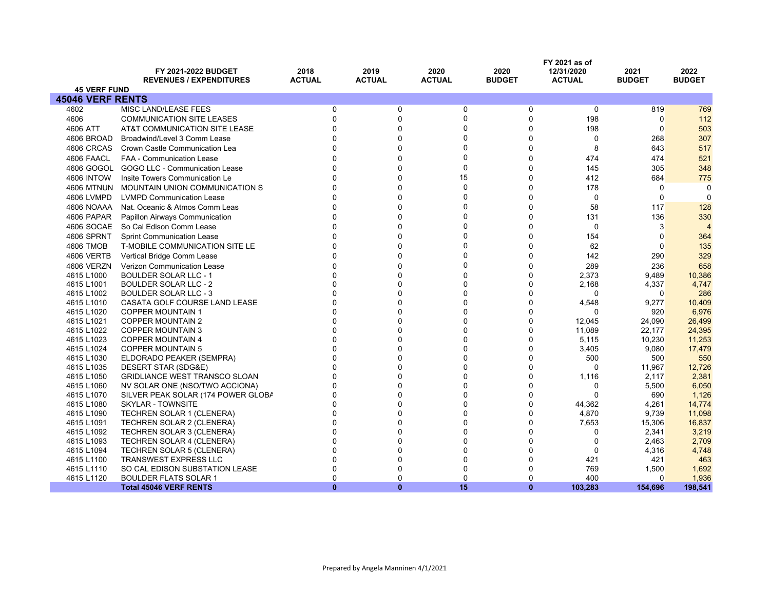| 45 VERF FUND | FY 2021-2022 BUDGET REVENUES / EXPENDITURES | 2018 ACTUAL | 2019 ACTUAL | 2020 ACTUAL | 2020 BUDGET | FY 2021 as of 12/31/2020 ACTUAL | 2021 BUDGET | 2022 BUDGET |
|---|---|---|---|---|---|---|---|---|
| **45046 VERF RENTS** | | | | | | | | |
| 4602 | MISC LAND/LEASE FEES | 0 | 0 | 0 | 0 | 0 | 819 | 769 |
| 4606 | COMMUNICATION SITE LEASES | 0 | 0 | 0 | 0 | 198 | 0 | 112 |
| 4606 ATT | AT&T COMMUNICATION SITE LEASE | 0 | 0 | 0 | 0 | 198 | 0 | 503 |
| 4606 BROAD | Broadwind/Level 3 Comm Lease | 0 | 0 | 0 | 0 | 0 | 268 | 307 |
| 4606 CRCAS | Crown Castle Communication Lea | 0 | 0 | 0 | 0 | 8 | 643 | 517 |
| 4606 FAACL | FAA - Communication Lease | 0 | 0 | 0 | 0 | 474 | 474 | 521 |
| 4606 GOGOL | GOGO LLC - Communication Lease | 0 | 0 | 0 | 0 | 145 | 305 | 348 |
| 4606 INTOW | Insite Towers Communication Le | 0 | 0 | 15 | 0 | 412 | 684 | 775 |
| 4606 MTNUN | MOUNTAIN UNION COMMUNICATION S | 0 | 0 | 0 | 0 | 178 | 0 | 0 |
| 4606 LVMPD | LVMPD Communication Lease | 0 | 0 | 0 | 0 | 0 | 0 | 0 |
| 4606 NOAAA | Nat. Oceanic & Atmos Comm Leas | 0 | 0 | 0 | 0 | 58 | 117 | 128 |
| 4606 PAPAR | Papillon Airways Communication | 0 | 0 | 0 | 0 | 131 | 136 | 330 |
| 4606 SOCAE | So Cal Edison Comm Lease | 0 | 0 | 0 | 0 | 0 | 3 | 4 |
| 4606 SPRNT | Sprint Communication Lease | 0 | 0 | 0 | 0 | 154 | 0 | 364 |
| 4606 TMOB | T-MOBILE COMMUNICATION SITE LE | 0 | 0 | 0 | 0 | 62 | 0 | 135 |
| 4606 VERTB | Vertical Bridge Comm Lease | 0 | 0 | 0 | 0 | 142 | 290 | 329 |
| 4606 VERZN | Verizon Communication Lease | 0 | 0 | 0 | 0 | 289 | 236 | 658 |
| 4615 L1000 | BOULDER SOLAR LLC - 1 | 0 | 0 | 0 | 0 | 2,373 | 9,489 | 10,386 |
| 4615 L1001 | BOULDER SOLAR LLC - 2 | 0 | 0 | 0 | 0 | 2,168 | 4,337 | 4,747 |
| 4615 L1002 | BOULDER SOLAR LLC - 3 | 0 | 0 | 0 | 0 | 0 | 0 | 286 |
| 4615 L1010 | CASATA GOLF COURSE LAND LEASE | 0 | 0 | 0 | 0 | 4,548 | 9,277 | 10,409 |
| 4615 L1020 | COPPER MOUNTAIN 1 | 0 | 0 | 0 | 0 | 0 | 920 | 6,976 |
| 4615 L1021 | COPPER MOUNTAIN 2 | 0 | 0 | 0 | 0 | 12,045 | 24,090 | 26,499 |
| 4615 L1022 | COPPER MOUNTAIN 3 | 0 | 0 | 0 | 0 | 11,089 | 22,177 | 24,395 |
| 4615 L1023 | COPPER MOUNTAIN 4 | 0 | 0 | 0 | 0 | 5,115 | 10,230 | 11,253 |
| 4615 L1024 | COPPER MOUNTAIN 5 | 0 | 0 | 0 | 0 | 3,405 | 9,080 | 17,479 |
| 4615 L1030 | ELDORADO PEAKER (SEMPRA) | 0 | 0 | 0 | 0 | 500 | 500 | 550 |
| 4615 L1035 | DESERT STAR (SDG&E) | 0 | 0 | 0 | 0 | 0 | 11,967 | 12,726 |
| 4615 L1050 | GRIDLIANCE WEST TRANSCO SLOAN | 0 | 0 | 0 | 0 | 1,116 | 2,117 | 2,381 |
| 4615 L1060 | NV SOLAR ONE (NSO/TWO ACCIONA) | 0 | 0 | 0 | 0 | 0 | 5,500 | 6,050 |
| 4615 L1070 | SILVER PEAK SOLAR (174 POWER GLOBA | 0 | 0 | 0 | 0 | 0 | 690 | 1,126 |
| 4615 L1080 | SKYLAR - TOWNSITE | 0 | 0 | 0 | 0 | 44,362 | 4,261 | 14,774 |
| 4615 L1090 | TECHREN SOLAR 1 (CLENERA) | 0 | 0 | 0 | 0 | 4,870 | 9,739 | 11,098 |
| 4615 L1091 | TECHREN SOLAR 2 (CLENERA) | 0 | 0 | 0 | 0 | 7,653 | 15,306 | 16,837 |
| 4615 L1092 | TECHREN SOLAR 3 (CLENERA) | 0 | 0 | 0 | 0 | 0 | 2,341 | 3,219 |
| 4615 L1093 | TECHREN SOLAR 4 (CLENERA) | 0 | 0 | 0 | 0 | 0 | 2,463 | 2,709 |
| 4615 L1094 | TECHREN SOLAR 5 (CLENERA) | 0 | 0 | 0 | 0 | 0 | 4,316 | 4,748 |
| 4615 L1100 | TRANSWEST EXPRESS LLC | 0 | 0 | 0 | 0 | 421 | 421 | 463 |
| 4615 L1110 | SO CAL EDISON SUBSTATION LEASE | 0 | 0 | 0 | 0 | 769 | 1,500 | 1,692 |
| 4615 L1120 | BOULDER FLATS SOLAR 1 | 0 | 0 | 0 | 0 | 400 | 0 | 1,936 |
| | **Total 45046 VERF RENTS** | **0** | **0** | **15** | **0** | **103,283** | **154,696** | **198,541** |

Prepared by Angela Manninen 4/1/2021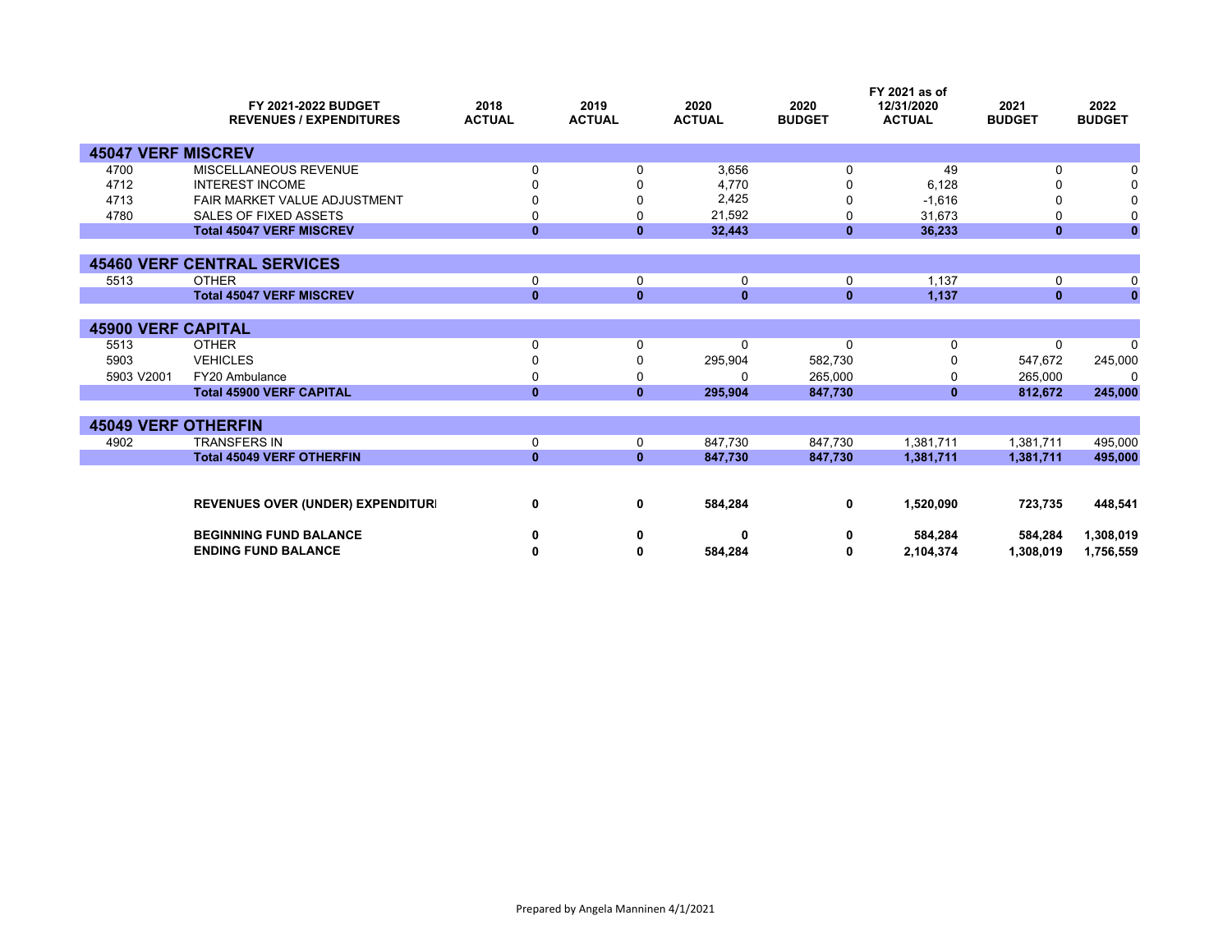| | FY 2021-2022 BUDGET REVENUES / EXPENDITURES | 2018 ACTUAL | 2019 ACTUAL | 2020 ACTUAL | 2020 BUDGET | FY 2021 as of 12/31/2020 ACTUAL | 2021 BUDGET | 2022 BUDGET |
|---|---|---|---|---|---|---|---|---|
| **45047 VERF MISCREV** | | | | | | | | |
| 4700 | MISCELLANEOUS REVENUE | 0 | 0 | 3,656 | 0 | 49 | 0 | 0 |
| 4712 | INTEREST INCOME | 0 | 0 | 4,770 | 0 | 6,128 | 0 | 0 |
| 4713 | FAIR MARKET VALUE ADJUSTMENT | 0 | 0 | 2,425 | 0 | -1,616 | 0 | 0 |
| 4780 | SALES OF FIXED ASSETS | 0 | 0 | 21,592 | 0 | 31,673 | 0 | 0 |
| | **Total 45047 VERF MISCREV** | **0** | **0** | **32,443** | **0** | **36,233** | **0** | **0** |
| **45460 VERF CENTRAL SERVICES** | | | | | | | | |
| 5513 | OTHER | 0 | 0 | 0 | 0 | 1,137 | 0 | 0 |
| | **Total 45047 VERF MISCREV** | **0** | **0** | **0** | **0** | **1,137** | **0** | **0** |
| **45900 VERF CAPITAL** | | | | | | | | |
| 5513 | OTHER | 0 | 0 | 0 | 0 | 0 | 0 | 0 |
| 5903 | VEHICLES | 0 | 0 | 295,904 | 582,730 | 0 | 547,672 | 245,000 |
| 5903 V2001 | FY20 Ambulance | 0 | 0 | 0 | 265,000 | 0 | 265,000 | 0 |
| | **Total 45900 VERF CAPITAL** | **0** | **0** | **295,904** | **847,730** | **0** | **812,672** | **245,000** |
| **45049 VERF OTHERFIN** | | | | | | | | |
| 4902 | TRANSFERS IN | 0 | 0 | 847,730 | 847,730 | 1,381,711 | 1,381,711 | 495,000 |
| | **Total 45049 VERF OTHERFIN** | **0** | **0** | **847,730** | **847,730** | **1,381,711** | **1,381,711** | **495,000** |
| | **REVENUES OVER (UNDER) EXPENDITURI** | **0** | **0** | **584,284** | **0** | **1,520,090** | **723,735** | **448,541** |
| | **BEGINNING FUND BALANCE** | **0** | **0** | **0** | **0** | **584,284** | **584,284** | **1,308,019** |
| | **ENDING FUND BALANCE** | **0** | **0** | **584,284** | **0** | **2,104,374** | **1,308,019** | **1,756,559** |

Prepared by Angela Manninen 4/1/2021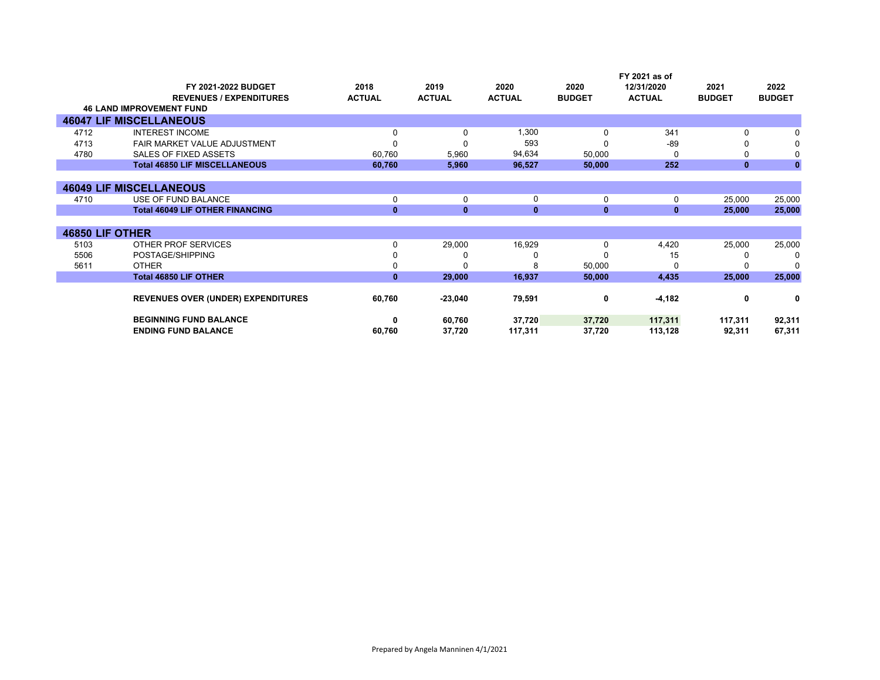| | FY 2021-2022 BUDGET REVENUES / EXPENDITURES | 2018 ACTUAL | 2019 ACTUAL | 2020 ACTUAL | 2020 BUDGET | FY 2021 as of 12/31/2020 ACTUAL | 2021 BUDGET | 2022 BUDGET |
|---|---|---|---|---|---|---|---|---|
| | **46 LAND IMPROVEMENT FUND** | | | | | | | |
| **46047 LIF MISCELLANEOUS** | | | | | | | | |
| 4712 | INTEREST INCOME | 0 | 0 | 1,300 | 0 | 341 | 0 | 0 |
| 4713 | FAIR MARKET VALUE ADJUSTMENT | 0 | 0 | 593 | 0 | -89 | 0 | 0 |
| 4780 | SALES OF FIXED ASSETS | 60,760 | 5,960 | 94,634 | 50,000 | 0 | 0 | 0 |
| | **Total 46850 LIF MISCELLANEOUS** | **60,760** | **5,960** | **96,527** | **50,000** | **252** | **0** | **0** |
| **46049 LIF MISCELLANEOUS** | | | | | | | | |
| 4710 | USE OF FUND BALANCE | 0 | 0 | 0 | 0 | 0 | 25,000 | 25,000 |
| | **Total 46049 LIF OTHER FINANCING** | **0** | **0** | **0** | **0** | **0** | **25,000** | **25,000** |
| **46850 LIF OTHER** | | | | | | | | |
| 5103 | OTHER PROF SERVICES | 0 | 29,000 | 16,929 | 0 | 4,420 | 25,000 | 25,000 |
| 5506 | POSTAGE/SHIPPING | 0 | 0 | 0 | 0 | 15 | 0 | 0 |
| 5611 | OTHER | 0 | 0 | 8 | 50,000 | 0 | 0 | 0 |
| | **Total 46850 LIF OTHER** | **0** | **29,000** | **16,937** | **50,000** | **4,435** | **25,000** | **25,000** |
| | **REVENUES OVER (UNDER) EXPENDITURES** | **60,760** | **-23,040** | **79,591** | **0** | **-4,182** | **0** | **0** |
| | **BEGINNING FUND BALANCE** | **0** | **60,760** | **37,720** | **37,720** | **117,311** | **117,311** | **92,311** |
| | **ENDING FUND BALANCE** | **60,760** | **37,720** | **117,311** | **37,720** | **113,128** | **92,311** | **67,311** |

Prepared by Angela Manninen 4/1/2021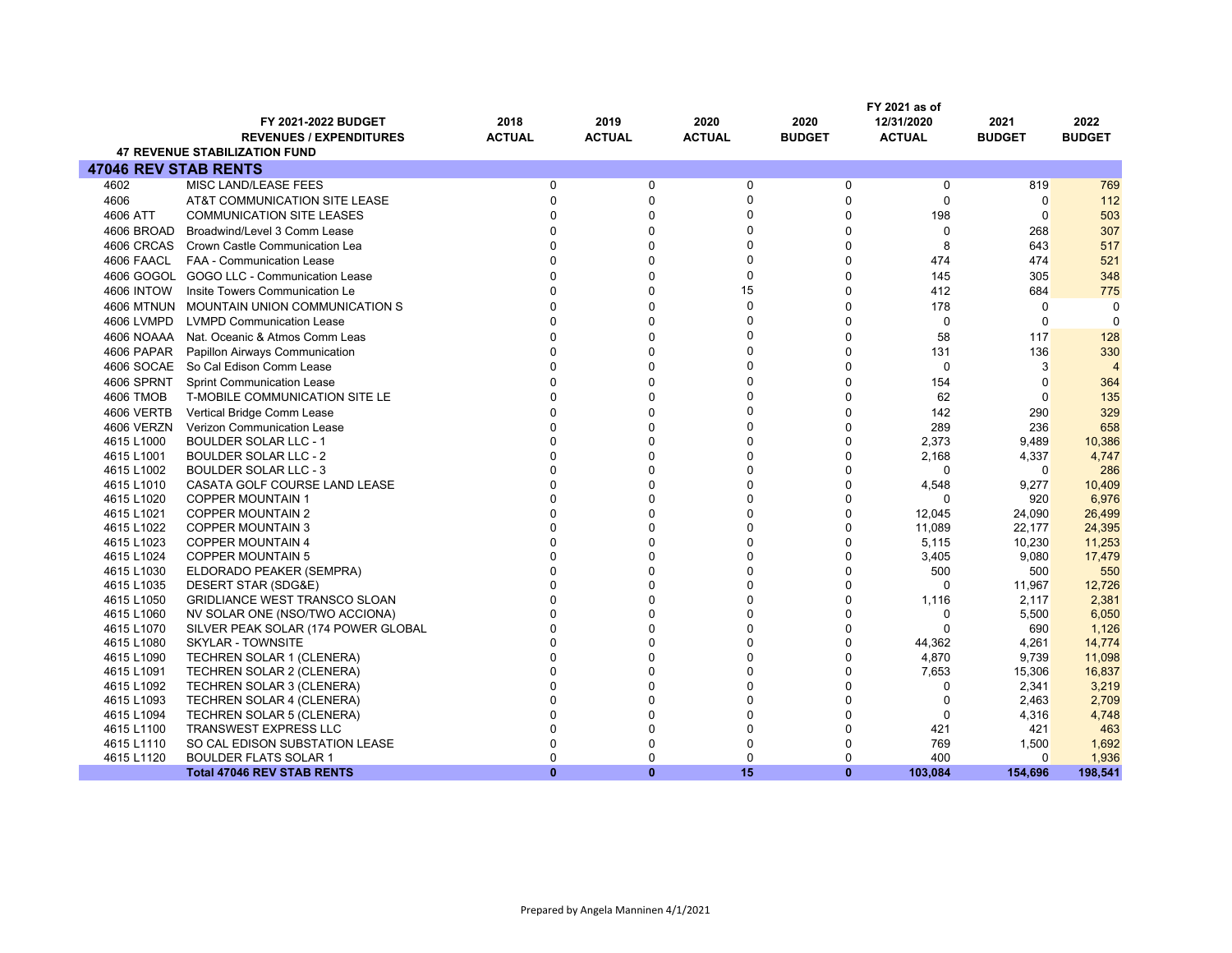| | FY 2021-2022 BUDGET<br>REVENUES / EXPENDITURES | 2018<br>ACTUAL | 2019<br>ACTUAL | 2020<br>ACTUAL | 2020<br>BUDGET | FY 2021 as of<br>12/31/2020<br>ACTUAL | 2021<br>BUDGET | 2022<br>BUDGET |
|---|---|---|---|---|---|---|---|---|
| | **47 REVENUE STABILIZATION FUND** | | | | | | | |
| **47046 REV STAB RENTS** | | | | | | | | |
| 4602 | MISC LAND/LEASE FEES | 0 | 0 | 0 | 0 | 0 | 819 | 769 |
| 4606 | AT&T COMMUNICATION SITE LEASE | 0 | 0 | 0 | 0 | 0 | 0 | 112 |
| 4606 ATT | COMMUNICATION SITE LEASES | 0 | 0 | 0 | 0 | 198 | 0 | 503 |
| 4606 BROAD | Broadwind/Level 3 Comm Lease | 0 | 0 | 0 | 0 | 0 | 268 | 307 |
| 4606 CRCAS | Crown Castle Communication Lea | 0 | 0 | 0 | 0 | 8 | 643 | 517 |
| 4606 FAACL | FAA - Communication Lease | 0 | 0 | 0 | 0 | 474 | 474 | 521 |
| 4606 GOGOL | GOGO LLC - Communication Lease | 0 | 0 | 0 | 0 | 145 | 305 | 348 |
| 4606 INTOW | Insite Towers Communication Le | 0 | 0 | 15 | 0 | 412 | 684 | 775 |
| 4606 MTNUN | MOUNTAIN UNION COMMUNICATION S | 0 | 0 | 0 | 0 | 178 | 0 | 0 |
| 4606 LVMPD | LVMPD Communication Lease | 0 | 0 | 0 | 0 | 0 | 0 | 0 |
| 4606 NOAAA | Nat. Oceanic & Atmos Comm Leas | 0 | 0 | 0 | 0 | 58 | 117 | 128 |
| 4606 PAPAR | Papillon Airways Communication | 0 | 0 | 0 | 0 | 131 | 136 | 330 |
| 4606 SOCAE | So Cal Edison Comm Lease | 0 | 0 | 0 | 0 | 0 | 3 | 4 |
| 4606 SPRNT | Sprint Communication Lease | 0 | 0 | 0 | 0 | 154 | 0 | 364 |
| 4606 TMOB | T-MOBILE COMMUNICATION SITE LE | 0 | 0 | 0 | 0 | 62 | 0 | 135 |
| 4606 VERTB | Vertical Bridge Comm Lease | 0 | 0 | 0 | 0 | 142 | 290 | 329 |
| 4606 VERZN | Verizon Communication Lease | 0 | 0 | 0 | 0 | 289 | 236 | 658 |
| 4615 L1000 | BOULDER SOLAR LLC - 1 | 0 | 0 | 0 | 0 | 2,373 | 9,489 | 10,386 |
| 4615 L1001 | BOULDER SOLAR LLC - 2 | 0 | 0 | 0 | 0 | 2,168 | 4,337 | 4,747 |
| 4615 L1002 | BOULDER SOLAR LLC - 3 | 0 | 0 | 0 | 0 | 0 | 0 | 286 |
| 4615 L1010 | CASATA GOLF COURSE LAND LEASE | 0 | 0 | 0 | 0 | 4,548 | 9,277 | 10,409 |
| 4615 L1020 | COPPER MOUNTAIN 1 | 0 | 0 | 0 | 0 | 0 | 920 | 6,976 |
| 4615 L1021 | COPPER MOUNTAIN 2 | 0 | 0 | 0 | 0 | 12,045 | 24,090 | 26,499 |
| 4615 L1022 | COPPER MOUNTAIN 3 | 0 | 0 | 0 | 0 | 11,089 | 22,177 | 24,395 |
| 4615 L1023 | COPPER MOUNTAIN 4 | 0 | 0 | 0 | 0 | 5,115 | 10,230 | 11,253 |
| 4615 L1024 | COPPER MOUNTAIN 5 | 0 | 0 | 0 | 0 | 3,405 | 9,080 | 17,479 |
| 4615 L1030 | ELDORADO PEAKER (SEMPRA) | 0 | 0 | 0 | 0 | 500 | 500 | 550 |
| 4615 L1035 | DESERT STAR (SDG&E) | 0 | 0 | 0 | 0 | 0 | 11,967 | 12,726 |
| 4615 L1050 | GRIDLIANCE WEST TRANSCO SLOAN | 0 | 0 | 0 | 0 | 1,116 | 2,117 | 2,381 |
| 4615 L1060 | NV SOLAR ONE (NSO/TWO ACCIONA) | 0 | 0 | 0 | 0 | 0 | 5,500 | 6,050 |
| 4615 L1070 | SILVER PEAK SOLAR (174 POWER GLOBAL | 0 | 0 | 0 | 0 | 0 | 690 | 1,126 |
| 4615 L1080 | SKYLAR - TOWNSITE | 0 | 0 | 0 | 0 | 44,362 | 4,261 | 14,774 |
| 4615 L1090 | TECHREN SOLAR 1 (CLENERA) | 0 | 0 | 0 | 0 | 4,870 | 9,739 | 11,098 |
| 4615 L1091 | TECHREN SOLAR 2 (CLENERA) | 0 | 0 | 0 | 0 | 7,653 | 15,306 | 16,837 |
| 4615 L1092 | TECHREN SOLAR 3 (CLENERA) | 0 | 0 | 0 | 0 | 0 | 2,341 | 3,219 |
| 4615 L1093 | TECHREN SOLAR 4 (CLENERA) | 0 | 0 | 0 | 0 | 0 | 2,463 | 2,709 |
| 4615 L1094 | TECHREN SOLAR 5 (CLENERA) | 0 | 0 | 0 | 0 | 0 | 4,316 | 4,748 |
| 4615 L1100 | TRANSWEST EXPRESS LLC | 0 | 0 | 0 | 0 | 421 | 421 | 463 |
| 4615 L1110 | SO CAL EDISON SUBSTATION LEASE | 0 | 0 | 0 | 0 | 769 | 1,500 | 1,692 |
| 4615 L1120 | BOULDER FLATS SOLAR 1 | 0 | 0 | 0 | 0 | 400 | 0 | 1,936 |
| | **Total 47046 REV STAB RENTS** | **0** | **0** | **15** | **0** | **103,084** | **154,696** | **198,541** |

Prepared by Angela Manninen 4/1/2021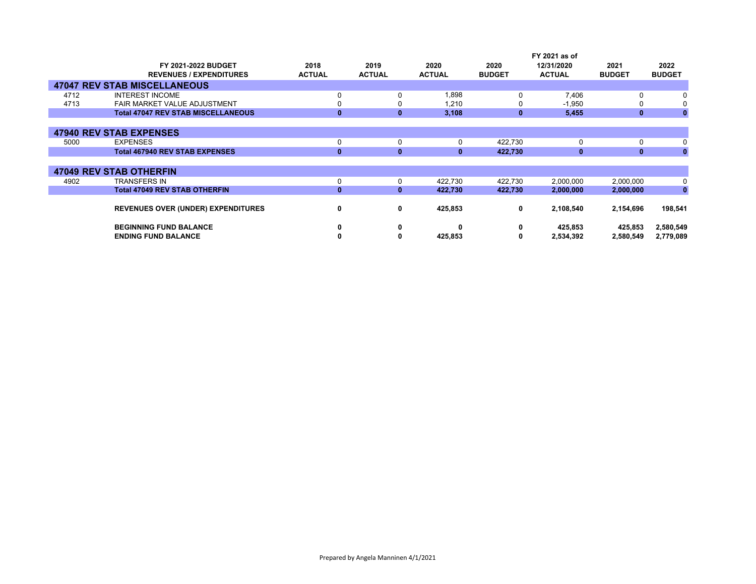| | FY 2021-2022 BUDGET REVENUES / EXPENDITURES | 2018 ACTUAL | 2019 ACTUAL | 2020 ACTUAL | 2020 BUDGET | FY 2021 as of 12/31/2020 ACTUAL | 2021 BUDGET | 2022 BUDGET |
|---|---|---|---|---|---|---|---|---|
| **47047 REV STAB MISCELLANEOUS** | | | | | | | | |
| 4712 | INTEREST INCOME | 0 | 0 | 1,898 | 0 | 7,406 | 0 | 0 |
| 4713 | FAIR MARKET VALUE ADJUSTMENT | 0 | 0 | 1,210 | 0 | -1,950 | 0 | 0 |
| | **Total 47047 REV STAB MISCELLANEOUS** | **0** | **0** | **3,108** | **0** | **5,455** | **0** | **0** |
| **47940 REV STAB EXPENSES** | | | | | | | | |
| 5000 | EXPENSES | 0 | 0 | 0 | 422,730 | 0 | 0 | 0 |
| | **Total 467940 REV STAB EXPENSES** | **0** | **0** | **0** | **422,730** | **0** | **0** | **0** |
| **47049 REV STAB OTHERFIN** | | | | | | | | |
| 4902 | TRANSFERS IN | 0 | 0 | 422,730 | 422,730 | 2,000,000 | 2,000,000 | 0 |
| | **Total 47049 REV STAB OTHERFIN** | **0** | **0** | **422,730** | **422,730** | **2,000,000** | **2,000,000** | **0** |
| | **REVENUES OVER (UNDER) EXPENDITURES** | **0** | **0** | **425,853** | **0** | **2,108,540** | **2,154,696** | **198,541** |
| | **BEGINNING FUND BALANCE** | **0** | **0** | **0** | **0** | **425,853** | **425,853** | **2,580,549** |
| | **ENDING FUND BALANCE** | **0** | **0** | **425,853** | **0** | **2,534,392** | **2,580,549** | **2,779,089** |

Prepared by Angela Manninen 4/1/2021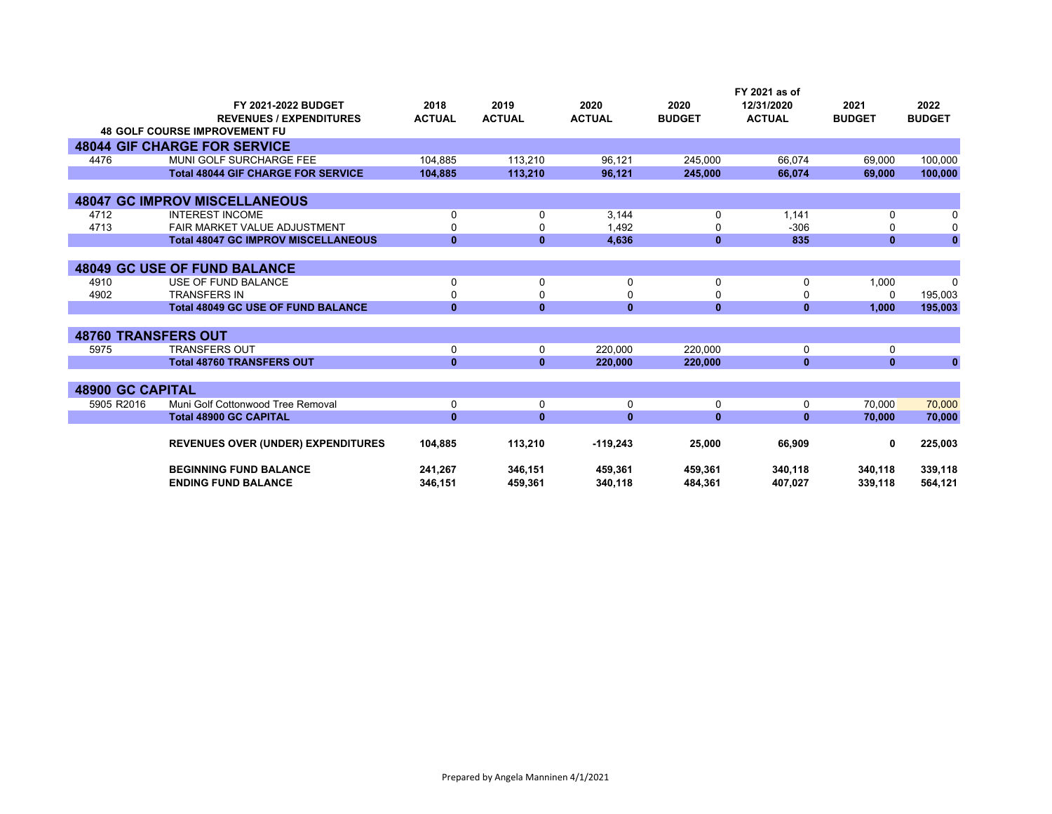| | FY 2021-2022 BUDGET<br>REVENUES / EXPENDITURES | 2018<br>ACTUAL | 2019<br>ACTUAL | 2020<br>ACTUAL | 2020<br>BUDGET | FY 2021 as of<br>12/31/2020<br>ACTUAL | 2021<br>BUDGET | 2022<br>BUDGET |
|---|---|---|---|---|---|---|---|---|
| | **48 GOLF COURSE IMPROVEMENT FU** | | | | | | | |
| **48044 GIF CHARGE FOR SERVICE** | | | | | | | | |
| 4476 | MUNI GOLF SURCHARGE FEE | 104,885 | 113,210 | 96,121 | 245,000 | 66,074 | 69,000 | 100,000 |
| | **Total 48044 GIF CHARGE FOR SERVICE** | **104,885** | **113,210** | **96,121** | **245,000** | **66,074** | **69,000** | **100,000** |
| **48047 GC IMPROV MISCELLANEOUS** | | | | | | | | |
| 4712 | INTEREST INCOME | 0 | 0 | 3,144 | 0 | 1,141 | 0 | 0 |
| 4713 | FAIR MARKET VALUE ADJUSTMENT | 0 | 0 | 1,492 | 0 | -306 | 0 | 0 |
| | **Total 48047 GC IMPROV MISCELLANEOUS** | **0** | **0** | **4,636** | **0** | **835** | **0** | **0** |
| **48049 GC USE OF FUND BALANCE** | | | | | | | | |
| 4910 | USE OF FUND BALANCE | 0 | 0 | 0 | 0 | 0 | 1,000 | 0 |
| 4902 | TRANSFERS IN | 0 | 0 | 0 | 0 | 0 | 0 | 195,003 |
| | **Total 48049 GC USE OF FUND BALANCE** | **0** | **0** | **0** | **0** | **0** | **1,000** | **195,003** |
| **48760 TRANSFERS OUT** | | | | | | | | |
| 5975 | TRANSFERS OUT | 0 | 0 | 220,000 | 220,000 | 0 | 0 | |
| | **Total 48760 TRANSFERS OUT** | **0** | **0** | **220,000** | **220,000** | **0** | **0** | **0** |
| **48900 GC CAPITAL** | | | | | | | | |
| 5905 R2016 | Muni Golf Cottonwood Tree Removal | 0 | 0 | 0 | 0 | 0 | 70,000 | 70,000 |
| | **Total 48900 GC CAPITAL** | **0** | **0** | **0** | **0** | **0** | **70,000** | **70,000** |
| | **REVENUES OVER (UNDER) EXPENDITURES** | **104,885** | **113,210** | **-119,243** | **25,000** | **66,909** | **0** | **225,003** |
| | **BEGINNING FUND BALANCE** | **241,267** | **346,151** | **459,361** | **459,361** | **340,118** | **340,118** | **339,118** |
| | **ENDING FUND BALANCE** | **346,151** | **459,361** | **340,118** | **484,361** | **407,027** | **339,118** | **564,121** |

Prepared by Angela Manninen 4/1/2021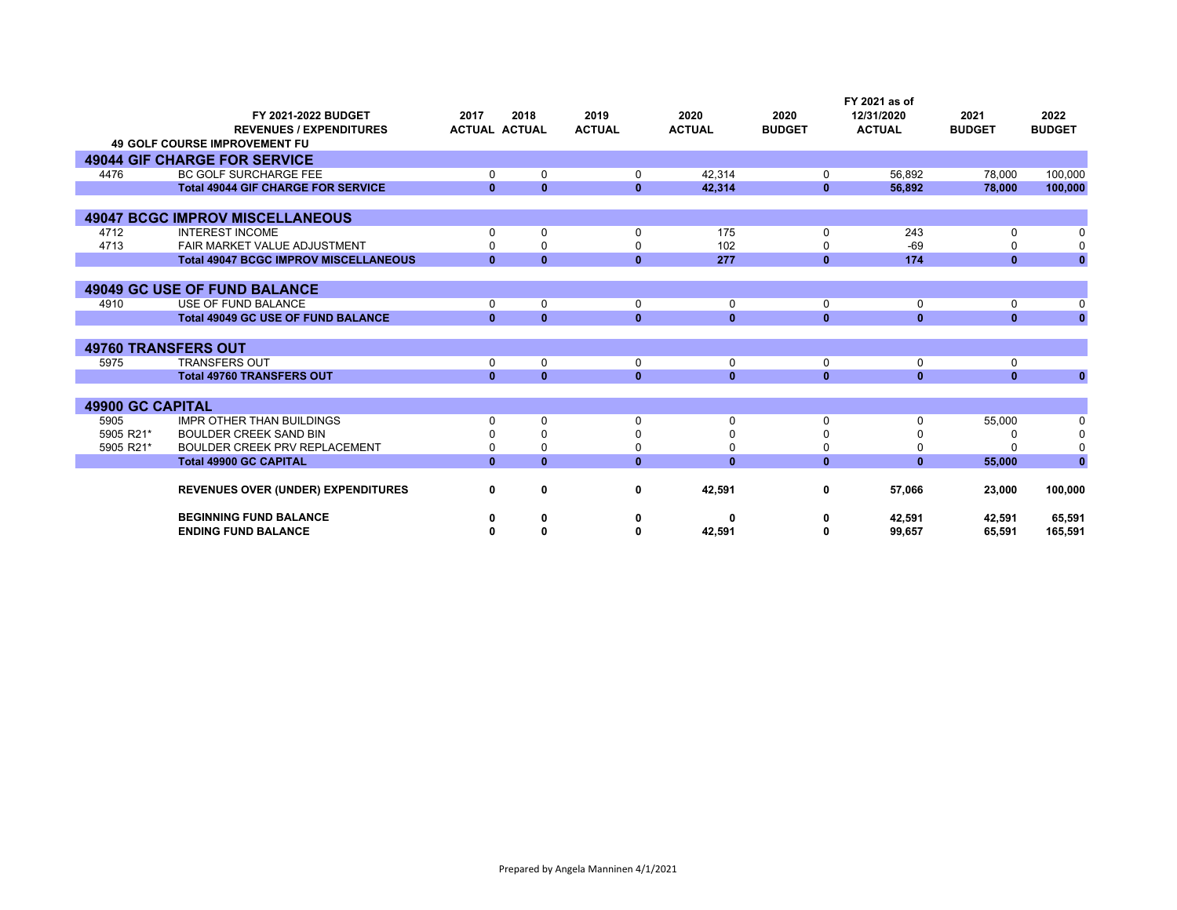| | FY 2021-2022 BUDGET REVENUES / EXPENDITURES | 2017 ACTUAL | 2018 ACTUAL | 2019 ACTUAL | 2020 ACTUAL | 2020 BUDGET | FY 2021 as of 12/31/2020 ACTUAL | 2021 BUDGET | 2022 BUDGET |
|---|---|---|---|---|---|---|---|---|---|
| | **49 GOLF COURSE IMPROVEMENT FU** | | | | | | | | |
| **49044 GIF CHARGE FOR SERVICE** | | | | | | | | | |
| 4476 | BC GOLF SURCHARGE FEE | 0 | 0 | 0 | 42,314 | 0 | 56,892 | 78,000 | 100,000 |
| | **Total 49044 GIF CHARGE FOR SERVICE** | **0** | **0** | **0** | **42,314** | **0** | **56,892** | **78,000** | **100,000** |
| **49047 BCGC IMPROV MISCELLANEOUS** | | | | | | | | | |
| 4712 | INTEREST INCOME | 0 | 0 | 0 | 175 | 0 | 243 | 0 | 0 |
| 4713 | FAIR MARKET VALUE ADJUSTMENT | 0 | 0 | 0 | 102 | 0 | -69 | 0 | 0 |
| | **Total 49047 BCGC IMPROV MISCELLANEOUS** | **0** | **0** | **0** | **277** | **0** | **174** | **0** | **0** |
| **49049 GC USE OF FUND BALANCE** | | | | | | | | | |
| 4910 | USE OF FUND BALANCE | 0 | 0 | 0 | 0 | 0 | 0 | 0 | 0 |
| | **Total 49049 GC USE OF FUND BALANCE** | **0** | **0** | **0** | **0** | **0** | **0** | **0** | **0** |
| **49760 TRANSFERS OUT** | | | | | | | | | |
| 5975 | TRANSFERS OUT | 0 | 0 | 0 | 0 | 0 | 0 | 0 | |
| | **Total 49760 TRANSFERS OUT** | **0** | **0** | **0** | **0** | **0** | **0** | **0** | **0** |
| **49900 GC CAPITAL** | | | | | | | | | |
| 5905 | IMPR OTHER THAN BUILDINGS | 0 | 0 | 0 | 0 | 0 | 0 | 55,000 | 0 |
| 5905 R21* | BOULDER CREEK SAND BIN | 0 | 0 | 0 | 0 | 0 | 0 | 0 | 0 |
| 5905 R21* | BOULDER CREEK PRV REPLACEMENT | 0 | 0 | 0 | 0 | 0 | 0 | 0 | 0 |
| | **Total 49900 GC CAPITAL** | **0** | **0** | **0** | **0** | **0** | **0** | **55,000** | **0** |
| | **REVENUES OVER (UNDER) EXPENDITURES** | **0** | **0** | **0** | **42,591** | **0** | **57,066** | **23,000** | **100,000** |
| | **BEGINNING FUND BALANCE** | **0** | **0** | **0** | **0** | **0** | **42,591** | **42,591** | **65,591** |
| | **ENDING FUND BALANCE** | **0** | **0** | **0** | **42,591** | **0** | **99,657** | **65,591** | **165,591** |

Prepared by Angela Manninen 4/1/2021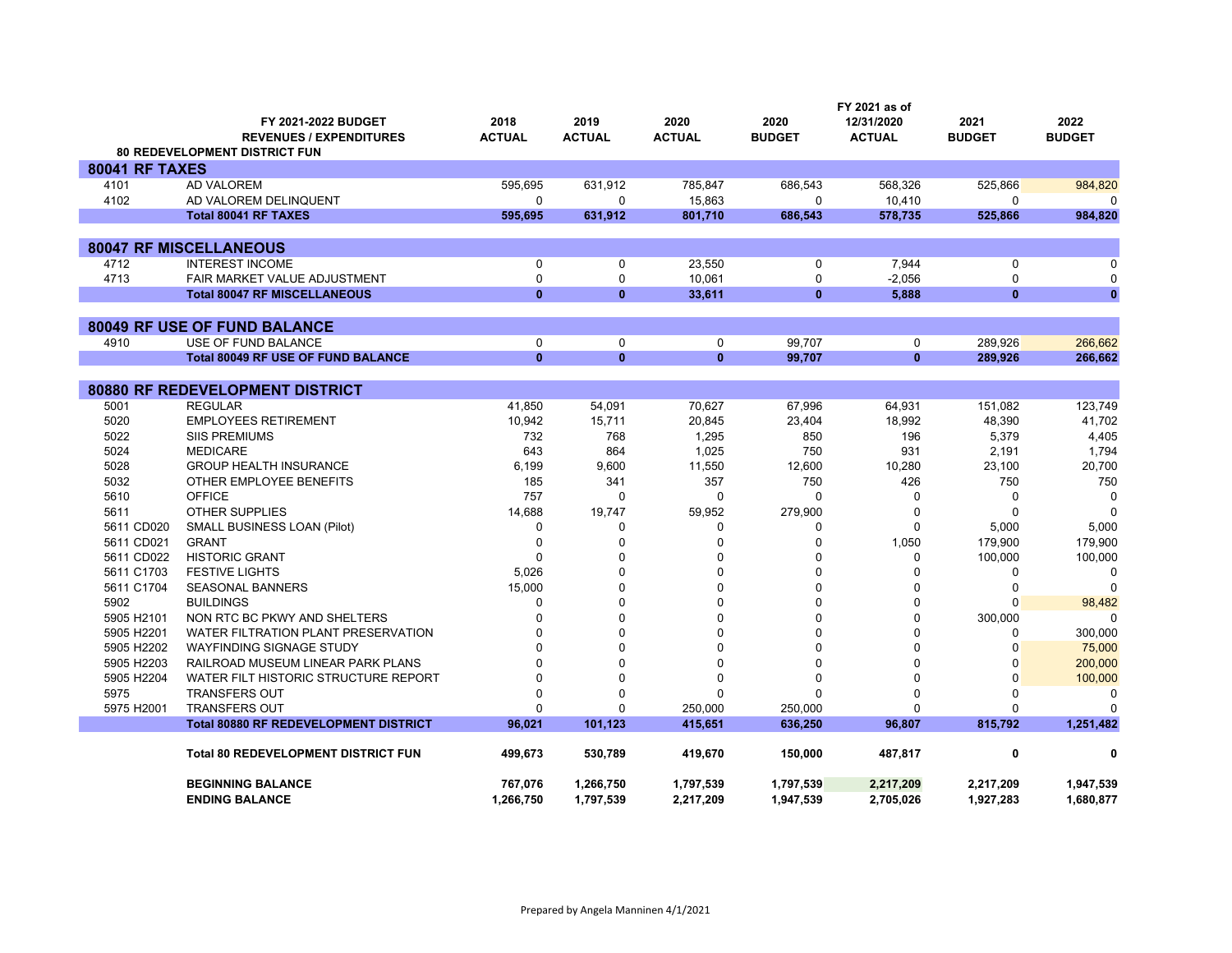| | FY 2021-2022 BUDGET REVENUES / EXPENDITURES | 2018 ACTUAL | 2019 ACTUAL | 2020 ACTUAL | 2020 BUDGET | FY 2021 as of 12/31/2020 ACTUAL | 2021 BUDGET | 2022 BUDGET |
|---|---|---|---|---|---|---|---|---|
| | **80 REDEVELOPMENT DISTRICT FUN** | | | | | | | |
| **80041 RF TAXES** | | | | | | | | |
| 4101 | AD VALOREM | 595,695 | 631,912 | 785,847 | 686,543 | 568,326 | 525,866 | 984,820 |
| 4102 | AD VALOREM DELINQUENT | 0 | 0 | 15,863 | 0 | 10,410 | 0 | 0 |
| | **Total 80041 RF TAXES** | **595,695** | **631,912** | **801,710** | **686,543** | **578,735** | **525,866** | **984,820** |
| **80047 RF MISCELLANEOUS** | | | | | | | | |
| 4712 | INTEREST INCOME | 0 | 0 | 23,550 | 0 | 7,944 | 0 | 0 |
| 4713 | FAIR MARKET VALUE ADJUSTMENT | 0 | 0 | 10,061 | 0 | -2,056 | 0 | 0 |
| | **Total 80047 RF MISCELLANEOUS** | **0** | **0** | **33,611** | **0** | **5,888** | **0** | **0** |
| **80049 RF USE OF FUND BALANCE** | | | | | | | | |
| 4910 | USE OF FUND BALANCE | 0 | 0 | 0 | 99,707 | 0 | 289,926 | 266,662 |
| | **Total 80049 RF USE OF FUND BALANCE** | **0** | **0** | **0** | **99,707** | **0** | **289,926** | **266,662** |
| **80880 RF REDEVELOPMENT DISTRICT** | | | | | | | | |
| 5001 | REGULAR | 41,850 | 54,091 | 70,627 | 67,996 | 64,931 | 151,082 | 123,749 |
| 5020 | EMPLOYEES RETIREMENT | 10,942 | 15,711 | 20,845 | 23,404 | 18,992 | 48,390 | 41,702 |
| 5022 | SIIS PREMIUMS | 732 | 768 | 1,295 | 850 | 196 | 5,379 | 4,405 |
| 5024 | MEDICARE | 643 | 864 | 1,025 | 750 | 931 | 2,191 | 1,794 |
| 5028 | GROUP HEALTH INSURANCE | 6,199 | 9,600 | 11,550 | 12,600 | 10,280 | 23,100 | 20,700 |
| 5032 | OTHER EMPLOYEE BENEFITS | 185 | 341 | 357 | 750 | 426 | 750 | 750 |
| 5610 | OFFICE | 757 | 0 | 0 | 0 | 0 | 0 | 0 |
| 5611 | OTHER SUPPLIES | 14,688 | 19,747 | 59,952 | 279,900 | 0 | 0 | 0 |
| 5611 CD020 | SMALL BUSINESS LOAN (Pilot) | 0 | 0 | 0 | 0 | 0 | 5,000 | 5,000 |
| 5611 CD021 | GRANT | 0 | 0 | 0 | 0 | 1,050 | 179,900 | 179,900 |
| 5611 CD022 | HISTORIC GRANT | 0 | 0 | 0 | 0 | 0 | 100,000 | 100,000 |
| 5611 C1703 | FESTIVE LIGHTS | 5,026 | 0 | 0 | 0 | 0 | 0 | 0 |
| 5611 C1704 | SEASONAL BANNERS | 15,000 | 0 | 0 | 0 | 0 | 0 | 0 |
| 5902 | BUILDINGS | 0 | 0 | 0 | 0 | 0 | 0 | 98,482 |
| 5905 H2101 | NON RTC BC PKWY AND SHELTERS | 0 | 0 | 0 | 0 | 0 | 300,000 | 0 |
| 5905 H2201 | WATER FILTRATION PLANT PRESERVATION | 0 | 0 | 0 | 0 | 0 | 0 | 300,000 |
| 5905 H2202 | WAYFINDING SIGNAGE STUDY | 0 | 0 | 0 | 0 | 0 | 0 | 75,000 |
| 5905 H2203 | RAILROAD MUSEUM LINEAR PARK PLANS | 0 | 0 | 0 | 0 | 0 | 0 | 200,000 |
| 5905 H2204 | WATER FILT HISTORIC STRUCTURE REPORT | 0 | 0 | 0 | 0 | 0 | 0 | 100,000 |
| 5975 | TRANSFERS OUT | 0 | 0 | 0 | 0 | 0 | 0 | 0 |
| 5975 H2001 | TRANSFERS OUT | 0 | 0 | 250,000 | 250,000 | 0 | 0 | 0 |
| | **Total 80880 RF REDEVELOPMENT DISTRICT** | **96,021** | **101,123** | **415,651** | **636,250** | **96,807** | **815,792** | **1,251,482** |
| | **Total 80 REDEVELOPMENT DISTRICT FUN** | **499,673** | **530,789** | **419,670** | **150,000** | **487,817** | **0** | **0** |
| | **BEGINNING BALANCE** | **767,076** | **1,266,750** | **1,797,539** | **1,797,539** | **2,217,209** | **2,217,209** | **1,947,539** |
| | **ENDING BALANCE** | **1,266,750** | **1,797,539** | **2,217,209** | **1,947,539** | **2,705,026** | **1,927,283** | **1,680,877** |

Prepared by Angela Manninen 4/1/2021